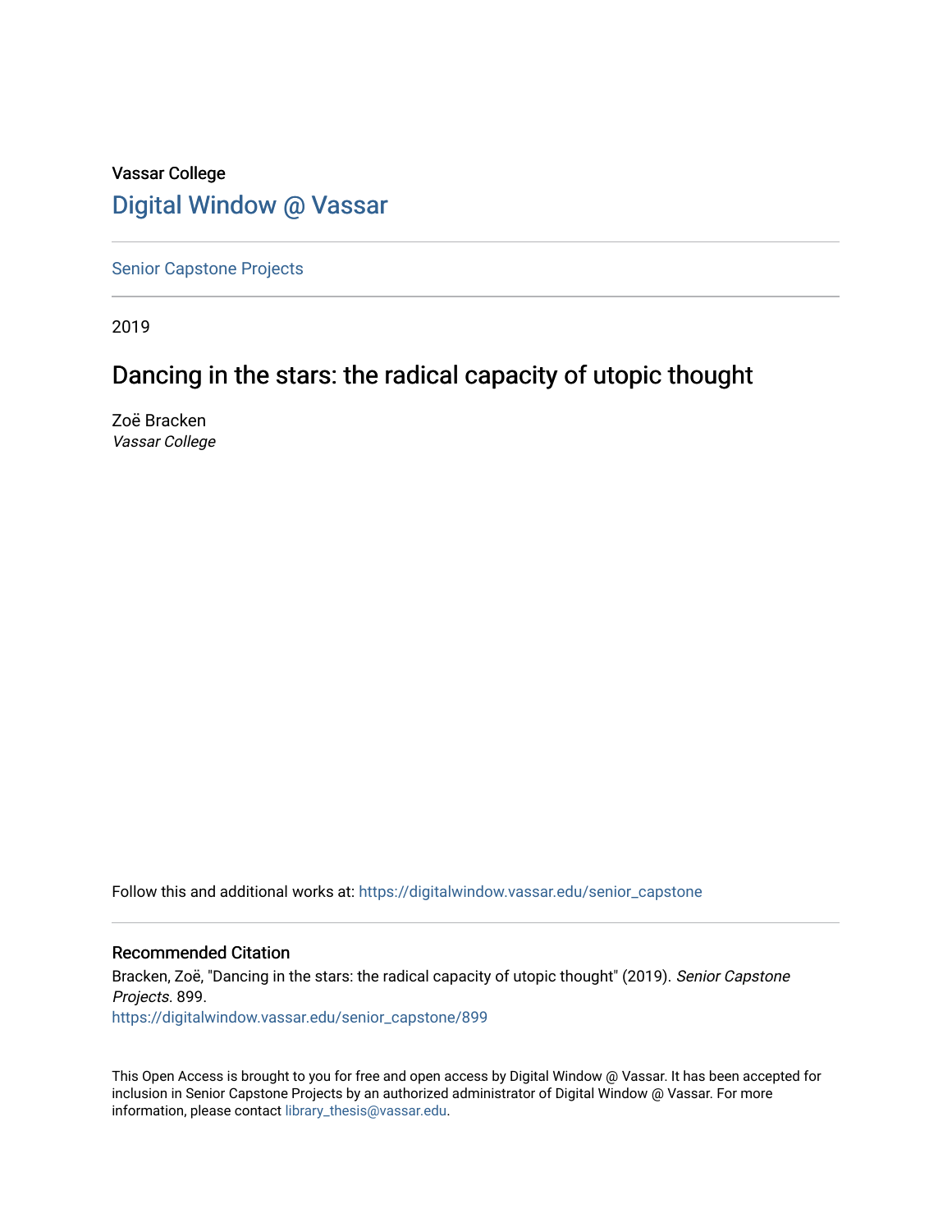Vassar College

# Digital Window @ Vassar

Senior Capstone Projects

2019

## Dancing in the stars: the radical capacity of utopic thought

Zoë Bracken
*Vassar College*

Follow this and additional works at: https://digitalwindow.vassar.edu/senior_capstone

### Recommended Citation

Bracken, Zoë, "Dancing in the stars: the radical capacity of utopic thought" (2019). *Senior Capstone Projects*. 899.
https://digitalwindow.vassar.edu/senior_capstone/899

This Open Access is brought to you for free and open access by Digital Window @ Vassar. It has been accepted for inclusion in Senior Capstone Projects by an authorized administrator of Digital Window @ Vassar. For more information, please contact library_thesis@vassar.edu.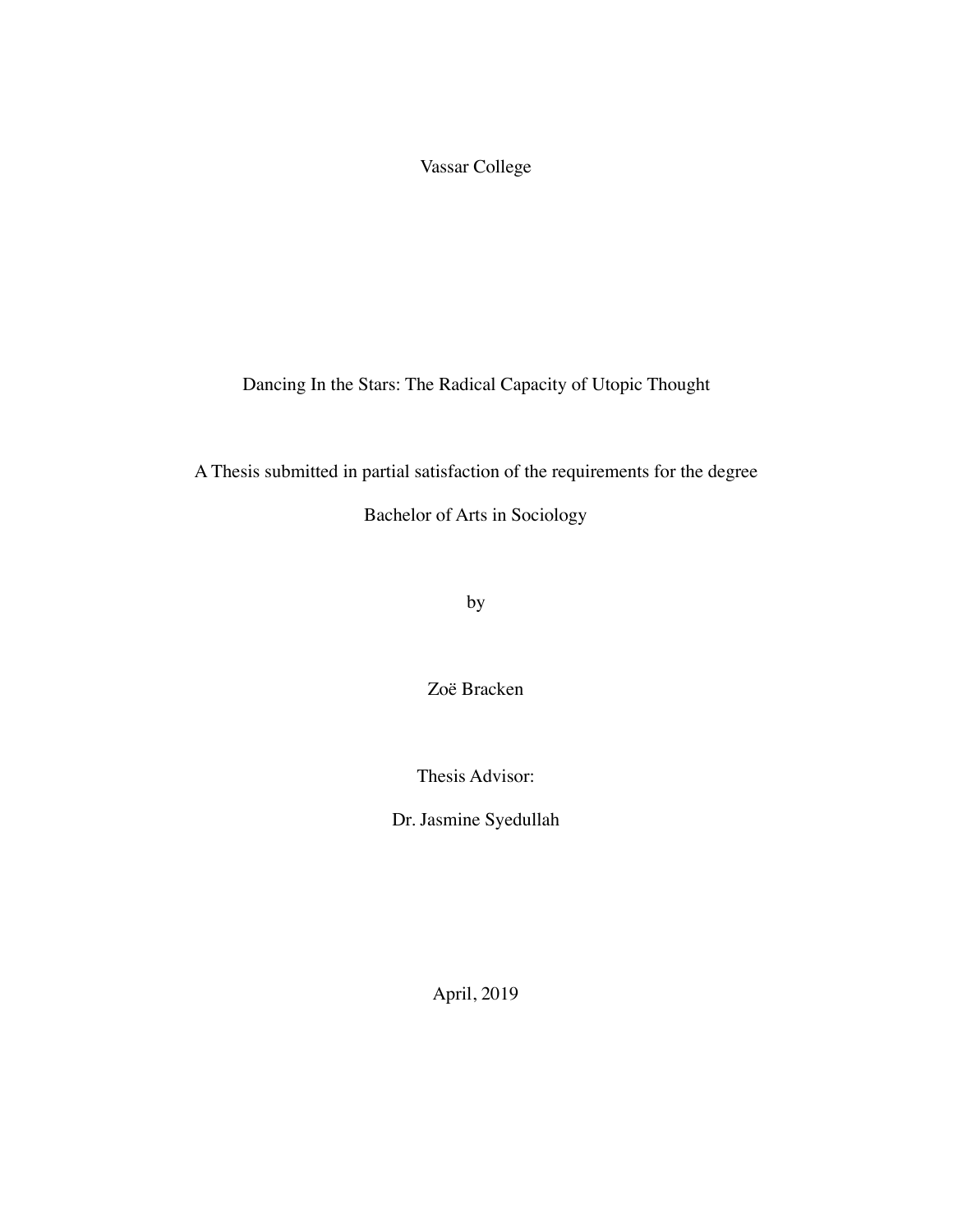Vassar College

# Dancing In the Stars: The Radical Capacity of Utopic Thought

A Thesis submitted in partial satisfaction of the requirements for the degree

Bachelor of Arts in Sociology

by

Zoë Bracken

Thesis Advisor:

Dr. Jasmine Syedullah

April, 2019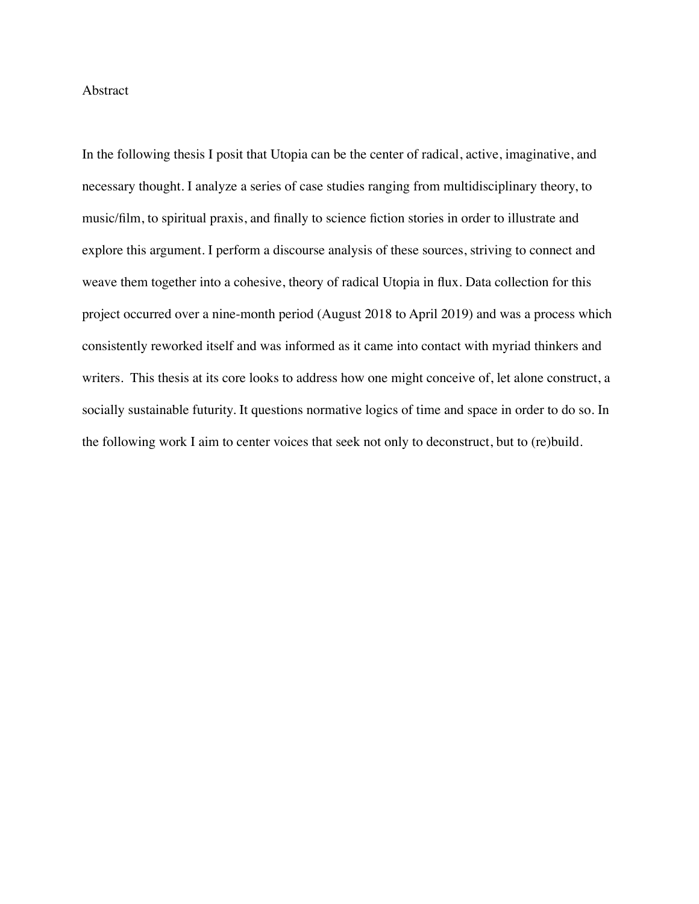# Abstract

In the following thesis I posit that Utopia can be the center of radical, active, imaginative, and necessary thought. I analyze a series of case studies ranging from multidisciplinary theory, to music/film, to spiritual praxis, and finally to science fiction stories in order to illustrate and explore this argument. I perform a discourse analysis of these sources, striving to connect and weave them together into a cohesive, theory of radical Utopia in flux. Data collection for this project occurred over a nine-month period (August 2018 to April 2019) and was a process which consistently reworked itself and was informed as it came into contact with myriad thinkers and writers. This thesis at its core looks to address how one might conceive of, let alone construct, a socially sustainable futurity. It questions normative logics of time and space in order to do so. In the following work I aim to center voices that seek not only to deconstruct, but to (re)build.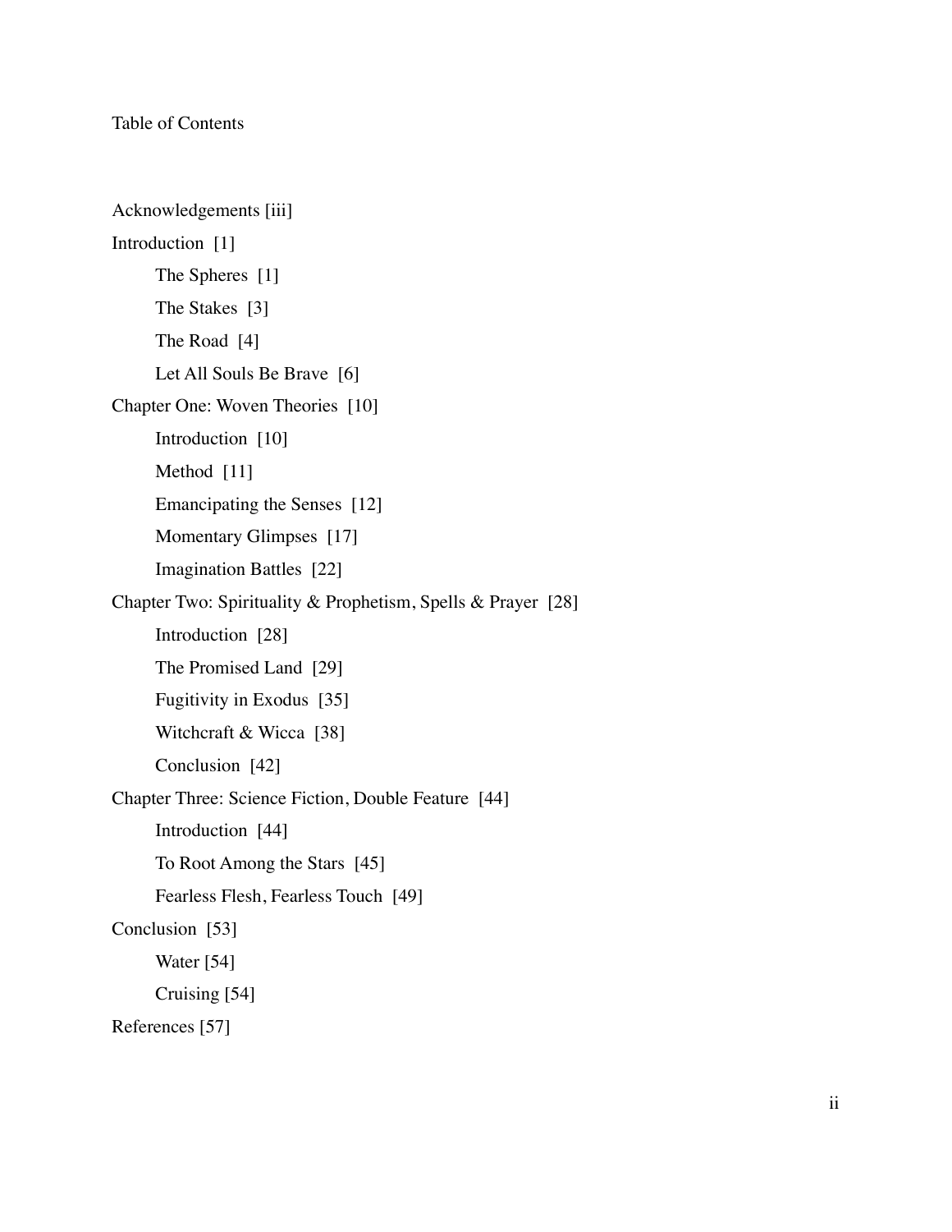# Table of Contents

Acknowledgements [iii]

Introduction [1]

- The Spheres [1]
- The Stakes [3]
- The Road [4]
- Let All Souls Be Brave [6]

Chapter One: Woven Theories [10]

- Introduction [10]
- Method [11]
- Emancipating the Senses [12]
- Momentary Glimpses [17]
- Imagination Battles [22]

Chapter Two: Spirituality & Prophetism, Spells & Prayer [28]

- Introduction [28]
- The Promised Land [29]
- Fugitivity in Exodus [35]
- Witchcraft & Wicca [38]
- Conclusion [42]

Chapter Three: Science Fiction, Double Feature [44]

- Introduction [44]
- To Root Among the Stars [45]
- Fearless Flesh, Fearless Touch [49]

Conclusion [53]

- Water [54]
- Cruising [54]

References [57]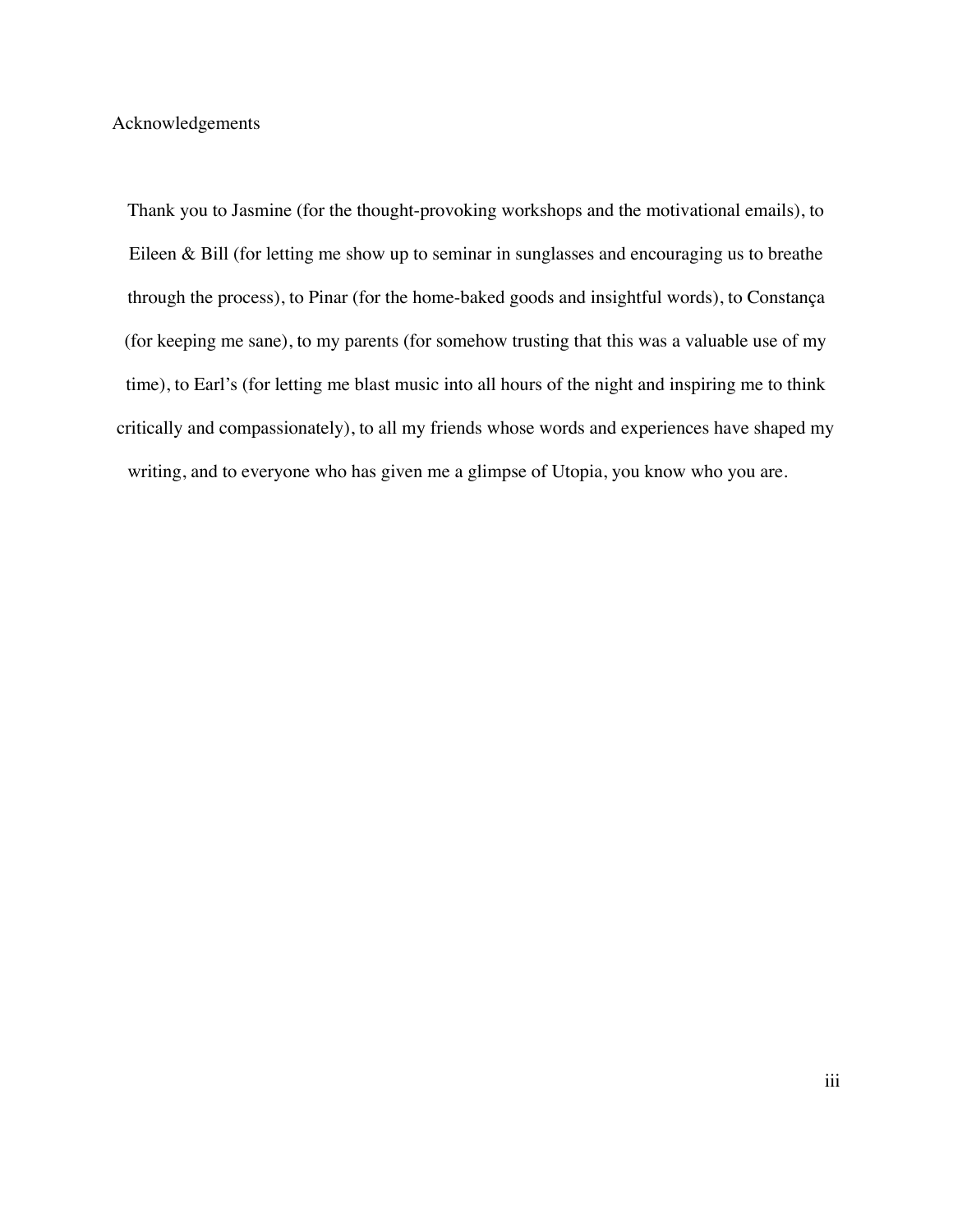# Acknowledgements

Thank you to Jasmine (for the thought-provoking workshops and the motivational emails), to Eileen & Bill (for letting me show up to seminar in sunglasses and encouraging us to breathe through the process), to Pinar (for the home-baked goods and insightful words), to Constança (for keeping me sane), to my parents (for somehow trusting that this was a valuable use of my time), to Earl's (for letting me blast music into all hours of the night and inspiring me to think critically and compassionately), to all my friends whose words and experiences have shaped my writing, and to everyone who has given me a glimpse of Utopia, you know who you are.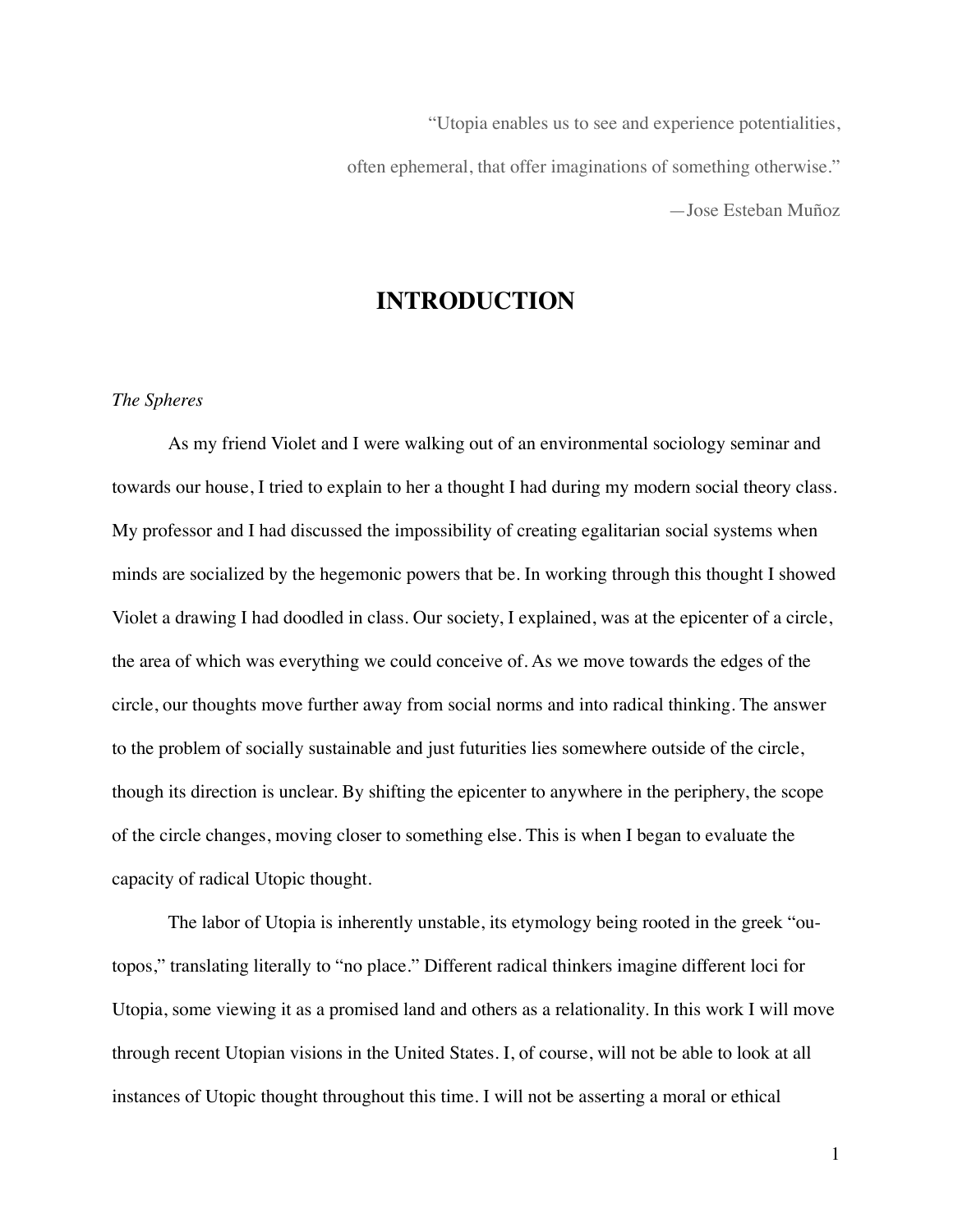> "Utopia enables us to see and experience potentialities,
> often ephemeral, that offer imaginations of something otherwise."
> —Jose Esteban Muñoz

# INTRODUCTION

*The Spheres*

As my friend Violet and I were walking out of an environmental sociology seminar and towards our house, I tried to explain to her a thought I had during my modern social theory class. My professor and I had discussed the impossibility of creating egalitarian social systems when minds are socialized by the hegemonic powers that be. In working through this thought I showed Violet a drawing I had doodled in class. Our society, I explained, was at the epicenter of a circle, the area of which was everything we could conceive of. As we move towards the edges of the circle, our thoughts move further away from social norms and into radical thinking. The answer to the problem of socially sustainable and just futurities lies somewhere outside of the circle, though its direction is unclear. By shifting the epicenter to anywhere in the periphery, the scope of the circle changes, moving closer to something else. This is when I began to evaluate the capacity of radical Utopic thought.

The labor of Utopia is inherently unstable, its etymology being rooted in the greek "ou-topos," translating literally to "no place." Different radical thinkers imagine different loci for Utopia, some viewing it as a promised land and others as a relationality. In this work I will move through recent Utopian visions in the United States. I, of course, will not be able to look at all instances of Utopic thought throughout this time. I will not be asserting a moral or ethical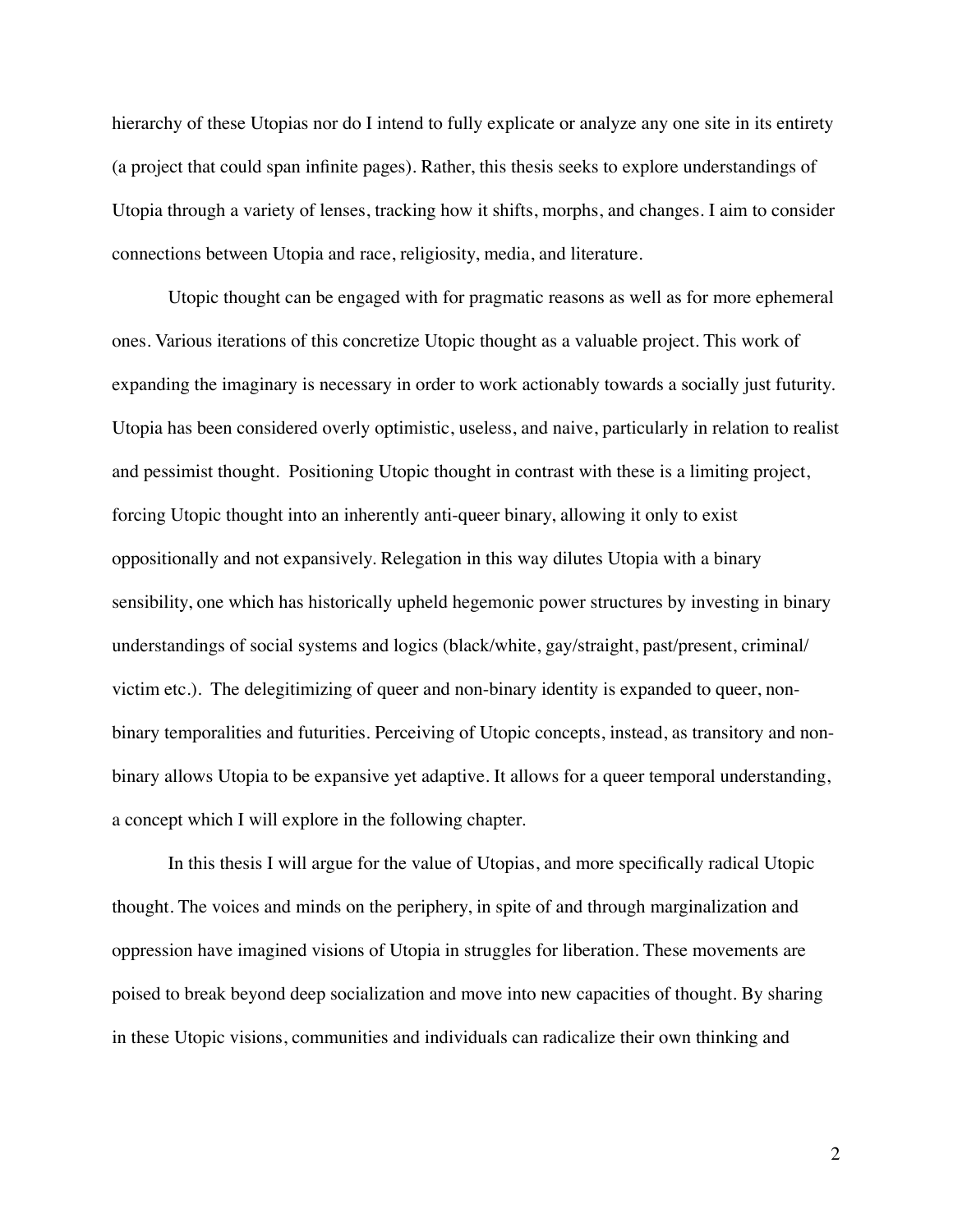hierarchy of these Utopias nor do I intend to fully explicate or analyze any one site in its entirety (a project that could span infinite pages). Rather, this thesis seeks to explore understandings of Utopia through a variety of lenses, tracking how it shifts, morphs, and changes. I aim to consider connections between Utopia and race, religiosity, media, and literature.

Utopic thought can be engaged with for pragmatic reasons as well as for more ephemeral ones. Various iterations of this concretize Utopic thought as a valuable project. This work of expanding the imaginary is necessary in order to work actionably towards a socially just futurity. Utopia has been considered overly optimistic, useless, and naive, particularly in relation to realist and pessimist thought. Positioning Utopic thought in contrast with these is a limiting project, forcing Utopic thought into an inherently anti-queer binary, allowing it only to exist oppositionally and not expansively. Relegation in this way dilutes Utopia with a binary sensibility, one which has historically upheld hegemonic power structures by investing in binary understandings of social systems and logics (black/white, gay/straight, past/present, criminal/victim etc.). The delegitimizing of queer and non-binary identity is expanded to queer, non-binary temporalities and futurities. Perceiving of Utopic concepts, instead, as transitory and non-binary allows Utopia to be expansive yet adaptive. It allows for a queer temporal understanding, a concept which I will explore in the following chapter.

In this thesis I will argue for the value of Utopias, and more specifically radical Utopic thought. The voices and minds on the periphery, in spite of and through marginalization and oppression have imagined visions of Utopia in struggles for liberation. These movements are poised to break beyond deep socialization and move into new capacities of thought. By sharing in these Utopic visions, communities and individuals can radicalize their own thinking and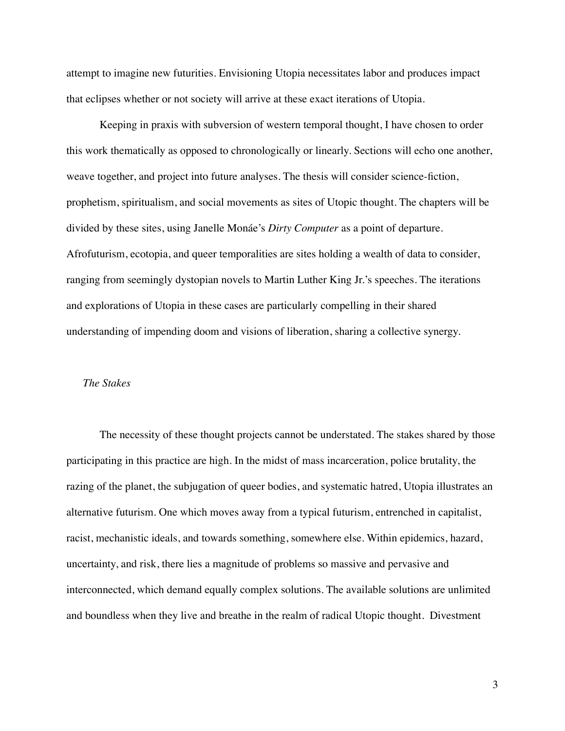attempt to imagine new futurities. Envisioning Utopia necessitates labor and produces impact that eclipses whether or not society will arrive at these exact iterations of Utopia.

Keeping in praxis with subversion of western temporal thought, I have chosen to order this work thematically as opposed to chronologically or linearly. Sections will echo one another, weave together, and project into future analyses. The thesis will consider science-fiction, prophetism, spiritualism, and social movements as sites of Utopic thought. The chapters will be divided by these sites, using Janelle Monáe's *Dirty Computer* as a point of departure. Afrofuturism, ecotopia, and queer temporalities are sites holding a wealth of data to consider, ranging from seemingly dystopian novels to Martin Luther King Jr.'s speeches. The iterations and explorations of Utopia in these cases are particularly compelling in their shared understanding of impending doom and visions of liberation, sharing a collective synergy.

### *The Stakes*

The necessity of these thought projects cannot be understated. The stakes shared by those participating in this practice are high. In the midst of mass incarceration, police brutality, the razing of the planet, the subjugation of queer bodies, and systematic hatred, Utopia illustrates an alternative futurism. One which moves away from a typical futurism, entrenched in capitalist, racist, mechanistic ideals, and towards something, somewhere else. Within epidemics, hazard, uncertainty, and risk, there lies a magnitude of problems so massive and pervasive and interconnected, which demand equally complex solutions. The available solutions are unlimited and boundless when they live and breathe in the realm of radical Utopic thought. Divestment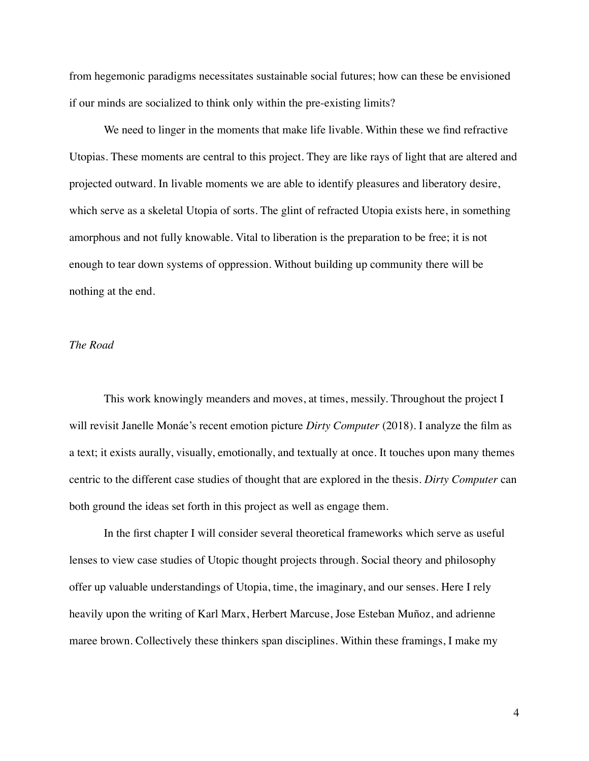from hegemonic paradigms necessitates sustainable social futures; how can these be envisioned if our minds are socialized to think only within the pre-existing limits?

We need to linger in the moments that make life livable. Within these we find refractive Utopias. These moments are central to this project. They are like rays of light that are altered and projected outward. In livable moments we are able to identify pleasures and liberatory desire, which serve as a skeletal Utopia of sorts. The glint of refracted Utopia exists here, in something amorphous and not fully knowable. Vital to liberation is the preparation to be free; it is not enough to tear down systems of oppression. Without building up community there will be nothing at the end.

*The Road*

This work knowingly meanders and moves, at times, messily. Throughout the project I will revisit Janelle Monáe's recent emotion picture *Dirty Computer* (2018). I analyze the film as a text; it exists aurally, visually, emotionally, and textually at once. It touches upon many themes centric to the different case studies of thought that are explored in the thesis. *Dirty Computer* can both ground the ideas set forth in this project as well as engage them.

In the first chapter I will consider several theoretical frameworks which serve as useful lenses to view case studies of Utopic thought projects through. Social theory and philosophy offer up valuable understandings of Utopia, time, the imaginary, and our senses. Here I rely heavily upon the writing of Karl Marx, Herbert Marcuse, Jose Esteban Muñoz, and adrienne maree brown. Collectively these thinkers span disciplines. Within these framings, I make my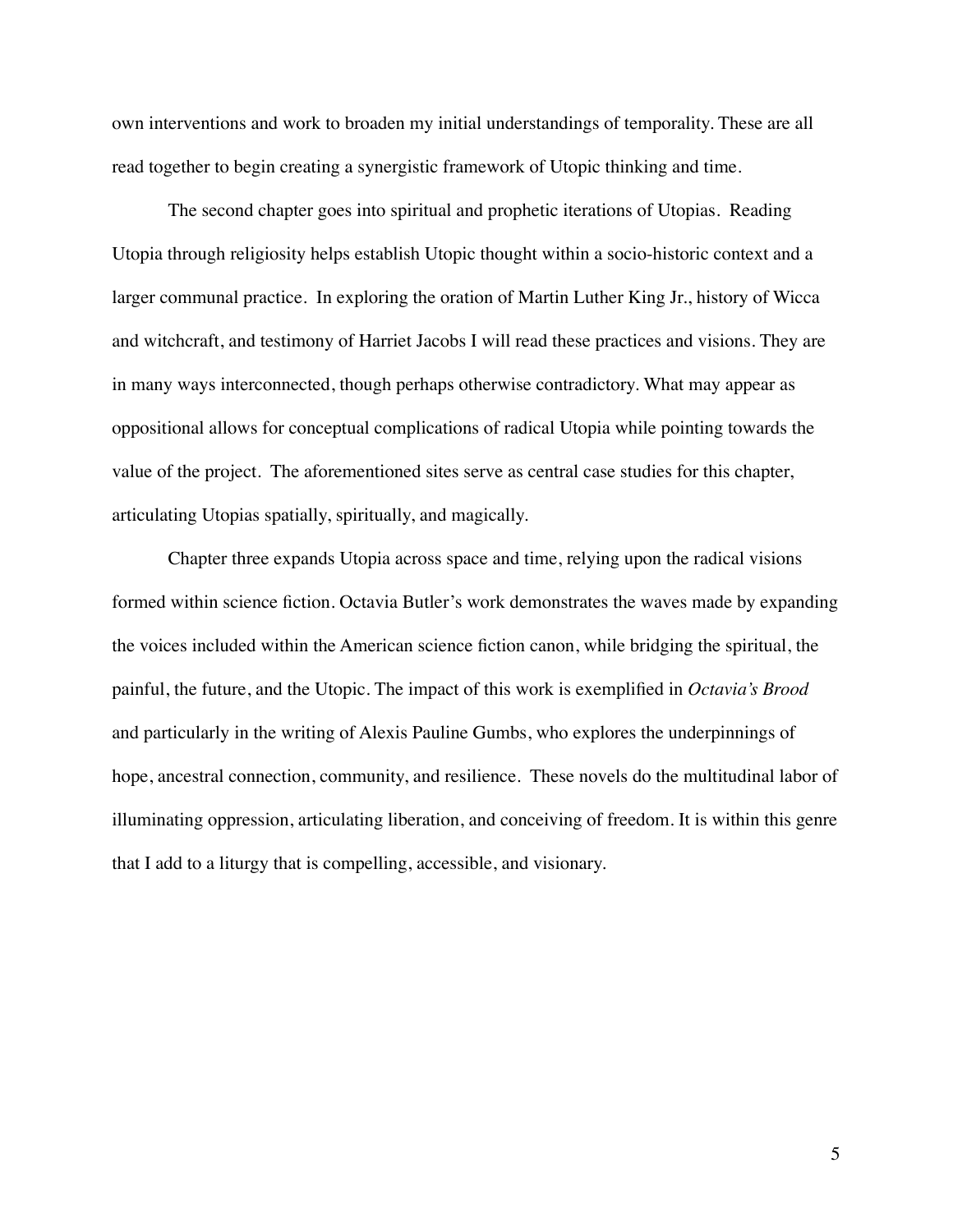own interventions and work to broaden my initial understandings of temporality. These are all read together to begin creating a synergistic framework of Utopic thinking and time.

The second chapter goes into spiritual and prophetic iterations of Utopias. Reading Utopia through religiosity helps establish Utopic thought within a socio-historic context and a larger communal practice. In exploring the oration of Martin Luther King Jr., history of Wicca and witchcraft, and testimony of Harriet Jacobs I will read these practices and visions. They are in many ways interconnected, though perhaps otherwise contradictory. What may appear as oppositional allows for conceptual complications of radical Utopia while pointing towards the value of the project. The aforementioned sites serve as central case studies for this chapter, articulating Utopias spatially, spiritually, and magically.

Chapter three expands Utopia across space and time, relying upon the radical visions formed within science fiction. Octavia Butler's work demonstrates the waves made by expanding the voices included within the American science fiction canon, while bridging the spiritual, the painful, the future, and the Utopic. The impact of this work is exemplified in *Octavia's Brood* and particularly in the writing of Alexis Pauline Gumbs, who explores the underpinnings of hope, ancestral connection, community, and resilience. These novels do the multitudinal labor of illuminating oppression, articulating liberation, and conceiving of freedom. It is within this genre that I add to a liturgy that is compelling, accessible, and visionary.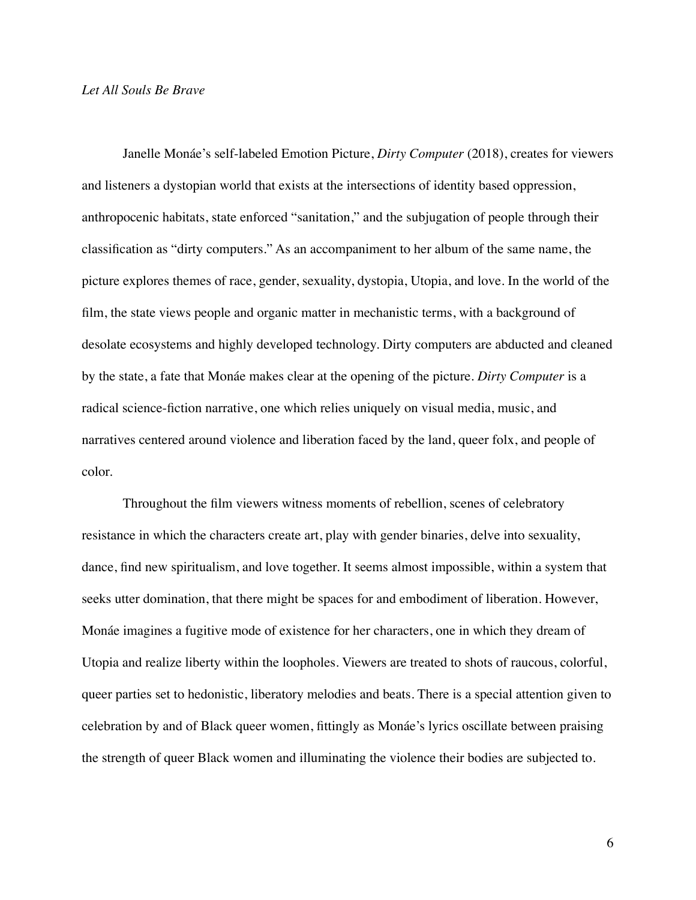*Let All Souls Be Brave*

Janelle Monáe's self-labeled Emotion Picture, *Dirty Computer* (2018), creates for viewers and listeners a dystopian world that exists at the intersections of identity based oppression, anthropocenic habitats, state enforced "sanitation," and the subjugation of people through their classification as "dirty computers." As an accompaniment to her album of the same name, the picture explores themes of race, gender, sexuality, dystopia, Utopia, and love. In the world of the film, the state views people and organic matter in mechanistic terms, with a background of desolate ecosystems and highly developed technology. Dirty computers are abducted and cleaned by the state, a fate that Monáe makes clear at the opening of the picture. *Dirty Computer* is a radical science-fiction narrative, one which relies uniquely on visual media, music, and narratives centered around violence and liberation faced by the land, queer folx, and people of color.

Throughout the film viewers witness moments of rebellion, scenes of celebratory resistance in which the characters create art, play with gender binaries, delve into sexuality, dance, find new spiritualism, and love together. It seems almost impossible, within a system that seeks utter domination, that there might be spaces for and embodiment of liberation. However, Monáe imagines a fugitive mode of existence for her characters, one in which they dream of Utopia and realize liberty within the loopholes. Viewers are treated to shots of raucous, colorful, queer parties set to hedonistic, liberatory melodies and beats. There is a special attention given to celebration by and of Black queer women, fittingly as Monáe's lyrics oscillate between praising the strength of queer Black women and illuminating the violence their bodies are subjected to.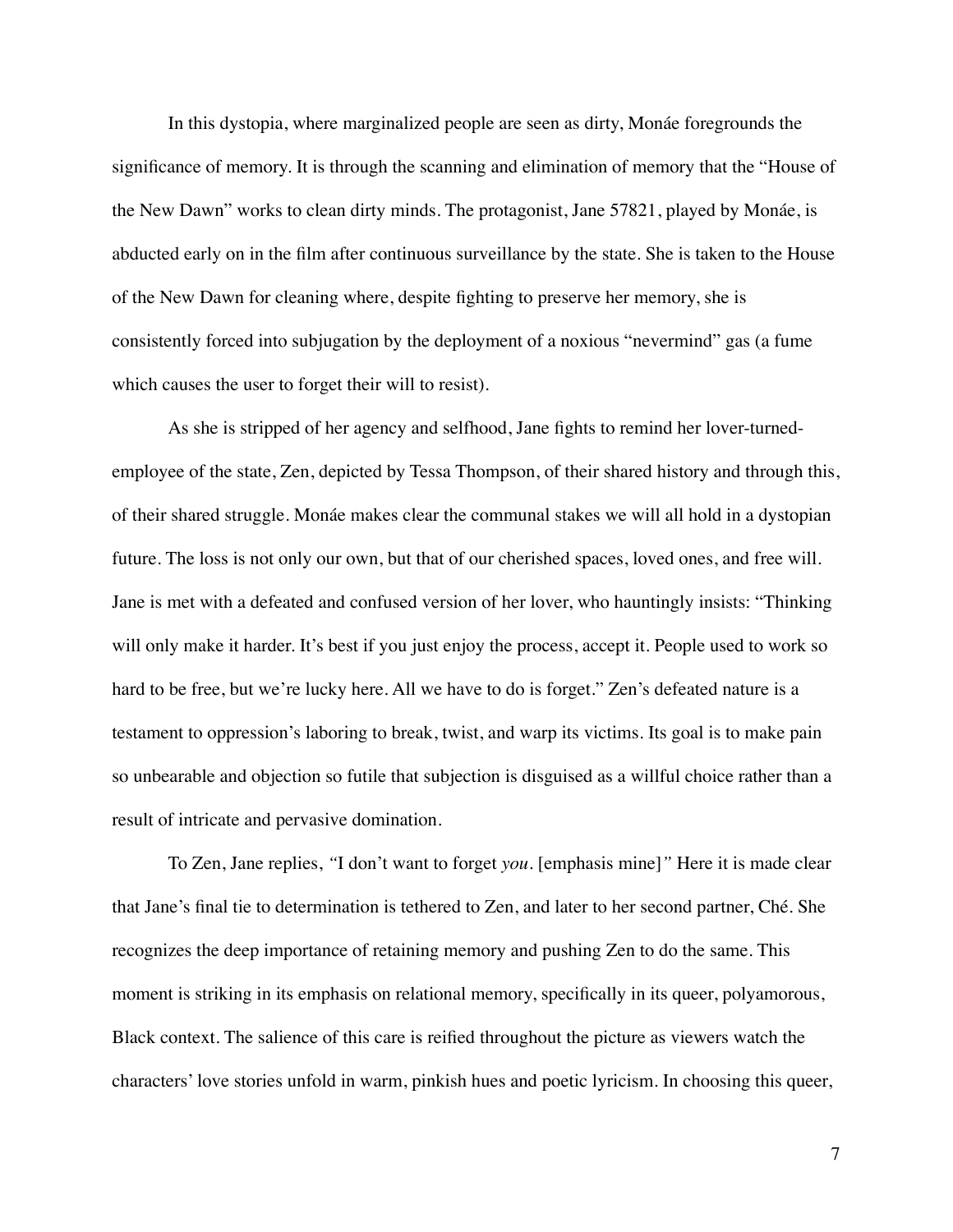In this dystopia, where marginalized people are seen as dirty, Monáe foregrounds the significance of memory. It is through the scanning and elimination of memory that the "House of the New Dawn" works to clean dirty minds. The protagonist, Jane 57821, played by Monáe, is abducted early on in the film after continuous surveillance by the state. She is taken to the House of the New Dawn for cleaning where, despite fighting to preserve her memory, she is consistently forced into subjugation by the deployment of a noxious "nevermind" gas (a fume which causes the user to forget their will to resist).

As she is stripped of her agency and selfhood, Jane fights to remind her lover-turned-employee of the state, Zen, depicted by Tessa Thompson, of their shared history and through this, of their shared struggle. Monáe makes clear the communal stakes we will all hold in a dystopian future. The loss is not only our own, but that of our cherished spaces, loved ones, and free will. Jane is met with a defeated and confused version of her lover, who hauntingly insists: "Thinking will only make it harder. It's best if you just enjoy the process, accept it. People used to work so hard to be free, but we're lucky here. All we have to do is forget." Zen's defeated nature is a testament to oppression's laboring to break, twist, and warp its victims. Its goal is to make pain so unbearable and objection so futile that subjection is disguised as a willful choice rather than a result of intricate and pervasive domination.

To Zen, Jane replies, *"*I don't want to forget *you*. [emphasis mine]*"* Here it is made clear that Jane's final tie to determination is tethered to Zen, and later to her second partner, Ché. She recognizes the deep importance of retaining memory and pushing Zen to do the same. This moment is striking in its emphasis on relational memory, specifically in its queer, polyamorous, Black context. The salience of this care is reified throughout the picture as viewers watch the characters' love stories unfold in warm, pinkish hues and poetic lyricism. In choosing this queer,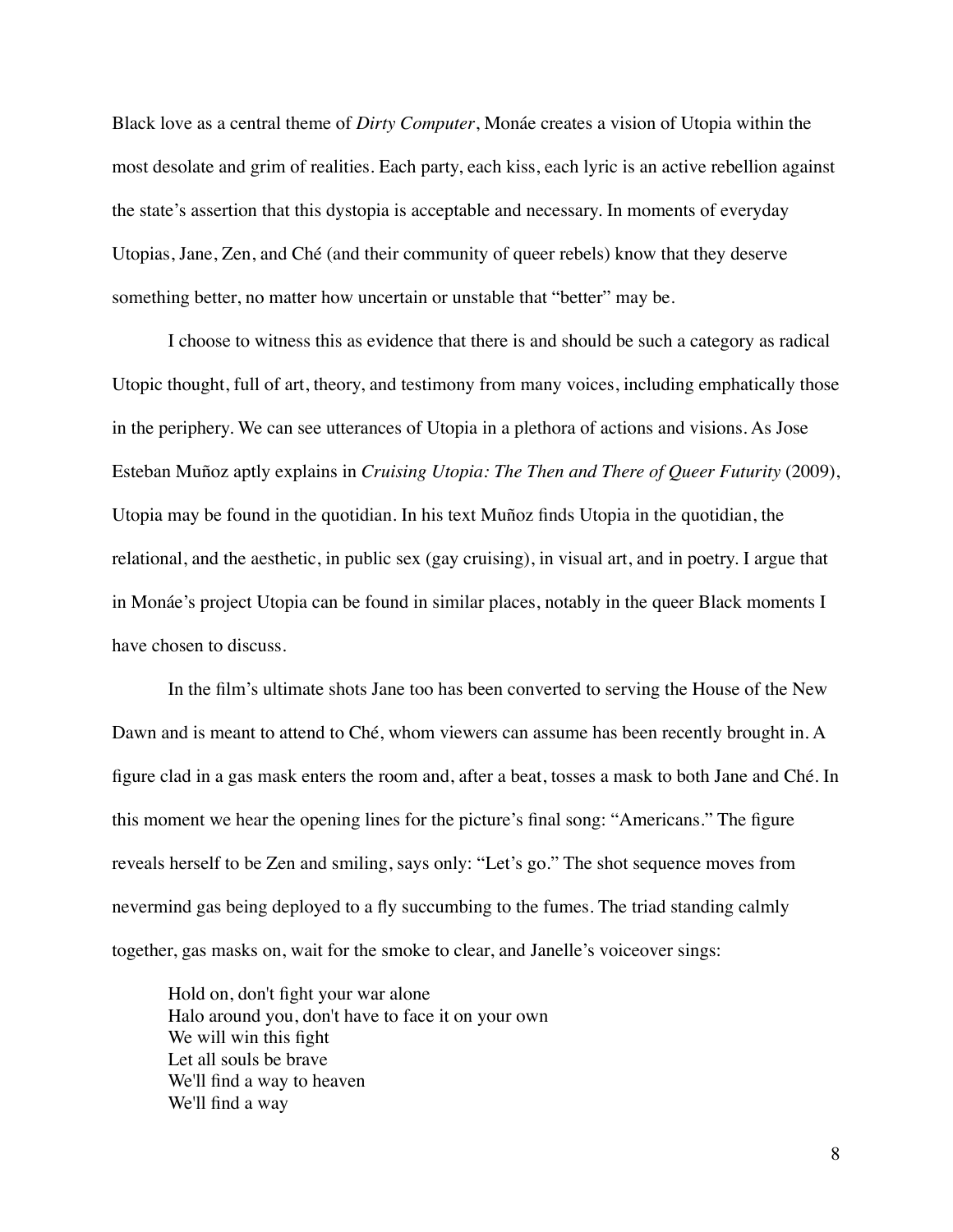Black love as a central theme of *Dirty Computer*, Monáe creates a vision of Utopia within the most desolate and grim of realities. Each party, each kiss, each lyric is an active rebellion against the state's assertion that this dystopia is acceptable and necessary. In moments of everyday Utopias, Jane, Zen, and Ché (and their community of queer rebels) know that they deserve something better, no matter how uncertain or unstable that "better" may be.

I choose to witness this as evidence that there is and should be such a category as radical Utopic thought, full of art, theory, and testimony from many voices, including emphatically those in the periphery. We can see utterances of Utopia in a plethora of actions and visions. As Jose Esteban Muñoz aptly explains in *Cruising Utopia: The Then and There of Queer Futurity* (2009), Utopia may be found in the quotidian. In his text Muñoz finds Utopia in the quotidian, the relational, and the aesthetic, in public sex (gay cruising), in visual art, and in poetry. I argue that in Monáe's project Utopia can be found in similar places, notably in the queer Black moments I have chosen to discuss.

In the film's ultimate shots Jane too has been converted to serving the House of the New Dawn and is meant to attend to Ché, whom viewers can assume has been recently brought in. A figure clad in a gas mask enters the room and, after a beat, tosses a mask to both Jane and Ché. In this moment we hear the opening lines for the picture's final song: "Americans." The figure reveals herself to be Zen and smiling, says only: "Let's go." The shot sequence moves from nevermind gas being deployed to a fly succumbing to the fumes. The triad standing calmly together, gas masks on, wait for the smoke to clear, and Janelle's voiceover sings:

> Hold on, don't fight your war alone
> Halo around you, don't have to face it on your own
> We will win this fight
> Let all souls be brave
> We'll find a way to heaven
> We'll find a way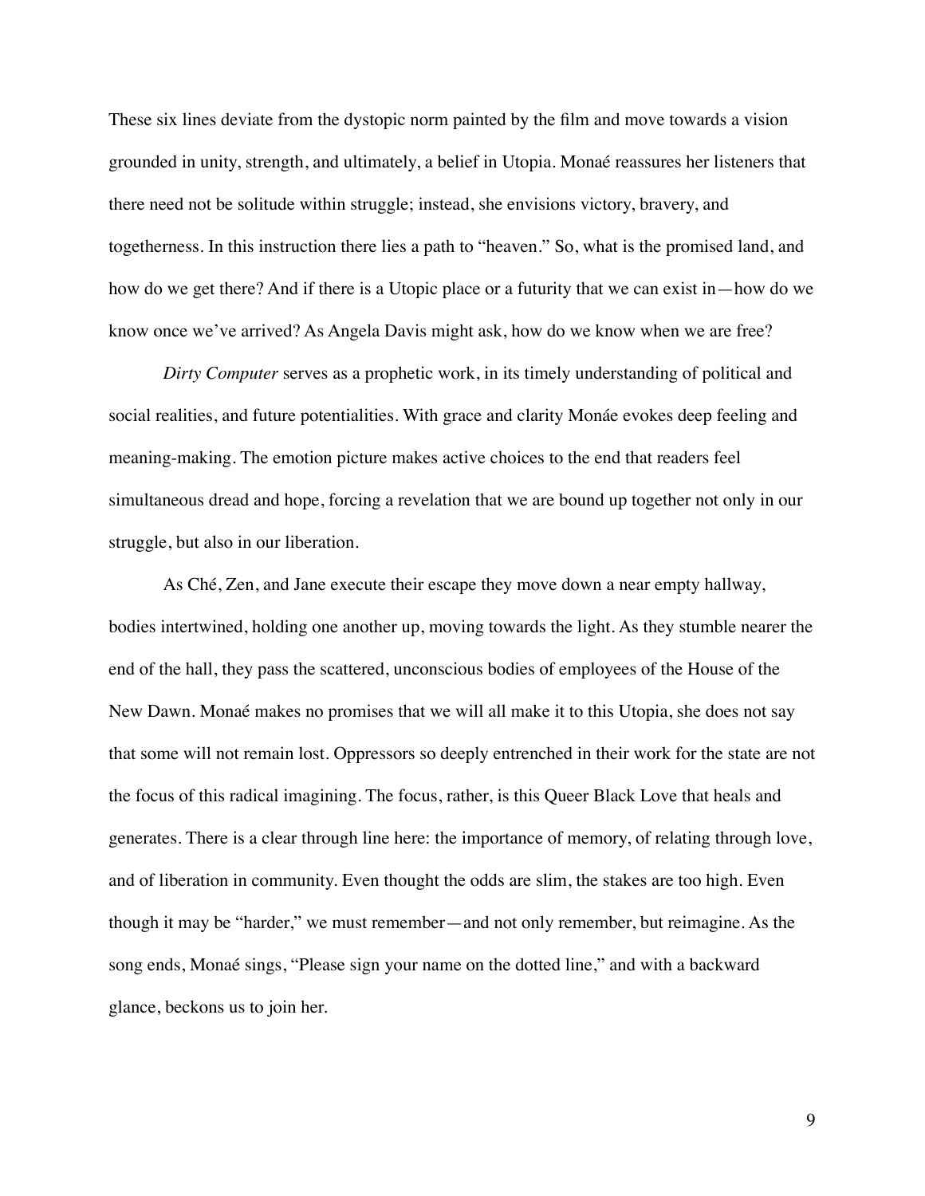These six lines deviate from the dystopic norm painted by the film and move towards a vision grounded in unity, strength, and ultimately, a belief in Utopia. Monaé reassures her listeners that there need not be solitude within struggle; instead, she envisions victory, bravery, and togetherness. In this instruction there lies a path to "heaven." So, what is the promised land, and how do we get there? And if there is a Utopic place or a futurity that we can exist in—how do we know once we've arrived? As Angela Davis might ask, how do we know when we are free?

*Dirty Computer* serves as a prophetic work, in its timely understanding of political and social realities, and future potentialities. With grace and clarity Monáe evokes deep feeling and meaning-making. The emotion picture makes active choices to the end that readers feel simultaneous dread and hope, forcing a revelation that we are bound up together not only in our struggle, but also in our liberation.

As Ché, Zen, and Jane execute their escape they move down a near empty hallway, bodies intertwined, holding one another up, moving towards the light. As they stumble nearer the end of the hall, they pass the scattered, unconscious bodies of employees of the House of the New Dawn. Monaé makes no promises that we will all make it to this Utopia, she does not say that some will not remain lost. Oppressors so deeply entrenched in their work for the state are not the focus of this radical imagining. The focus, rather, is this Queer Black Love that heals and generates. There is a clear through line here: the importance of memory, of relating through love, and of liberation in community. Even thought the odds are slim, the stakes are too high. Even though it may be "harder," we must remember—and not only remember, but reimagine. As the song ends, Monaé sings, "Please sign your name on the dotted line," and with a backward glance, beckons us to join her.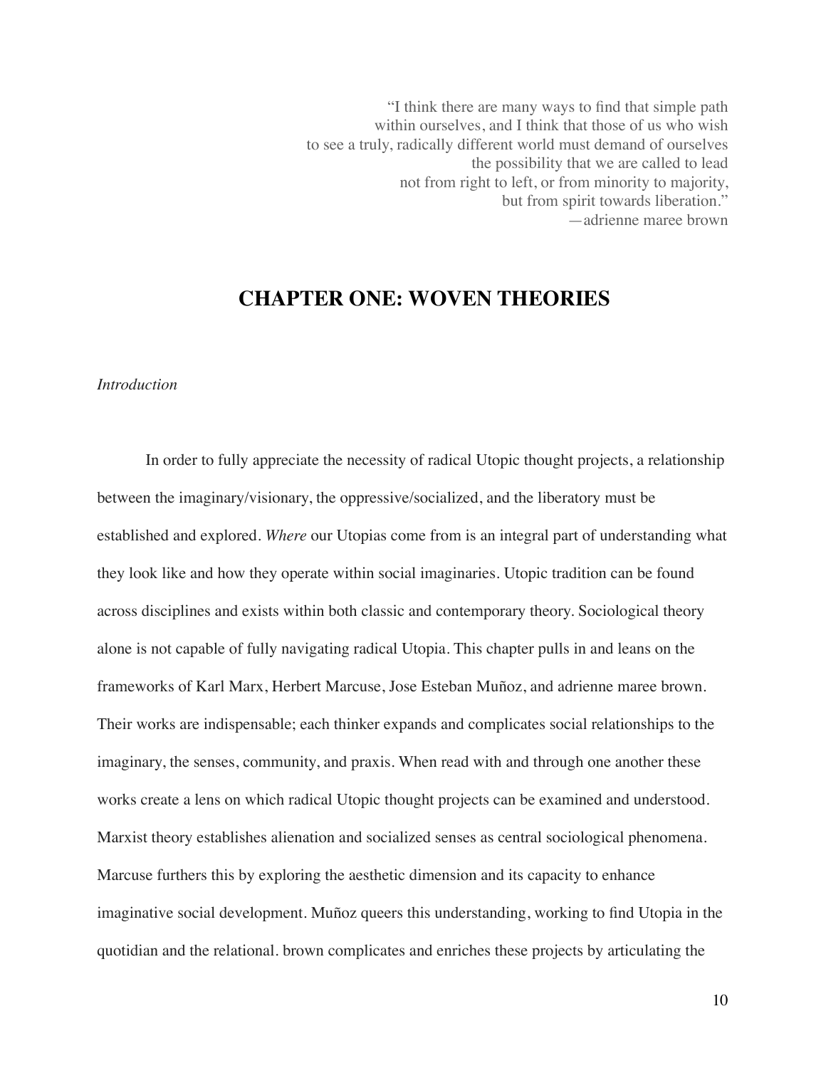> "I think there are many ways to find that simple path
> within ourselves, and I think that those of us who wish
> to see a truly, radically different world must demand of ourselves
> the possibility that we are called to lead
> not from right to left, or from minority to majority,
> but from spirit towards liberation."
> —adrienne maree brown

# CHAPTER ONE: WOVEN THEORIES

*Introduction*

In order to fully appreciate the necessity of radical Utopic thought projects, a relationship between the imaginary/visionary, the oppressive/socialized, and the liberatory must be established and explored. *Where* our Utopias come from is an integral part of understanding what they look like and how they operate within social imaginaries. Utopic tradition can be found across disciplines and exists within both classic and contemporary theory. Sociological theory alone is not capable of fully navigating radical Utopia. This chapter pulls in and leans on the frameworks of Karl Marx, Herbert Marcuse, Jose Esteban Muñoz, and adrienne maree brown. Their works are indispensable; each thinker expands and complicates social relationships to the imaginary, the senses, community, and praxis. When read with and through one another these works create a lens on which radical Utopic thought projects can be examined and understood. Marxist theory establishes alienation and socialized senses as central sociological phenomena. Marcuse furthers this by exploring the aesthetic dimension and its capacity to enhance imaginative social development. Muñoz queers this understanding, working to find Utopia in the quotidian and the relational. brown complicates and enriches these projects by articulating the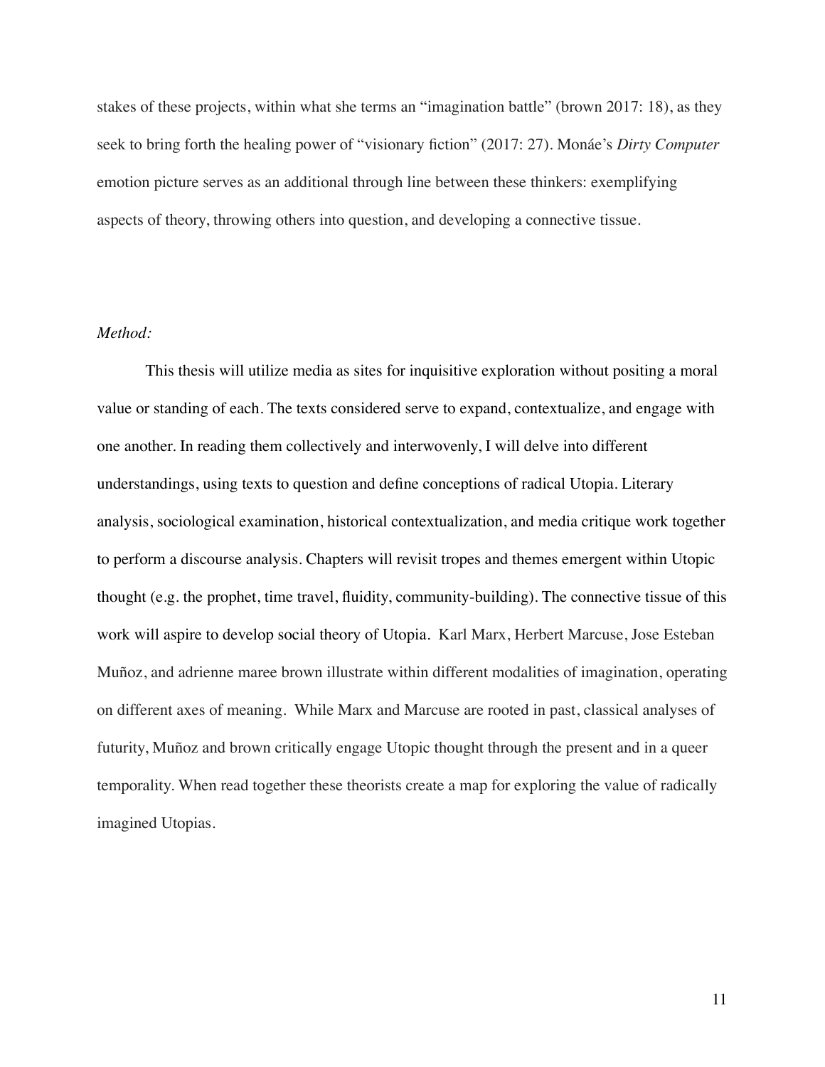stakes of these projects, within what she terms an "imagination battle" (brown 2017: 18), as they seek to bring forth the healing power of "visionary fiction" (2017: 27). Monáe's *Dirty Computer* emotion picture serves as an additional through line between these thinkers: exemplifying aspects of theory, throwing others into question, and developing a connective tissue.

*Method:*

This thesis will utilize media as sites for inquisitive exploration without positing a moral value or standing of each. The texts considered serve to expand, contextualize, and engage with one another. In reading them collectively and interwovenly, I will delve into different understandings, using texts to question and define conceptions of radical Utopia. Literary analysis, sociological examination, historical contextualization, and media critique work together to perform a discourse analysis. Chapters will revisit tropes and themes emergent within Utopic thought (e.g. the prophet, time travel, fluidity, community-building). The connective tissue of this work will aspire to develop social theory of Utopia. Karl Marx, Herbert Marcuse, Jose Esteban Muñoz, and adrienne maree brown illustrate within different modalities of imagination, operating on different axes of meaning. While Marx and Marcuse are rooted in past, classical analyses of futurity, Muñoz and brown critically engage Utopic thought through the present and in a queer temporality. When read together these theorists create a map for exploring the value of radically imagined Utopias.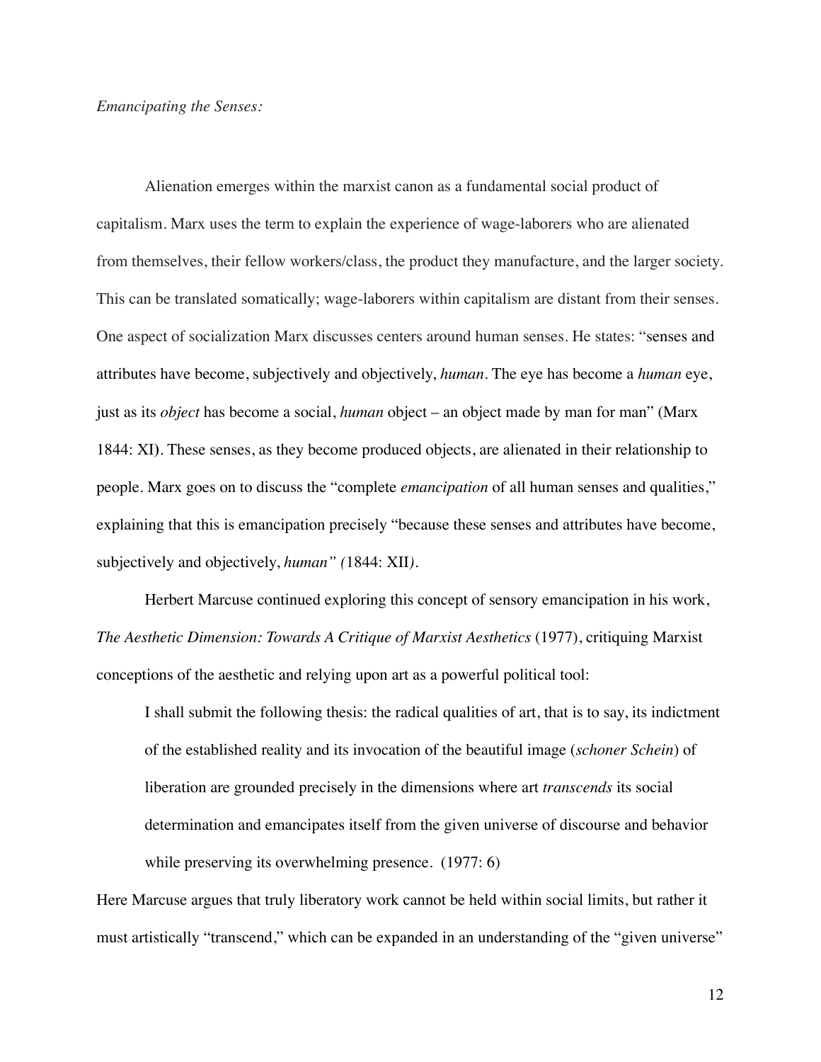*Emancipating the Senses:*

Alienation emerges within the marxist canon as a fundamental social product of capitalism. Marx uses the term to explain the experience of wage-laborers who are alienated from themselves, their fellow workers/class, the product they manufacture, and the larger society. This can be translated somatically; wage-laborers within capitalism are distant from their senses. One aspect of socialization Marx discusses centers around human senses. He states: "senses and attributes have become, subjectively and objectively, *human*. The eye has become a *human* eye, just as its *object* has become a social, *human* object – an object made by man for man" (Marx 1844: XI). These senses, as they become produced objects, are alienated in their relationship to people. Marx goes on to discuss the "complete *emancipation* of all human senses and qualities," explaining that this is emancipation precisely "because these senses and attributes have become, subjectively and objectively, *human" (*1844: XII*)*.

Herbert Marcuse continued exploring this concept of sensory emancipation in his work, *The Aesthetic Dimension: Towards A Critique of Marxist Aesthetics* (1977), critiquing Marxist conceptions of the aesthetic and relying upon art as a powerful political tool:

> I shall submit the following thesis: the radical qualities of art, that is to say, its indictment of the established reality and its invocation of the beautiful image (*schoner Schein*) of liberation are grounded precisely in the dimensions where art *transcends* its social determination and emancipates itself from the given universe of discourse and behavior while preserving its overwhelming presence. (1977: 6)

Here Marcuse argues that truly liberatory work cannot be held within social limits, but rather it must artistically "transcend," which can be expanded in an understanding of the "given universe"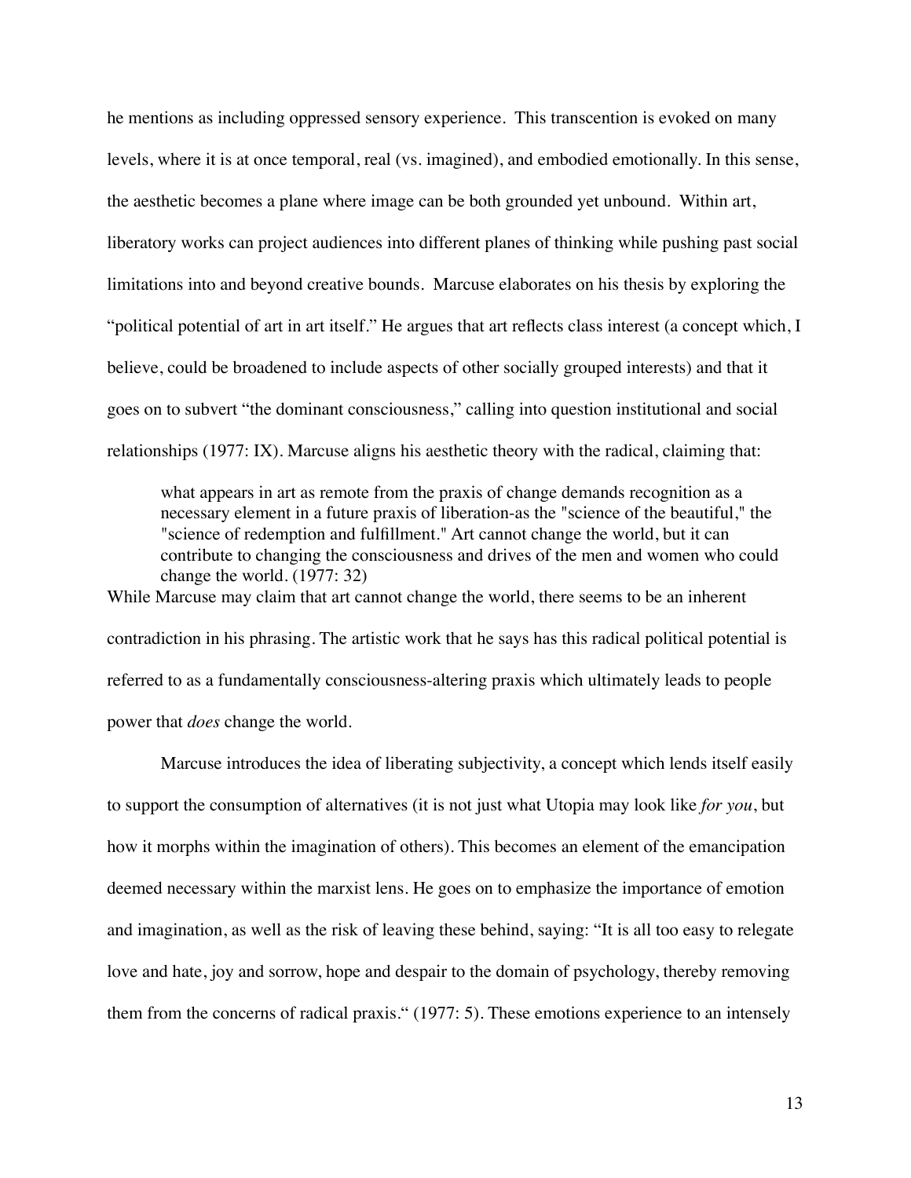he mentions as including oppressed sensory experience. This transcention is evoked on many levels, where it is at once temporal, real (vs. imagined), and embodied emotionally. In this sense, the aesthetic becomes a plane where image can be both grounded yet unbound. Within art, liberatory works can project audiences into different planes of thinking while pushing past social limitations into and beyond creative bounds. Marcuse elaborates on his thesis by exploring the "political potential of art in art itself." He argues that art reflects class interest (a concept which, I believe, could be broadened to include aspects of other socially grouped interests) and that it goes on to subvert "the dominant consciousness," calling into question institutional and social relationships (1977: IX). Marcuse aligns his aesthetic theory with the radical, claiming that:

> what appears in art as remote from the praxis of change demands recognition as a necessary element in a future praxis of liberation-as the "science of the beautiful," the "science of redemption and fulfillment." Art cannot change the world, but it can contribute to changing the consciousness and drives of the men and women who could change the world. (1977: 32)

While Marcuse may claim that art cannot change the world, there seems to be an inherent contradiction in his phrasing. The artistic work that he says has this radical political potential is referred to as a fundamentally consciousness-altering praxis which ultimately leads to people power that *does* change the world.

Marcuse introduces the idea of liberating subjectivity, a concept which lends itself easily to support the consumption of alternatives (it is not just what Utopia may look like *for you*, but how it morphs within the imagination of others). This becomes an element of the emancipation deemed necessary within the marxist lens. He goes on to emphasize the importance of emotion and imagination, as well as the risk of leaving these behind, saying: "It is all too easy to relegate love and hate, joy and sorrow, hope and despair to the domain of psychology, thereby removing them from the concerns of radical praxis." (1977: 5). These emotions experience to an intensely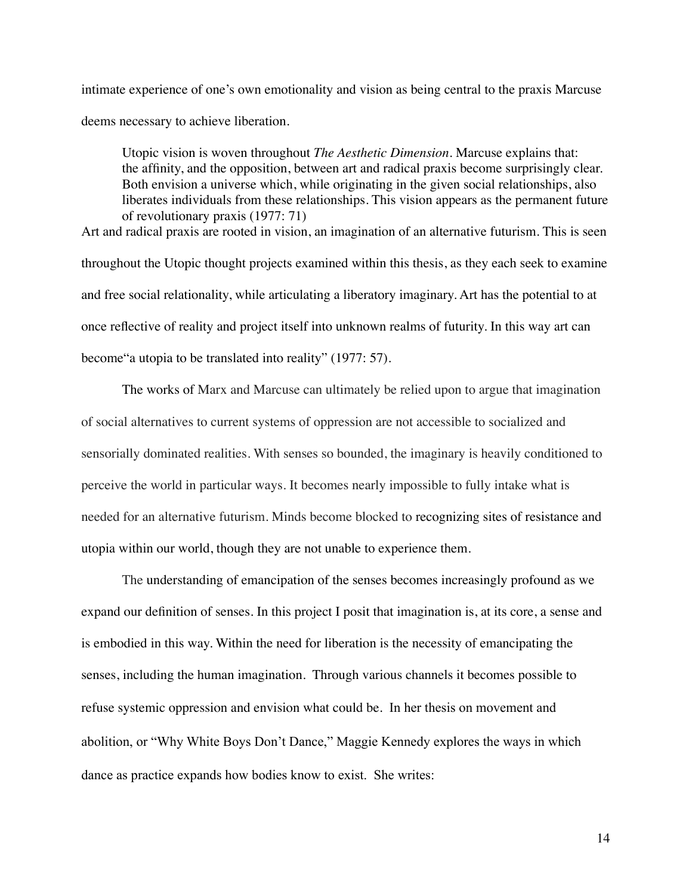intimate experience of one's own emotionality and vision as being central to the praxis Marcuse deems necessary to achieve liberation.

> Utopic vision is woven throughout *The Aesthetic Dimension*. Marcuse explains that: the affinity, and the opposition, between art and radical praxis become surprisingly clear. Both envision a universe which, while originating in the given social relationships, also liberates individuals from these relationships. This vision appears as the permanent future of revolutionary praxis (1977: 71)

Art and radical praxis are rooted in vision, an imagination of an alternative futurism. This is seen throughout the Utopic thought projects examined within this thesis, as they each seek to examine and free social relationality, while articulating a liberatory imaginary. Art has the potential to at once reflective of reality and project itself into unknown realms of futurity. In this way art can become"a utopia to be translated into reality" (1977: 57).

The works of Marx and Marcuse can ultimately be relied upon to argue that imagination of social alternatives to current systems of oppression are not accessible to socialized and sensorially dominated realities. With senses so bounded, the imaginary is heavily conditioned to perceive the world in particular ways. It becomes nearly impossible to fully intake what is needed for an alternative futurism. Minds become blocked to recognizing sites of resistance and utopia within our world, though they are not unable to experience them.

The understanding of emancipation of the senses becomes increasingly profound as we expand our definition of senses. In this project I posit that imagination is, at its core, a sense and is embodied in this way. Within the need for liberation is the necessity of emancipating the senses, including the human imagination. Through various channels it becomes possible to refuse systemic oppression and envision what could be. In her thesis on movement and abolition, or "Why White Boys Don't Dance," Maggie Kennedy explores the ways in which dance as practice expands how bodies know to exist. She writes: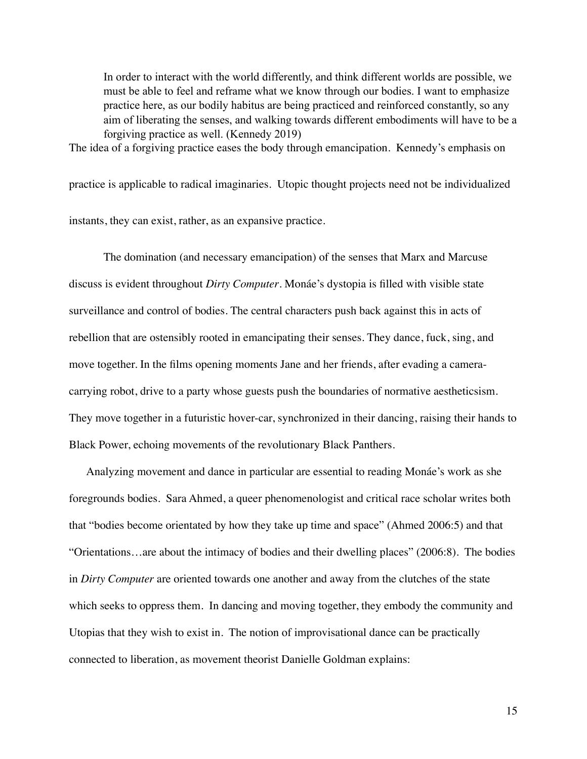> In order to interact with the world differently, and think different worlds are possible, we must be able to feel and reframe what we know through our bodies. I want to emphasize practice here, as our bodily habitus are being practiced and reinforced constantly, so any aim of liberating the senses, and walking towards different embodiments will have to be a forgiving practice as well. (Kennedy 2019)

The idea of a forgiving practice eases the body through emancipation. Kennedy's emphasis on practice is applicable to radical imaginaries. Utopic thought projects need not be individualized instants, they can exist, rather, as an expansive practice.

The domination (and necessary emancipation) of the senses that Marx and Marcuse discuss is evident throughout *Dirty Computer*. Monáe's dystopia is filled with visible state surveillance and control of bodies. The central characters push back against this in acts of rebellion that are ostensibly rooted in emancipating their senses. They dance, fuck, sing, and move together. In the films opening moments Jane and her friends, after evading a camera-carrying robot, drive to a party whose guests push the boundaries of normative aestheticsism. They move together in a futuristic hover-car, synchronized in their dancing, raising their hands to Black Power, echoing movements of the revolutionary Black Panthers.

Analyzing movement and dance in particular are essential to reading Monáe's work as she foregrounds bodies. Sara Ahmed, a queer phenomenologist and critical race scholar writes both that "bodies become orientated by how they take up time and space" (Ahmed 2006:5) and that "Orientations…are about the intimacy of bodies and their dwelling places" (2006:8). The bodies in *Dirty Computer* are oriented towards one another and away from the clutches of the state which seeks to oppress them. In dancing and moving together, they embody the community and Utopias that they wish to exist in. The notion of improvisational dance can be practically connected to liberation, as movement theorist Danielle Goldman explains: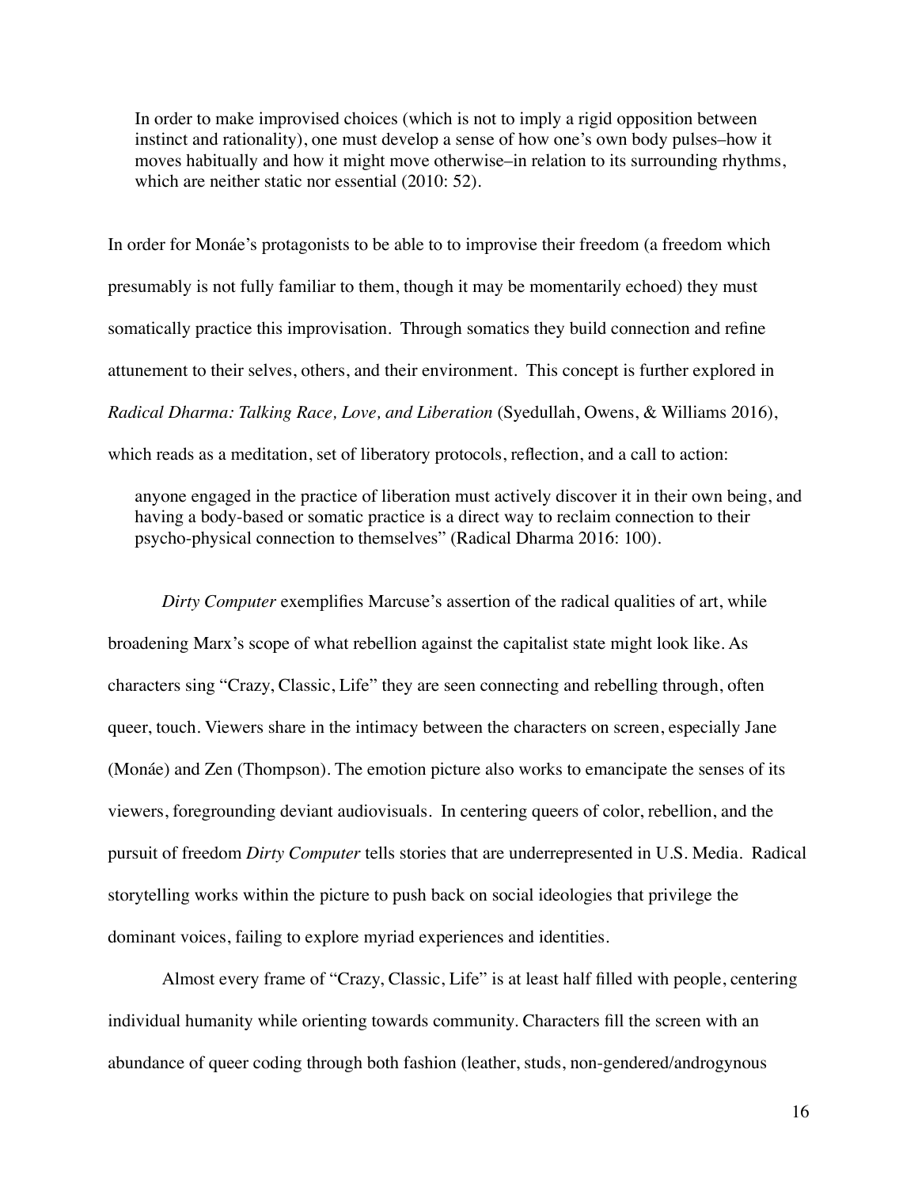> In order to make improvised choices (which is not to imply a rigid opposition between instinct and rationality), one must develop a sense of how one's own body pulses–how it moves habitually and how it might move otherwise–in relation to its surrounding rhythms, which are neither static nor essential (2010: 52).

In order for Monáe's protagonists to be able to to improvise their freedom (a freedom which presumably is not fully familiar to them, though it may be momentarily echoed) they must somatically practice this improvisation. Through somatics they build connection and refine attunement to their selves, others, and their environment. This concept is further explored in *Radical Dharma: Talking Race, Love, and Liberation* (Syedullah, Owens, & Williams 2016), which reads as a meditation, set of liberatory protocols, reflection, and a call to action:

> anyone engaged in the practice of liberation must actively discover it in their own being, and having a body-based or somatic practice is a direct way to reclaim connection to their psycho-physical connection to themselves" (Radical Dharma 2016: 100).

*Dirty Computer* exemplifies Marcuse's assertion of the radical qualities of art, while broadening Marx's scope of what rebellion against the capitalist state might look like. As characters sing "Crazy, Classic, Life" they are seen connecting and rebelling through, often queer, touch. Viewers share in the intimacy between the characters on screen, especially Jane (Monáe) and Zen (Thompson). The emotion picture also works to emancipate the senses of its viewers, foregrounding deviant audiovisuals. In centering queers of color, rebellion, and the pursuit of freedom *Dirty Computer* tells stories that are underrepresented in U.S. Media. Radical storytelling works within the picture to push back on social ideologies that privilege the dominant voices, failing to explore myriad experiences and identities.

Almost every frame of "Crazy, Classic, Life" is at least half filled with people, centering individual humanity while orienting towards community. Characters fill the screen with an abundance of queer coding through both fashion (leather, studs, non-gendered/androgynous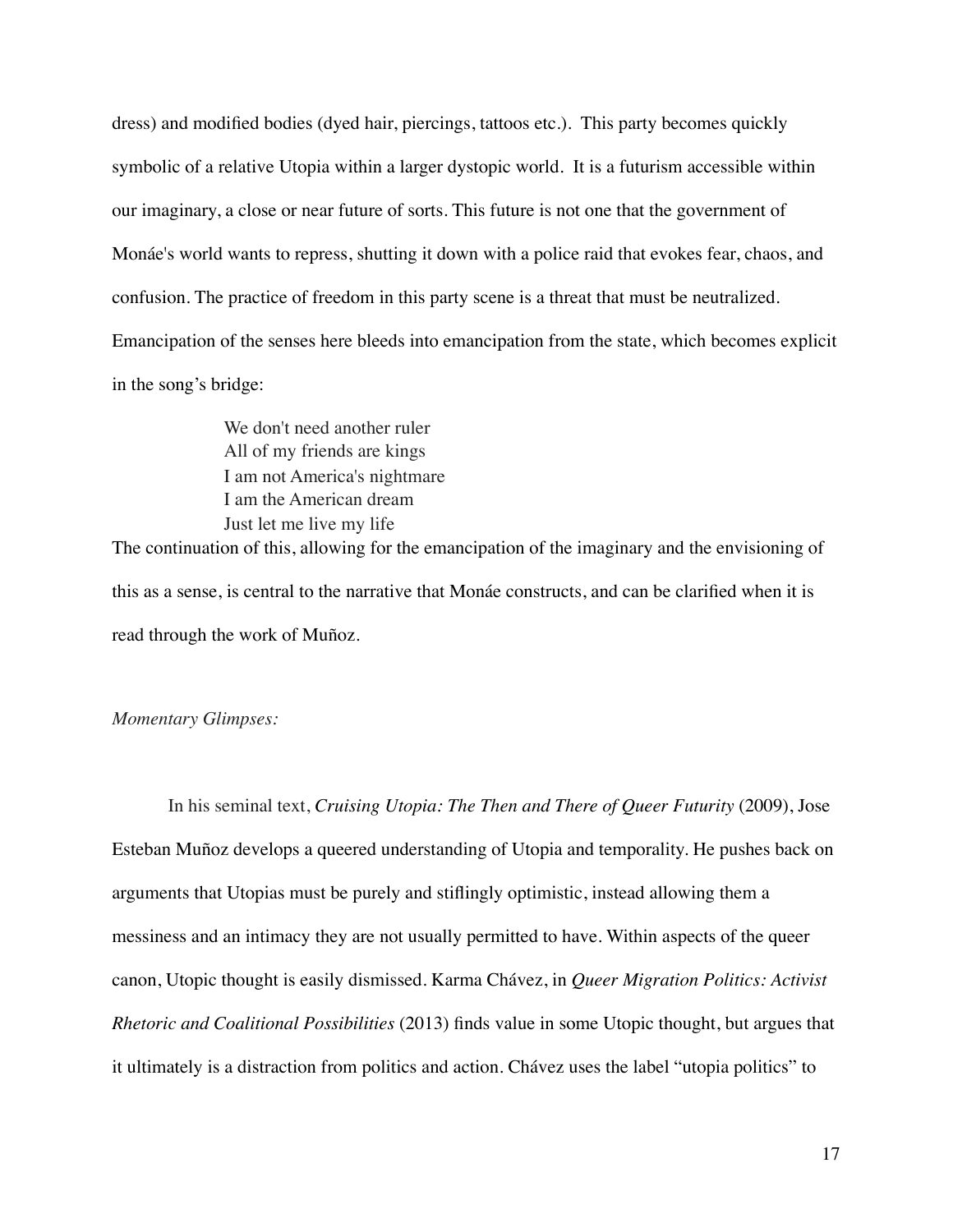dress) and modified bodies (dyed hair, piercings, tattoos etc.). This party becomes quickly symbolic of a relative Utopia within a larger dystopic world. It is a futurism accessible within our imaginary, a close or near future of sorts. This future is not one that the government of Monáe's world wants to repress, shutting it down with a police raid that evokes fear, chaos, and confusion. The practice of freedom in this party scene is a threat that must be neutralized. Emancipation of the senses here bleeds into emancipation from the state, which becomes explicit in the song's bridge:

> We don't need another ruler
> All of my friends are kings
> I am not America's nightmare
> I am the American dream
> Just let me live my life

The continuation of this, allowing for the emancipation of the imaginary and the envisioning of this as a sense, is central to the narrative that Monáe constructs, and can be clarified when it is read through the work of Muñoz.

*Momentary Glimpses:*

In his seminal text, *Cruising Utopia: The Then and There of Queer Futurity* (2009), Jose Esteban Muñoz develops a queered understanding of Utopia and temporality. He pushes back on arguments that Utopias must be purely and stiflingly optimistic, instead allowing them a messiness and an intimacy they are not usually permitted to have. Within aspects of the queer canon, Utopic thought is easily dismissed. Karma Chávez, in *Queer Migration Politics: Activist Rhetoric and Coalitional Possibilities* (2013) finds value in some Utopic thought, but argues that it ultimately is a distraction from politics and action. Chávez uses the label "utopia politics" to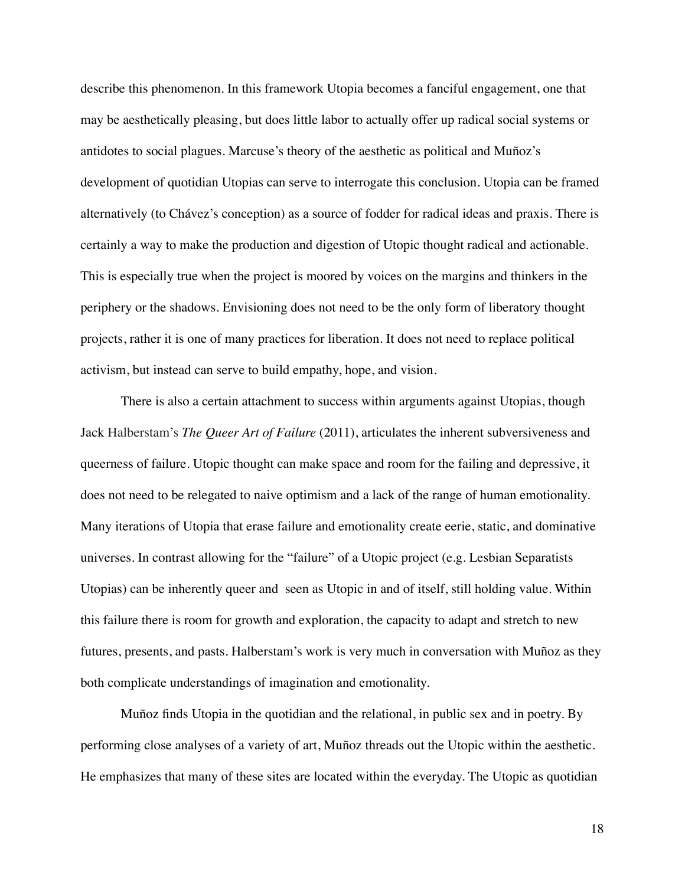describe this phenomenon. In this framework Utopia becomes a fanciful engagement, one that may be aesthetically pleasing, but does little labor to actually offer up radical social systems or antidotes to social plagues. Marcuse's theory of the aesthetic as political and Muñoz's development of quotidian Utopias can serve to interrogate this conclusion. Utopia can be framed alternatively (to Chávez's conception) as a source of fodder for radical ideas and praxis. There is certainly a way to make the production and digestion of Utopic thought radical and actionable. This is especially true when the project is moored by voices on the margins and thinkers in the periphery or the shadows. Envisioning does not need to be the only form of liberatory thought projects, rather it is one of many practices for liberation. It does not need to replace political activism, but instead can serve to build empathy, hope, and vision.

There is also a certain attachment to success within arguments against Utopias, though Jack Halberstam's *The Queer Art of Failure* (2011), articulates the inherent subversiveness and queerness of failure. Utopic thought can make space and room for the failing and depressive, it does not need to be relegated to naive optimism and a lack of the range of human emotionality. Many iterations of Utopia that erase failure and emotionality create eerie, static, and dominative universes. In contrast allowing for the "failure" of a Utopic project (e.g. Lesbian Separatists Utopias) can be inherently queer and seen as Utopic in and of itself, still holding value. Within this failure there is room for growth and exploration, the capacity to adapt and stretch to new futures, presents, and pasts. Halberstam's work is very much in conversation with Muñoz as they both complicate understandings of imagination and emotionality.

Muñoz finds Utopia in the quotidian and the relational, in public sex and in poetry. By performing close analyses of a variety of art, Muñoz threads out the Utopic within the aesthetic. He emphasizes that many of these sites are located within the everyday. The Utopic as quotidian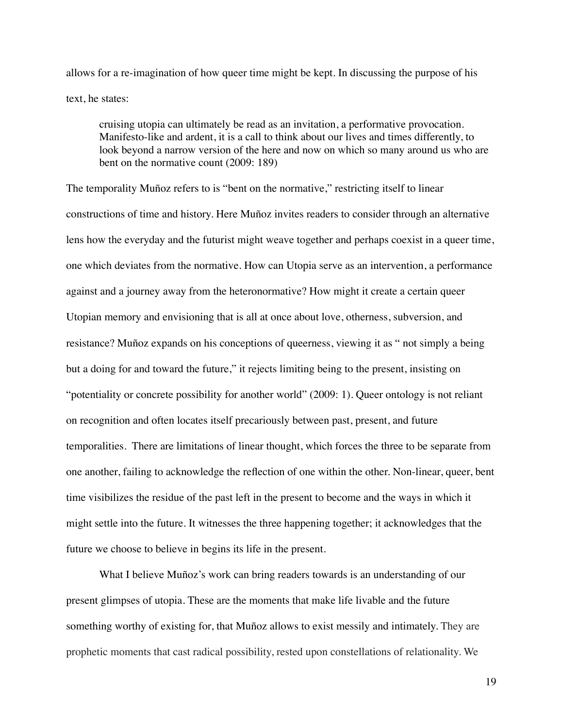allows for a re-imagination of how queer time might be kept. In discussing the purpose of his text, he states:

> cruising utopia can ultimately be read as an invitation, a performative provocation. Manifesto-like and ardent, it is a call to think about our lives and times differently, to look beyond a narrow version of the here and now on which so many around us who are bent on the normative count (2009: 189)

The temporality Muñoz refers to is "bent on the normative," restricting itself to linear constructions of time and history. Here Muñoz invites readers to consider through an alternative lens how the everyday and the futurist might weave together and perhaps coexist in a queer time, one which deviates from the normative. How can Utopia serve as an intervention, a performance against and a journey away from the heteronormative? How might it create a certain queer Utopian memory and envisioning that is all at once about love, otherness, subversion, and resistance? Muñoz expands on his conceptions of queerness, viewing it as " not simply a being but a doing for and toward the future," it rejects limiting being to the present, insisting on "potentiality or concrete possibility for another world" (2009: 1). Queer ontology is not reliant on recognition and often locates itself precariously between past, present, and future temporalities. There are limitations of linear thought, which forces the three to be separate from one another, failing to acknowledge the reflection of one within the other. Non-linear, queer, bent time visibilizes the residue of the past left in the present to become and the ways in which it might settle into the future. It witnesses the three happening together; it acknowledges that the future we choose to believe in begins its life in the present.

What I believe Muñoz's work can bring readers towards is an understanding of our present glimpses of utopia. These are the moments that make life livable and the future something worthy of existing for, that Muñoz allows to exist messily and intimately. They are prophetic moments that cast radical possibility, rested upon constellations of relationality. We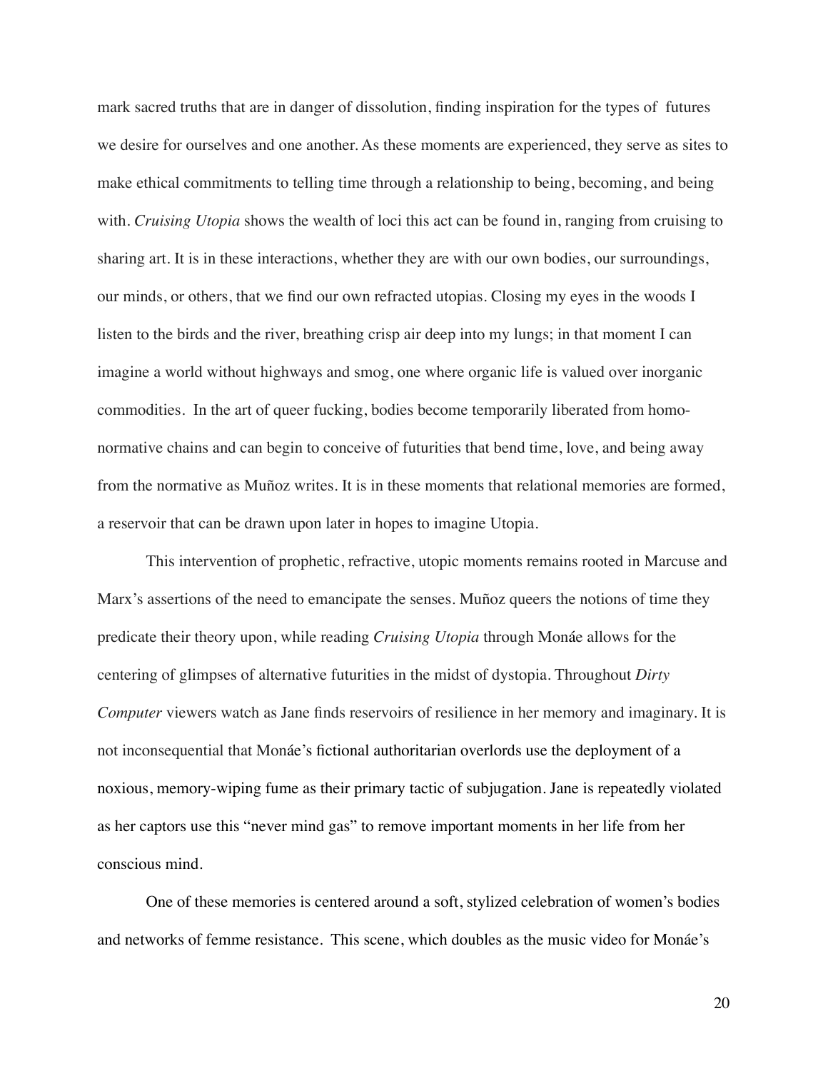mark sacred truths that are in danger of dissolution, finding inspiration for the types of futures we desire for ourselves and one another. As these moments are experienced, they serve as sites to make ethical commitments to telling time through a relationship to being, becoming, and being with. *Cruising Utopia* shows the wealth of loci this act can be found in, ranging from cruising to sharing art. It is in these interactions, whether they are with our own bodies, our surroundings, our minds, or others, that we find our own refracted utopias. Closing my eyes in the woods I listen to the birds and the river, breathing crisp air deep into my lungs; in that moment I can imagine a world without highways and smog, one where organic life is valued over inorganic commodities. In the art of queer fucking, bodies become temporarily liberated from homo-normative chains and can begin to conceive of futurities that bend time, love, and being away from the normative as Muñoz writes. It is in these moments that relational memories are formed, a reservoir that can be drawn upon later in hopes to imagine Utopia.

This intervention of prophetic, refractive, utopic moments remains rooted in Marcuse and Marx's assertions of the need to emancipate the senses. Muñoz queers the notions of time they predicate their theory upon, while reading *Cruising Utopia* through Monáe allows for the centering of glimpses of alternative futurities in the midst of dystopia. Throughout *Dirty Computer* viewers watch as Jane finds reservoirs of resilience in her memory and imaginary. It is not inconsequential that Monáe's fictional authoritarian overlords use the deployment of a noxious, memory-wiping fume as their primary tactic of subjugation. Jane is repeatedly violated as her captors use this "never mind gas" to remove important moments in her life from her conscious mind.

One of these memories is centered around a soft, stylized celebration of women's bodies and networks of femme resistance. This scene, which doubles as the music video for Monáe's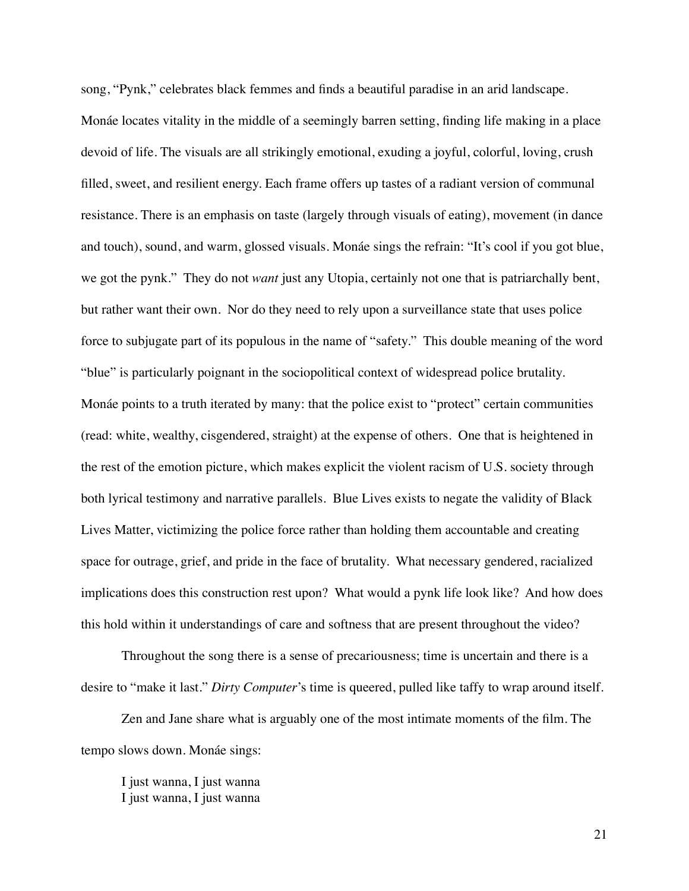song, "Pynk," celebrates black femmes and finds a beautiful paradise in an arid landscape. Monáe locates vitality in the middle of a seemingly barren setting, finding life making in a place devoid of life. The visuals are all strikingly emotional, exuding a joyful, colorful, loving, crush filled, sweet, and resilient energy. Each frame offers up tastes of a radiant version of communal resistance. There is an emphasis on taste (largely through visuals of eating), movement (in dance and touch), sound, and warm, glossed visuals. Monáe sings the refrain: "It's cool if you got blue, we got the pynk." They do not *want* just any Utopia, certainly not one that is patriarchally bent, but rather want their own. Nor do they need to rely upon a surveillance state that uses police force to subjugate part of its populous in the name of "safety." This double meaning of the word "blue" is particularly poignant in the sociopolitical context of widespread police brutality. Monáe points to a truth iterated by many: that the police exist to "protect" certain communities (read: white, wealthy, cisgendered, straight) at the expense of others. One that is heightened in the rest of the emotion picture, which makes explicit the violent racism of U.S. society through both lyrical testimony and narrative parallels. Blue Lives exists to negate the validity of Black Lives Matter, victimizing the police force rather than holding them accountable and creating space for outrage, grief, and pride in the face of brutality. What necessary gendered, racialized implications does this construction rest upon? What would a pynk life look like? And how does this hold within it understandings of care and softness that are present throughout the video?

Throughout the song there is a sense of precariousness; time is uncertain and there is a desire to "make it last." *Dirty Computer*'s time is queered, pulled like taffy to wrap around itself.

Zen and Jane share what is arguably one of the most intimate moments of the film. The tempo slows down. Monáe sings:

> I just wanna, I just wanna
> I just wanna, I just wanna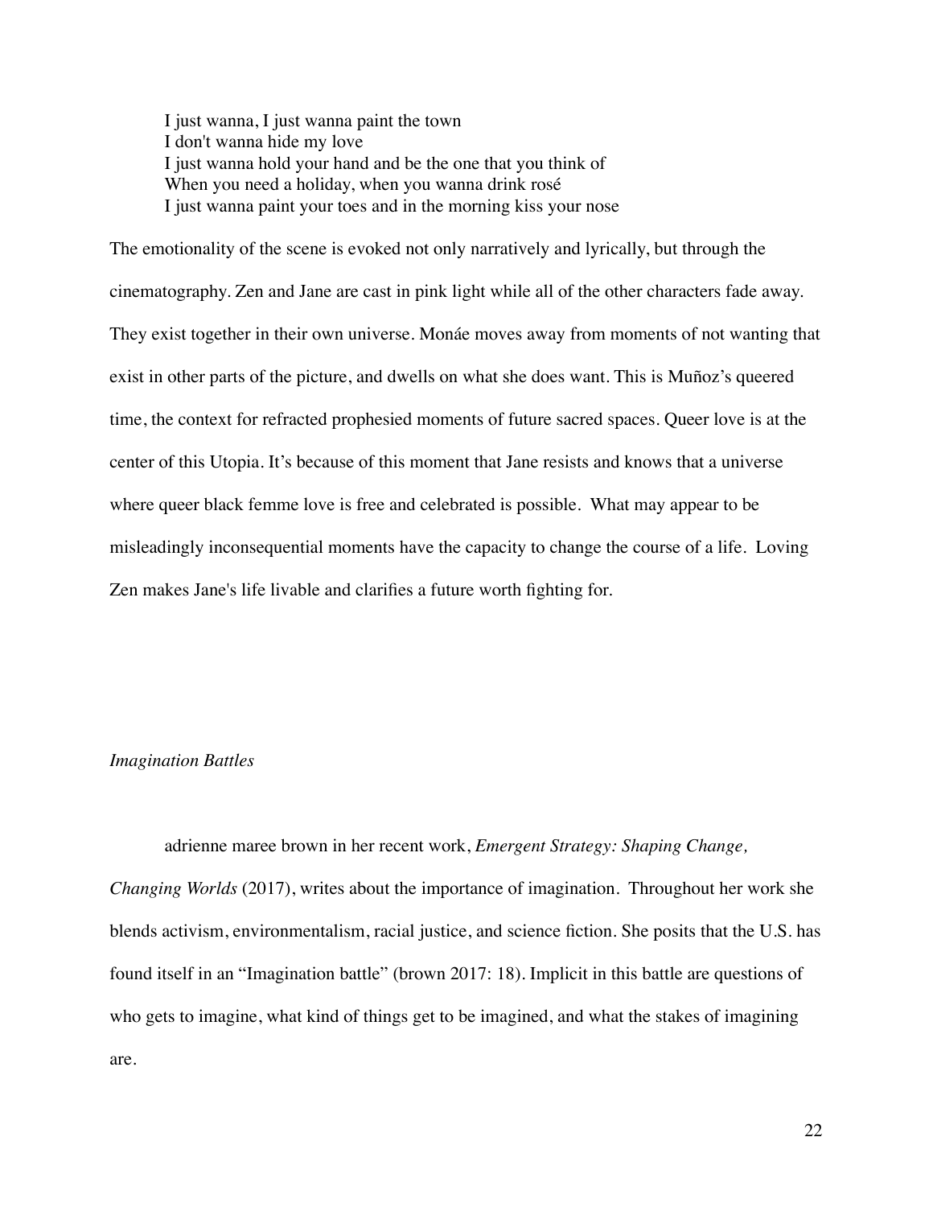> I just wanna, I just wanna paint the town
> I don't wanna hide my love
> I just wanna hold your hand and be the one that you think of
> When you need a holiday, when you wanna drink rosé
> I just wanna paint your toes and in the morning kiss your nose

The emotionality of the scene is evoked not only narratively and lyrically, but through the cinematography. Zen and Jane are cast in pink light while all of the other characters fade away. They exist together in their own universe. Monáe moves away from moments of not wanting that exist in other parts of the picture, and dwells on what she does want. This is Muñoz's queered time, the context for refracted prophesied moments of future sacred spaces. Queer love is at the center of this Utopia. It's because of this moment that Jane resists and knows that a universe where queer black femme love is free and celebrated is possible. What may appear to be misleadingly inconsequential moments have the capacity to change the course of a life. Loving Zen makes Jane's life livable and clarifies a future worth fighting for.

*Imagination Battles*

adrienne maree brown in her recent work, *Emergent Strategy: Shaping Change, Changing Worlds* (2017), writes about the importance of imagination. Throughout her work she blends activism, environmentalism, racial justice, and science fiction. She posits that the U.S. has found itself in an "Imagination battle" (brown 2017: 18). Implicit in this battle are questions of who gets to imagine, what kind of things get to be imagined, and what the stakes of imagining are.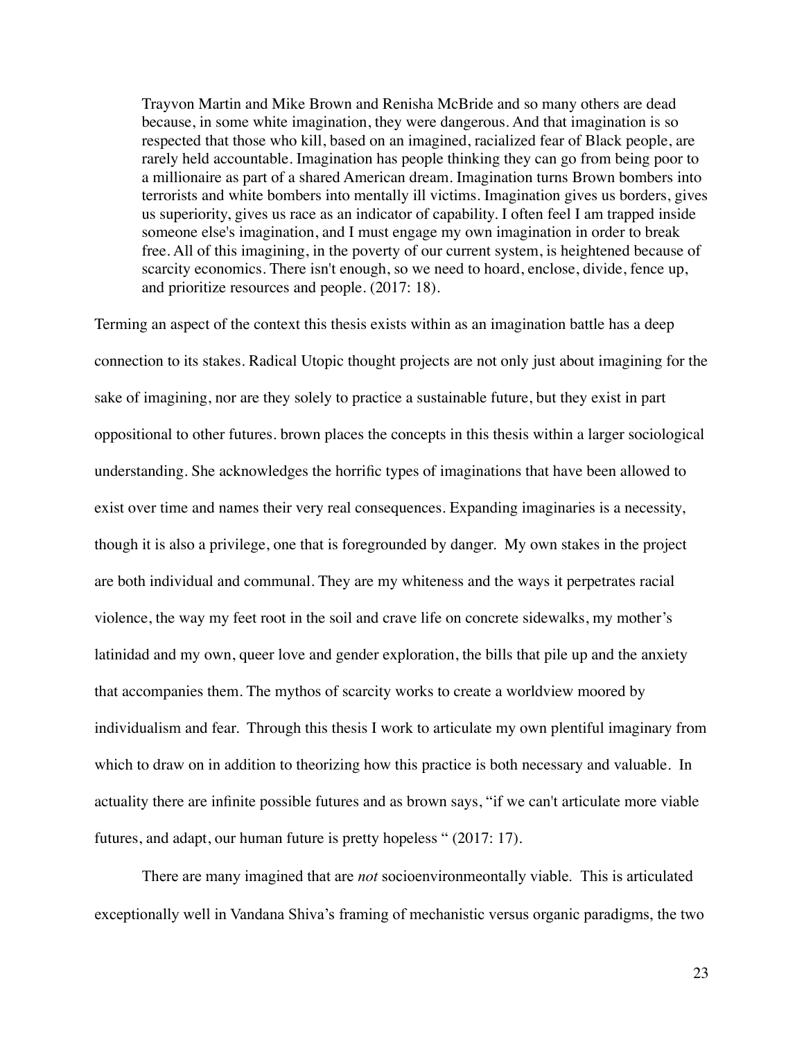> Trayvon Martin and Mike Brown and Renisha McBride and so many others are dead because, in some white imagination, they were dangerous. And that imagination is so respected that those who kill, based on an imagined, racialized fear of Black people, are rarely held accountable. Imagination has people thinking they can go from being poor to a millionaire as part of a shared American dream. Imagination turns Brown bombers into terrorists and white bombers into mentally ill victims. Imagination gives us borders, gives us superiority, gives us race as an indicator of capability. I often feel I am trapped inside someone else's imagination, and I must engage my own imagination in order to break free. All of this imagining, in the poverty of our current system, is heightened because of scarcity economics. There isn't enough, so we need to hoard, enclose, divide, fence up, and prioritize resources and people. (2017: 18).

Terming an aspect of the context this thesis exists within as an imagination battle has a deep connection to its stakes. Radical Utopic thought projects are not only just about imagining for the sake of imagining, nor are they solely to practice a sustainable future, but they exist in part oppositional to other futures. brown places the concepts in this thesis within a larger sociological understanding. She acknowledges the horrific types of imaginations that have been allowed to exist over time and names their very real consequences. Expanding imaginaries is a necessity, though it is also a privilege, one that is foregrounded by danger. My own stakes in the project are both individual and communal. They are my whiteness and the ways it perpetrates racial violence, the way my feet root in the soil and crave life on concrete sidewalks, my mother's latinidad and my own, queer love and gender exploration, the bills that pile up and the anxiety that accompanies them. The mythos of scarcity works to create a worldview moored by individualism and fear. Through this thesis I work to articulate my own plentiful imaginary from which to draw on in addition to theorizing how this practice is both necessary and valuable. In actuality there are infinite possible futures and as brown says, "if we can't articulate more viable futures, and adapt, our human future is pretty hopeless " (2017: 17).

There are many imagined that are *not* socioenvironmeontally viable. This is articulated exceptionally well in Vandana Shiva's framing of mechanistic versus organic paradigms, the two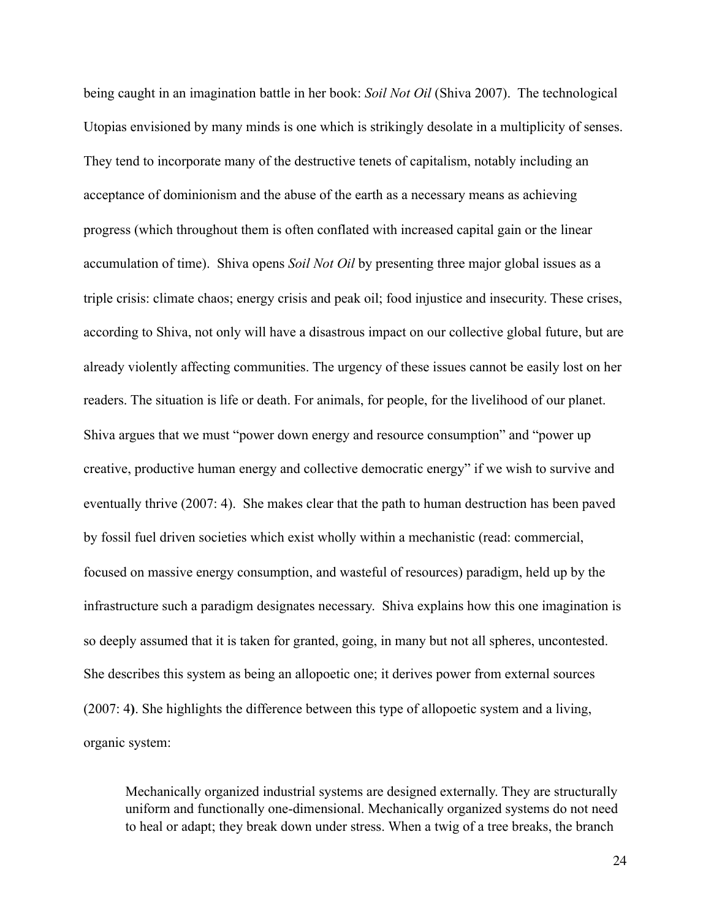being caught in an imagination battle in her book: *Soil Not Oil* (Shiva 2007). The technological Utopias envisioned by many minds is one which is strikingly desolate in a multiplicity of senses. They tend to incorporate many of the destructive tenets of capitalism, notably including an acceptance of dominionism and the abuse of the earth as a necessary means as achieving progress (which throughout them is often conflated with increased capital gain or the linear accumulation of time). Shiva opens *Soil Not Oil* by presenting three major global issues as a triple crisis: climate chaos; energy crisis and peak oil; food injustice and insecurity. These crises, according to Shiva, not only will have a disastrous impact on our collective global future, but are already violently affecting communities. The urgency of these issues cannot be easily lost on her readers. The situation is life or death. For animals, for people, for the livelihood of our planet. Shiva argues that we must "power down energy and resource consumption" and "power up creative, productive human energy and collective democratic energy" if we wish to survive and eventually thrive (2007: 4). She makes clear that the path to human destruction has been paved by fossil fuel driven societies which exist wholly within a mechanistic (read: commercial, focused on massive energy consumption, and wasteful of resources) paradigm, held up by the infrastructure such a paradigm designates necessary. Shiva explains how this one imagination is so deeply assumed that it is taken for granted, going, in many but not all spheres, uncontested. She describes this system as being an allopoetic one; it derives power from external sources (2007: 4**)**. She highlights the difference between this type of allopoetic system and a living, organic system:

> Mechanically organized industrial systems are designed externally. They are structurally uniform and functionally one-dimensional. Mechanically organized systems do not need to heal or adapt; they break down under stress. When a twig of a tree breaks, the branch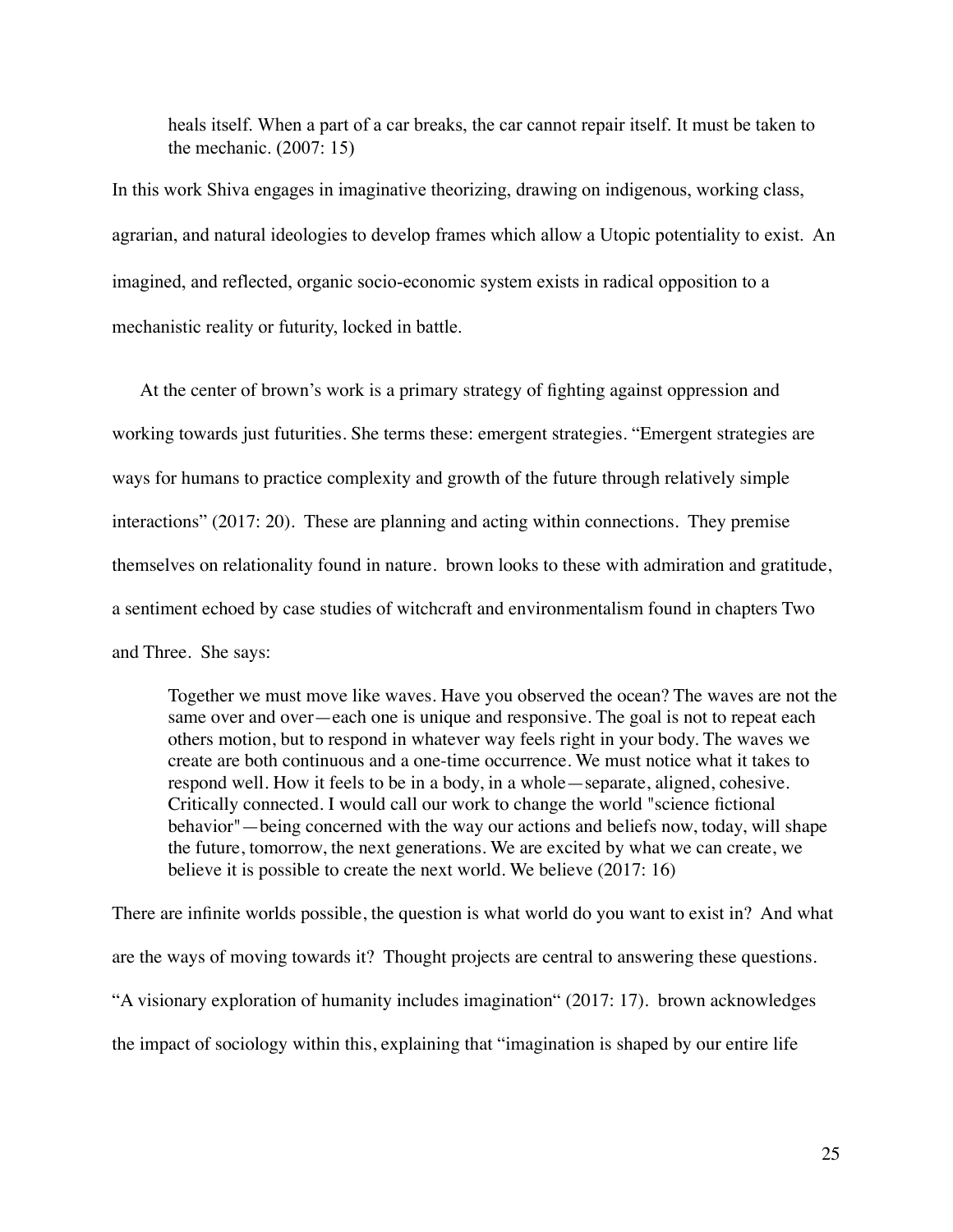> heals itself. When a part of a car breaks, the car cannot repair itself. It must be taken to the mechanic. (2007: 15)

In this work Shiva engages in imaginative theorizing, drawing on indigenous, working class, agrarian, and natural ideologies to develop frames which allow a Utopic potentiality to exist. An imagined, and reflected, organic socio-economic system exists in radical opposition to a mechanistic reality or futurity, locked in battle.

At the center of brown's work is a primary strategy of fighting against oppression and working towards just futurities. She terms these: emergent strategies. "Emergent strategies are ways for humans to practice complexity and growth of the future through relatively simple interactions" (2017: 20). These are planning and acting within connections. They premise themselves on relationality found in nature. brown looks to these with admiration and gratitude, a sentiment echoed by case studies of witchcraft and environmentalism found in chapters Two and Three. She says:

> Together we must move like waves. Have you observed the ocean? The waves are not the same over and over—each one is unique and responsive. The goal is not to repeat each others motion, but to respond in whatever way feels right in your body. The waves we create are both continuous and a one-time occurrence. We must notice what it takes to respond well. How it feels to be in a body, in a whole—separate, aligned, cohesive. Critically connected. I would call our work to change the world "science fictional behavior"—being concerned with the way our actions and beliefs now, today, will shape the future, tomorrow, the next generations. We are excited by what we can create, we believe it is possible to create the next world. We believe (2017: 16)

There are infinite worlds possible, the question is what world do you want to exist in? And what are the ways of moving towards it? Thought projects are central to answering these questions. "A visionary exploration of humanity includes imagination" (2017: 17). brown acknowledges the impact of sociology within this, explaining that "imagination is shaped by our entire life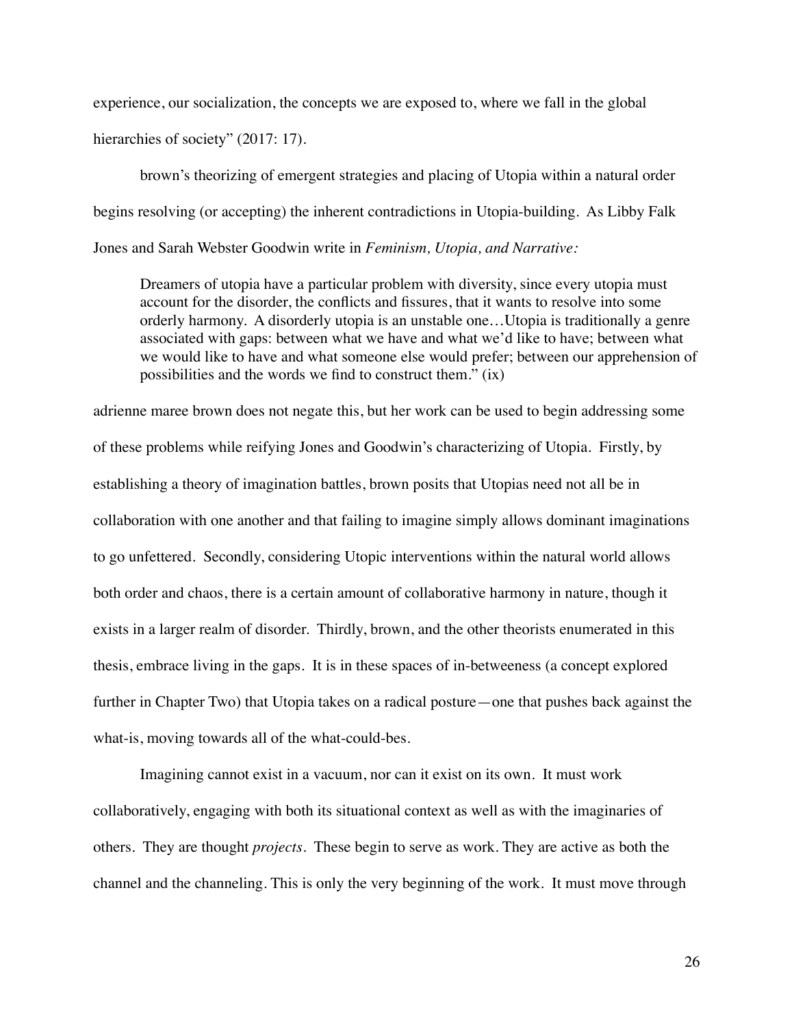experience, our socialization, the concepts we are exposed to, where we fall in the global hierarchies of society" (2017: 17).

brown's theorizing of emergent strategies and placing of Utopia within a natural order begins resolving (or accepting) the inherent contradictions in Utopia-building. As Libby Falk Jones and Sarah Webster Goodwin write in *Feminism, Utopia, and Narrative:*

> Dreamers of utopia have a particular problem with diversity, since every utopia must account for the disorder, the conflicts and fissures, that it wants to resolve into some orderly harmony. A disorderly utopia is an unstable one…Utopia is traditionally a genre associated with gaps: between what we have and what we'd like to have; between what we would like to have and what someone else would prefer; between our apprehension of possibilities and the words we find to construct them." (ix)

adrienne maree brown does not negate this, but her work can be used to begin addressing some of these problems while reifying Jones and Goodwin's characterizing of Utopia. Firstly, by establishing a theory of imagination battles, brown posits that Utopias need not all be in collaboration with one another and that failing to imagine simply allows dominant imaginations to go unfettered. Secondly, considering Utopic interventions within the natural world allows both order and chaos, there is a certain amount of collaborative harmony in nature, though it exists in a larger realm of disorder. Thirdly, brown, and the other theorists enumerated in this thesis, embrace living in the gaps. It is in these spaces of in-betweeness (a concept explored further in Chapter Two) that Utopia takes on a radical posture—one that pushes back against the what-is, moving towards all of the what-could-bes.

Imagining cannot exist in a vacuum, nor can it exist on its own. It must work collaboratively, engaging with both its situational context as well as with the imaginaries of others. They are thought *projects*. These begin to serve as work. They are active as both the channel and the channeling. This is only the very beginning of the work. It must move through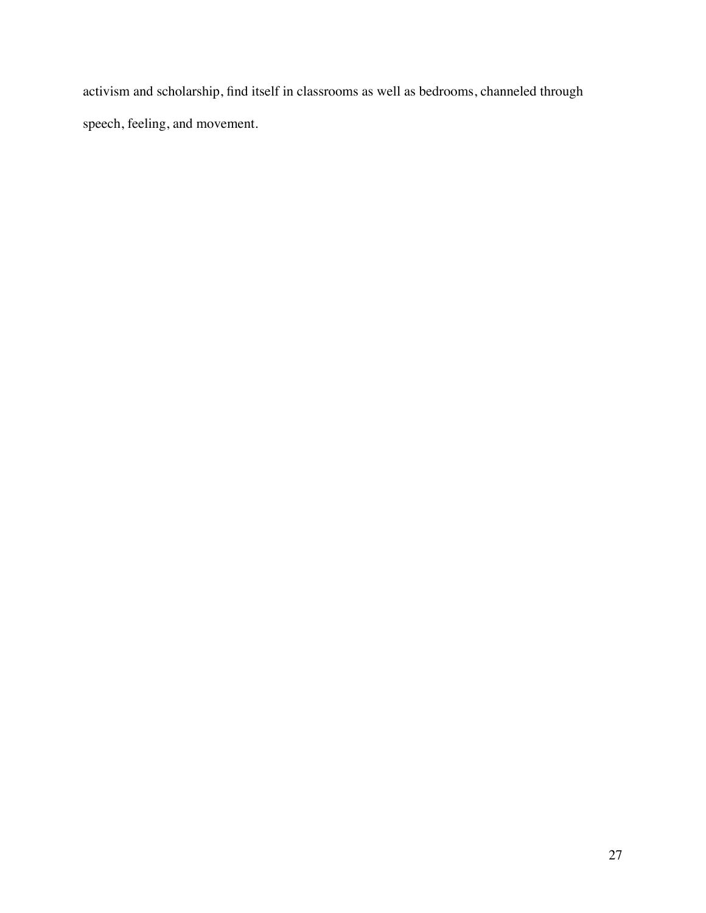activism and scholarship, find itself in classrooms as well as bedrooms, channeled through speech, feeling, and movement.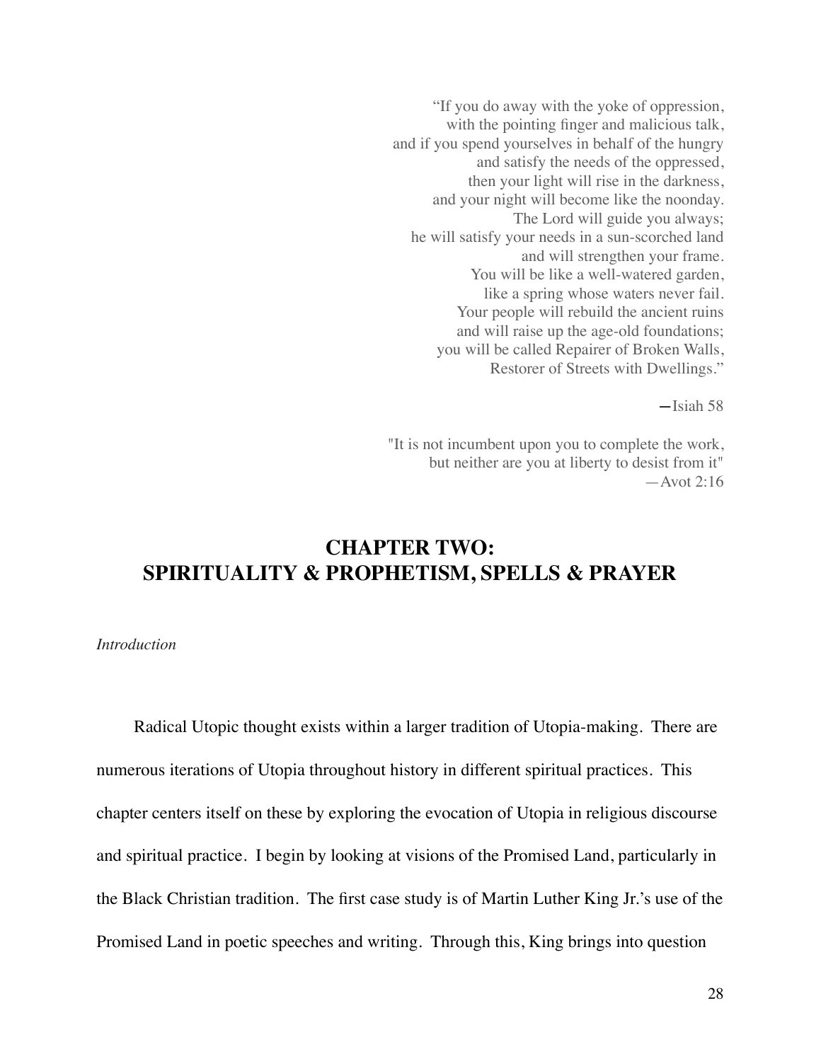> "If you do away with the yoke of oppression,
> with the pointing finger and malicious talk,
> and if you spend yourselves in behalf of the hungry
> and satisfy the needs of the oppressed,
> then your light will rise in the darkness,
> and your night will become like the noonday.
> The Lord will guide you always;
> he will satisfy your needs in a sun-scorched land
> and will strengthen your frame.
> You will be like a well-watered garden,
> like a spring whose waters never fail.
> Your people will rebuild the ancient ruins
> and will raise up the age-old foundations;
> you will be called Repairer of Broken Walls,
> Restorer of Streets with Dwellings."
>
> —Isiah 58

> "It is not incumbent upon you to complete the work,
> but neither are you at liberty to desist from it"
> —Avot 2:16

# CHAPTER TWO: SPIRITUALITY & PROPHETISM, SPELLS & PRAYER

*Introduction*

Radical Utopic thought exists within a larger tradition of Utopia-making. There are numerous iterations of Utopia throughout history in different spiritual practices. This chapter centers itself on these by exploring the evocation of Utopia in religious discourse and spiritual practice. I begin by looking at visions of the Promised Land, particularly in the Black Christian tradition. The first case study is of Martin Luther King Jr.'s use of the Promised Land in poetic speeches and writing. Through this, King brings into question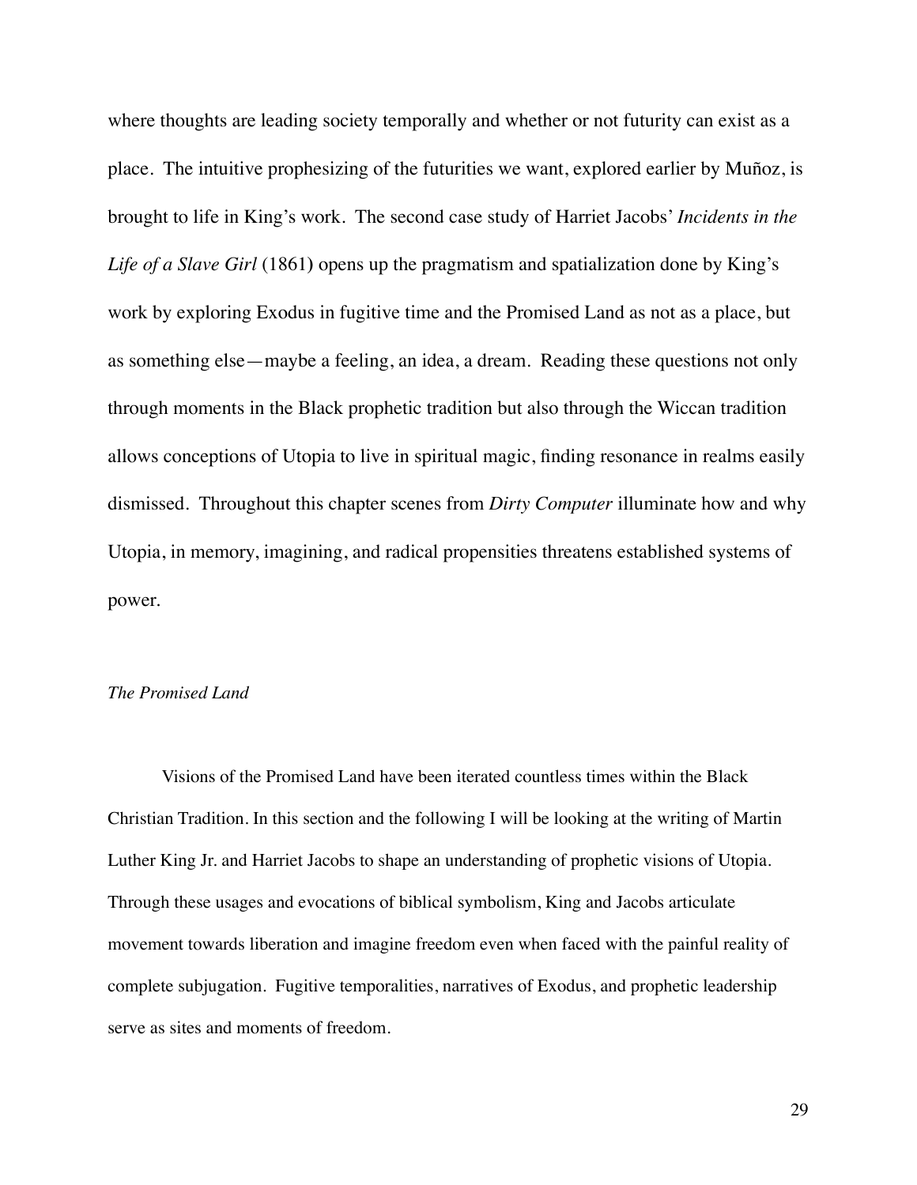where thoughts are leading society temporally and whether or not futurity can exist as a place. The intuitive prophesizing of the futurities we want, explored earlier by Muñoz, is brought to life in King's work. The second case study of Harriet Jacobs' *Incidents in the Life of a Slave Girl* (1861) opens up the pragmatism and spatialization done by King's work by exploring Exodus in fugitive time and the Promised Land as not as a place, but as something else—maybe a feeling, an idea, a dream. Reading these questions not only through moments in the Black prophetic tradition but also through the Wiccan tradition allows conceptions of Utopia to live in spiritual magic, finding resonance in realms easily dismissed. Throughout this chapter scenes from *Dirty Computer* illuminate how and why Utopia, in memory, imagining, and radical propensities threatens established systems of power.

### *The Promised Land*

Visions of the Promised Land have been iterated countless times within the Black Christian Tradition. In this section and the following I will be looking at the writing of Martin Luther King Jr. and Harriet Jacobs to shape an understanding of prophetic visions of Utopia. Through these usages and evocations of biblical symbolism, King and Jacobs articulate movement towards liberation and imagine freedom even when faced with the painful reality of complete subjugation. Fugitive temporalities, narratives of Exodus, and prophetic leadership serve as sites and moments of freedom.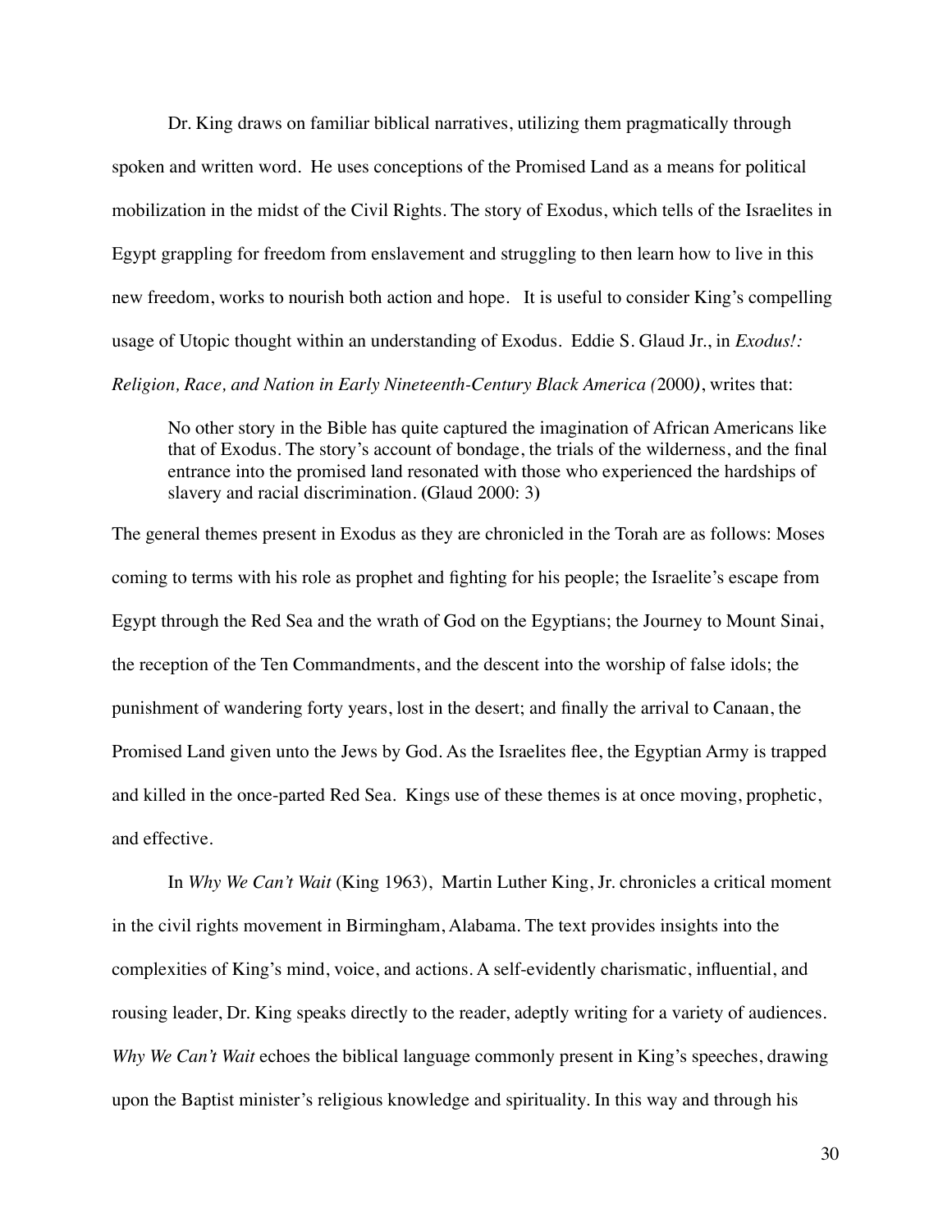Dr. King draws on familiar biblical narratives, utilizing them pragmatically through spoken and written word. He uses conceptions of the Promised Land as a means for political mobilization in the midst of the Civil Rights. The story of Exodus, which tells of the Israelites in Egypt grappling for freedom from enslavement and struggling to then learn how to live in this new freedom, works to nourish both action and hope. It is useful to consider King's compelling usage of Utopic thought within an understanding of Exodus. Eddie S. Glaud Jr., in *Exodus!: Religion, Race, and Nation in Early Nineteenth-Century Black America (*2000*)*, writes that:

> No other story in the Bible has quite captured the imagination of African Americans like that of Exodus. The story's account of bondage, the trials of the wilderness, and the final entrance into the promised land resonated with those who experienced the hardships of slavery and racial discrimination. (Glaud 2000: 3)

The general themes present in Exodus as they are chronicled in the Torah are as follows: Moses coming to terms with his role as prophet and fighting for his people; the Israelite's escape from Egypt through the Red Sea and the wrath of God on the Egyptians; the Journey to Mount Sinai, the reception of the Ten Commandments, and the descent into the worship of false idols; the punishment of wandering forty years, lost in the desert; and finally the arrival to Canaan, the Promised Land given unto the Jews by God. As the Israelites flee, the Egyptian Army is trapped and killed in the once-parted Red Sea. Kings use of these themes is at once moving, prophetic, and effective.

In *Why We Can't Wait* (King 1963), Martin Luther King, Jr. chronicles a critical moment in the civil rights movement in Birmingham, Alabama. The text provides insights into the complexities of King's mind, voice, and actions. A self-evidently charismatic, influential, and rousing leader, Dr. King speaks directly to the reader, adeptly writing for a variety of audiences. *Why We Can't Wait* echoes the biblical language commonly present in King's speeches, drawing upon the Baptist minister's religious knowledge and spirituality. In this way and through his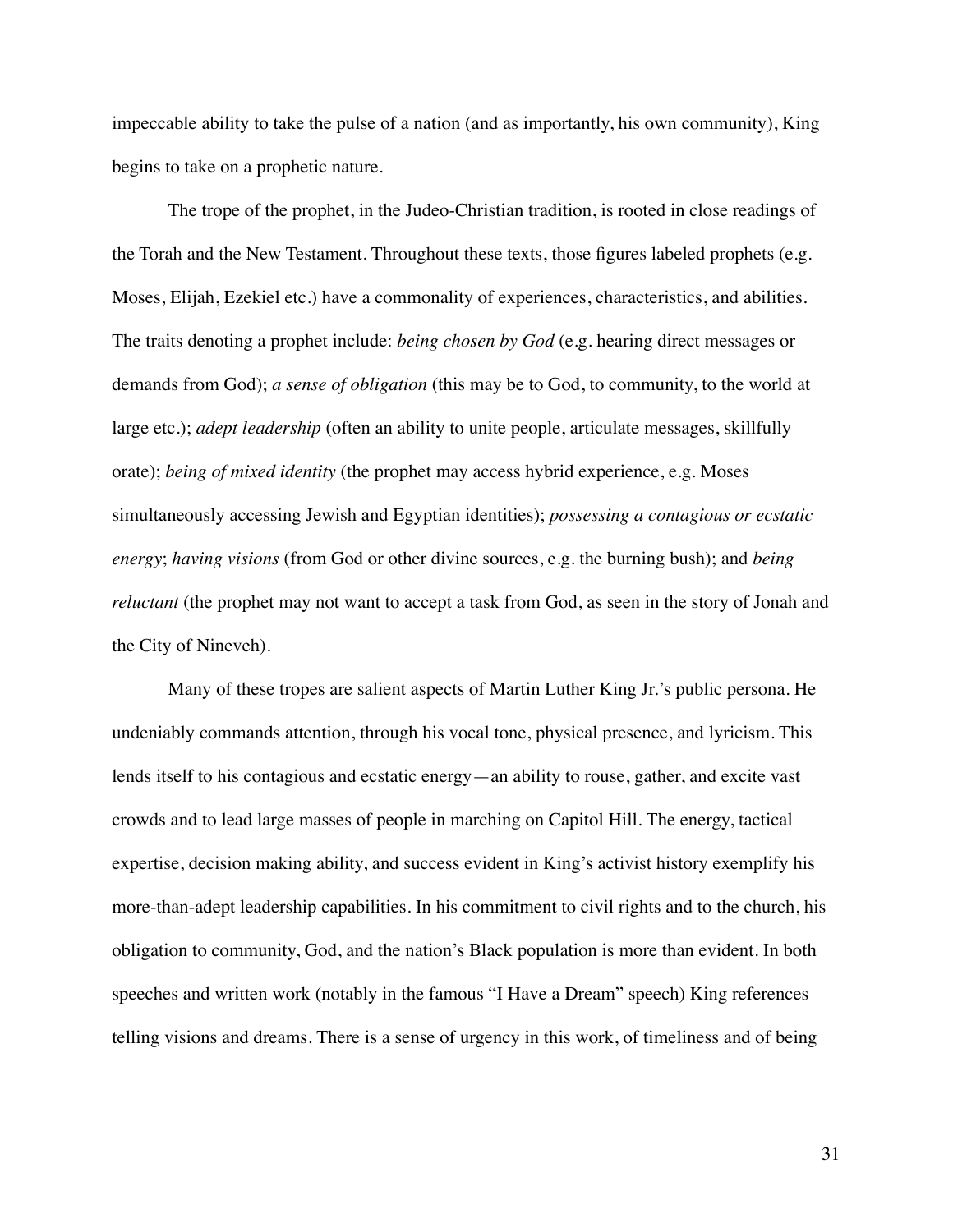impeccable ability to take the pulse of a nation (and as importantly, his own community), King begins to take on a prophetic nature.

The trope of the prophet, in the Judeo-Christian tradition, is rooted in close readings of the Torah and the New Testament. Throughout these texts, those figures labeled prophets (e.g. Moses, Elijah, Ezekiel etc.) have a commonality of experiences, characteristics, and abilities. The traits denoting a prophet include: *being chosen by God* (e.g. hearing direct messages or demands from God); *a sense of obligation* (this may be to God, to community, to the world at large etc.); *adept leadership* (often an ability to unite people, articulate messages, skillfully orate); *being of mixed identity* (the prophet may access hybrid experience, e.g. Moses simultaneously accessing Jewish and Egyptian identities); *possessing a contagious or ecstatic energy*; *having visions* (from God or other divine sources, e.g. the burning bush); and *being reluctant* (the prophet may not want to accept a task from God, as seen in the story of Jonah and the City of Nineveh).

Many of these tropes are salient aspects of Martin Luther King Jr.'s public persona. He undeniably commands attention, through his vocal tone, physical presence, and lyricism. This lends itself to his contagious and ecstatic energy—an ability to rouse, gather, and excite vast crowds and to lead large masses of people in marching on Capitol Hill. The energy, tactical expertise, decision making ability, and success evident in King's activist history exemplify his more-than-adept leadership capabilities. In his commitment to civil rights and to the church, his obligation to community, God, and the nation's Black population is more than evident. In both speeches and written work (notably in the famous "I Have a Dream" speech) King references telling visions and dreams. There is a sense of urgency in this work, of timeliness and of being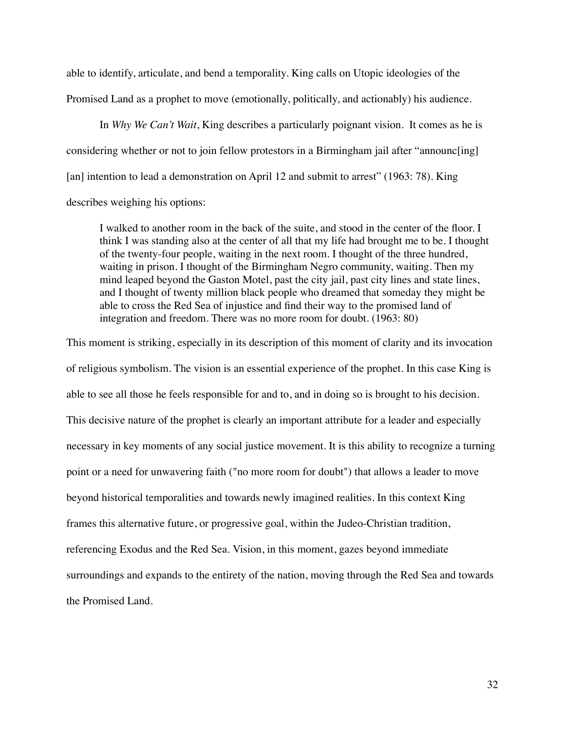able to identify, articulate, and bend a temporality. King calls on Utopic ideologies of the Promised Land as a prophet to move (emotionally, politically, and actionably) his audience.

In *Why We Can't Wait*, King describes a particularly poignant vision. It comes as he is considering whether or not to join fellow protestors in a Birmingham jail after "announc[ing] [an] intention to lead a demonstration on April 12 and submit to arrest" (1963: 78). King describes weighing his options:

> I walked to another room in the back of the suite, and stood in the center of the floor. I think I was standing also at the center of all that my life had brought me to be. I thought of the twenty-four people, waiting in the next room. I thought of the three hundred, waiting in prison. I thought of the Birmingham Negro community, waiting. Then my mind leaped beyond the Gaston Motel, past the city jail, past city lines and state lines, and I thought of twenty million black people who dreamed that someday they might be able to cross the Red Sea of injustice and find their way to the promised land of integration and freedom. There was no more room for doubt. (1963: 80)

This moment is striking, especially in its description of this moment of clarity and its invocation of religious symbolism. The vision is an essential experience of the prophet. In this case King is able to see all those he feels responsible for and to, and in doing so is brought to his decision. This decisive nature of the prophet is clearly an important attribute for a leader and especially necessary in key moments of any social justice movement. It is this ability to recognize a turning point or a need for unwavering faith ("no more room for doubt") that allows a leader to move beyond historical temporalities and towards newly imagined realities. In this context King frames this alternative future, or progressive goal, within the Judeo-Christian tradition, referencing Exodus and the Red Sea. Vision, in this moment, gazes beyond immediate surroundings and expands to the entirety of the nation, moving through the Red Sea and towards the Promised Land.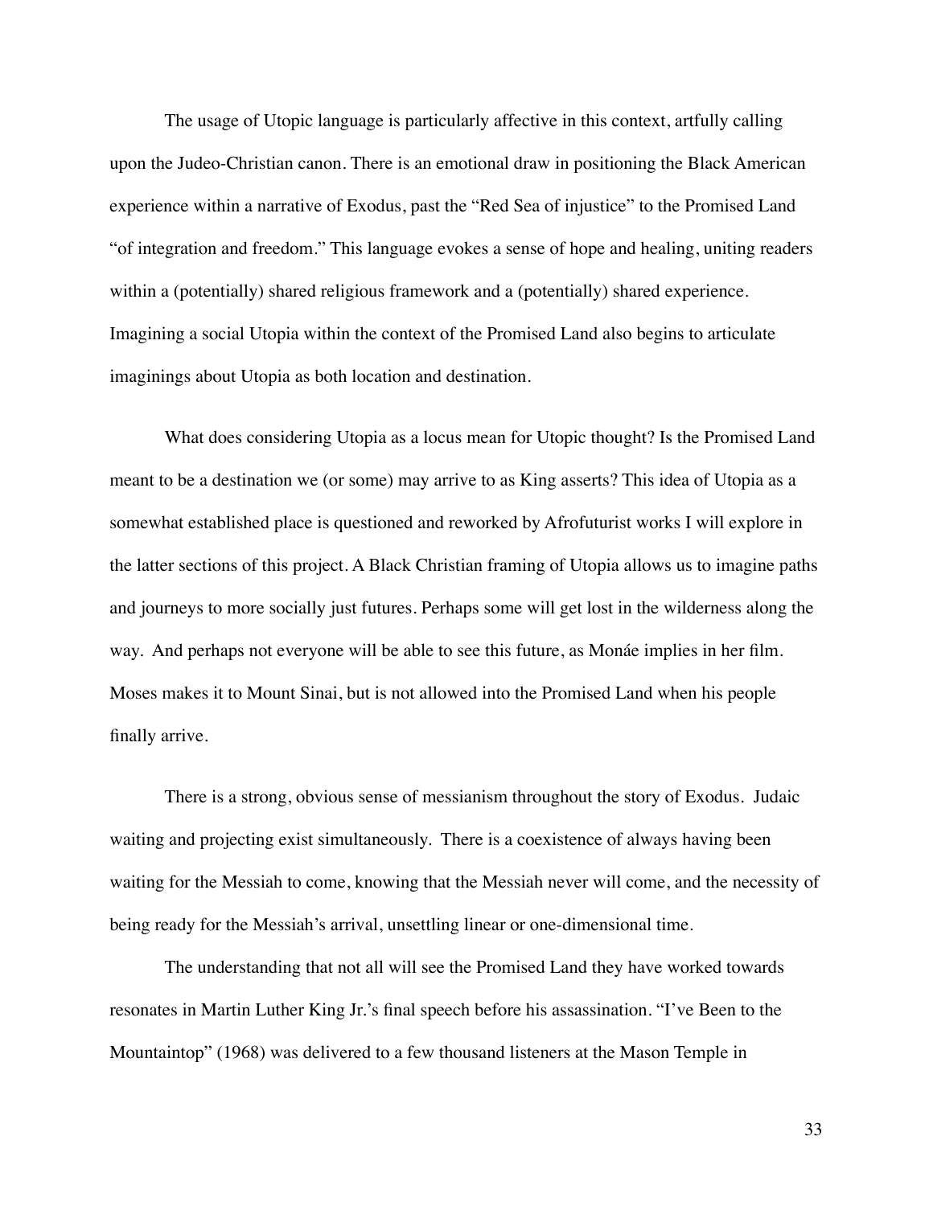The usage of Utopic language is particularly affective in this context, artfully calling upon the Judeo-Christian canon. There is an emotional draw in positioning the Black American experience within a narrative of Exodus, past the "Red Sea of injustice" to the Promised Land "of integration and freedom." This language evokes a sense of hope and healing, uniting readers within a (potentially) shared religious framework and a (potentially) shared experience. Imagining a social Utopia within the context of the Promised Land also begins to articulate imaginings about Utopia as both location and destination.

What does considering Utopia as a locus mean for Utopic thought? Is the Promised Land meant to be a destination we (or some) may arrive to as King asserts? This idea of Utopia as a somewhat established place is questioned and reworked by Afrofuturist works I will explore in the latter sections of this project. A Black Christian framing of Utopia allows us to imagine paths and journeys to more socially just futures. Perhaps some will get lost in the wilderness along the way. And perhaps not everyone will be able to see this future, as Monáe implies in her film. Moses makes it to Mount Sinai, but is not allowed into the Promised Land when his people finally arrive.

There is a strong, obvious sense of messianism throughout the story of Exodus. Judaic waiting and projecting exist simultaneously. There is a coexistence of always having been waiting for the Messiah to come, knowing that the Messiah never will come, and the necessity of being ready for the Messiah's arrival, unsettling linear or one-dimensional time.

The understanding that not all will see the Promised Land they have worked towards resonates in Martin Luther King Jr.'s final speech before his assassination. "I've Been to the Mountaintop" (1968) was delivered to a few thousand listeners at the Mason Temple in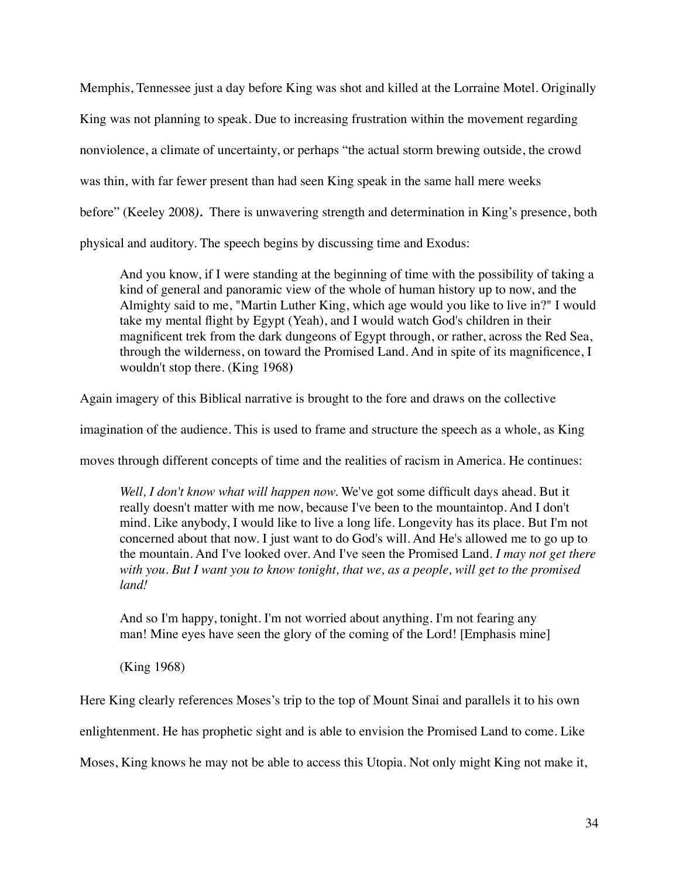Memphis, Tennessee just a day before King was shot and killed at the Lorraine Motel. Originally King was not planning to speak. Due to increasing frustration within the movement regarding nonviolence, a climate of uncertainty, or perhaps "the actual storm brewing outside, the crowd was thin, with far fewer present than had seen King speak in the same hall mere weeks before" (Keeley 2008***).*** There is unwavering strength and determination in King's presence, both physical and auditory. The speech begins by discussing time and Exodus:

> And you know, if I were standing at the beginning of time with the possibility of taking a kind of general and panoramic view of the whole of human history up to now, and the Almighty said to me, "Martin Luther King, which age would you like to live in?" I would take my mental flight by Egypt (Yeah), and I would watch God's children in their magnificent trek from the dark dungeons of Egypt through, or rather, across the Red Sea, through the wilderness, on toward the Promised Land. And in spite of its magnificence, I wouldn't stop there. (King 1968)

Again imagery of this Biblical narrative is brought to the fore and draws on the collective imagination of the audience. This is used to frame and structure the speech as a whole, as King moves through different concepts of time and the realities of racism in America. He continues:

> *Well, I don't know what will happen now.* We've got some difficult days ahead. But it really doesn't matter with me now, because I've been to the mountaintop. And I don't mind. Like anybody, I would like to live a long life. Longevity has its place. But I'm not concerned about that now. I just want to do God's will. And He's allowed me to go up to the mountain. And I've looked over. And I've seen the Promised Land. *I may not get there with you. But I want you to know tonight, that we, as a people, will get to the promised land!*
>
> And so I'm happy, tonight. I'm not worried about anything. I'm not fearing any man! Mine eyes have seen the glory of the coming of the Lord! [Emphasis mine]
>
> (King 1968)

Here King clearly references Moses's trip to the top of Mount Sinai and parallels it to his own enlightenment. He has prophetic sight and is able to envision the Promised Land to come. Like Moses, King knows he may not be able to access this Utopia. Not only might King not make it,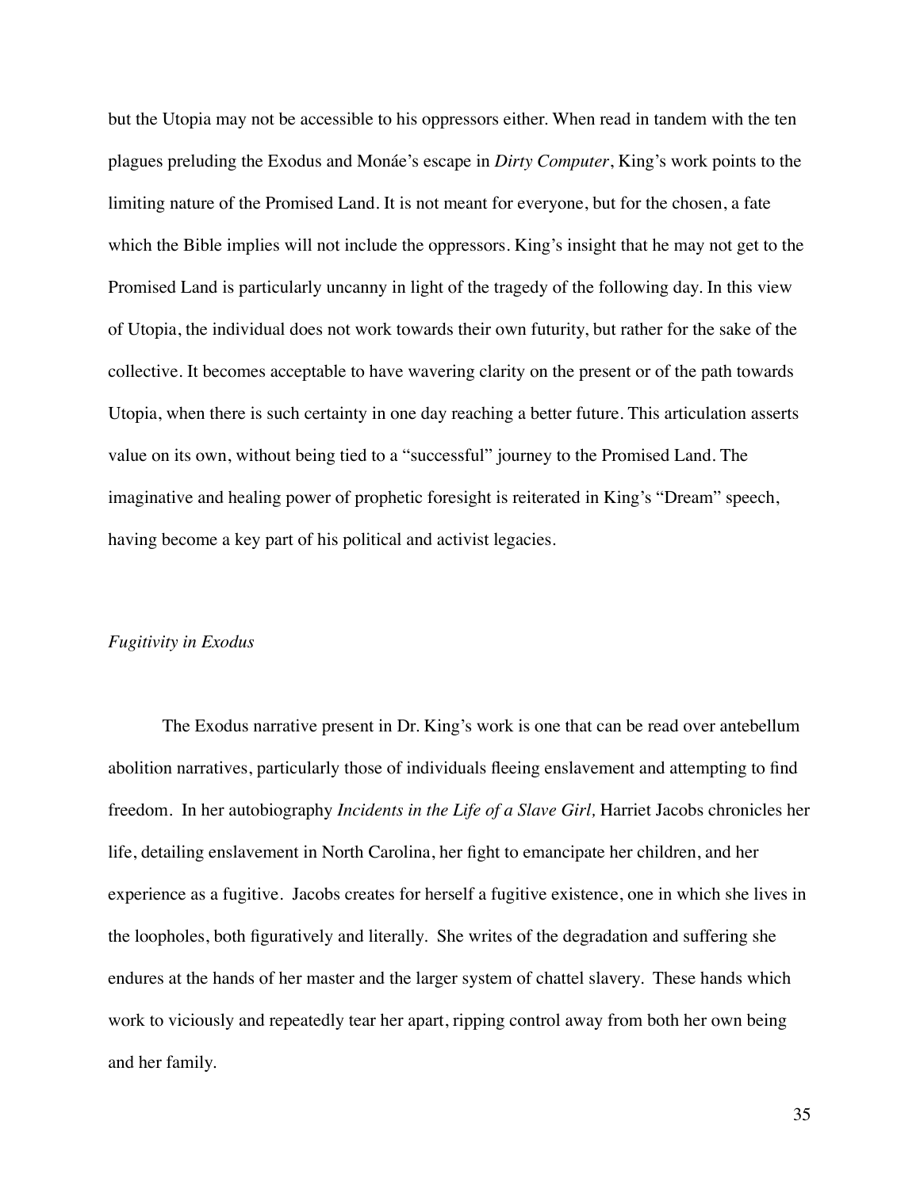but the Utopia may not be accessible to his oppressors either. When read in tandem with the ten plagues preluding the Exodus and Monáe's escape in *Dirty Computer*, King's work points to the limiting nature of the Promised Land. It is not meant for everyone, but for the chosen, a fate which the Bible implies will not include the oppressors. King's insight that he may not get to the Promised Land is particularly uncanny in light of the tragedy of the following day. In this view of Utopia, the individual does not work towards their own futurity, but rather for the sake of the collective. It becomes acceptable to have wavering clarity on the present or of the path towards Utopia, when there is such certainty in one day reaching a better future. This articulation asserts value on its own, without being tied to a "successful" journey to the Promised Land. The imaginative and healing power of prophetic foresight is reiterated in King's "Dream" speech, having become a key part of his political and activist legacies.

### *Fugitivity in Exodus*

The Exodus narrative present in Dr. King's work is one that can be read over antebellum abolition narratives, particularly those of individuals fleeing enslavement and attempting to find freedom. In her autobiography *Incidents in the Life of a Slave Girl,* Harriet Jacobs chronicles her life, detailing enslavement in North Carolina, her fight to emancipate her children, and her experience as a fugitive. Jacobs creates for herself a fugitive existence, one in which she lives in the loopholes, both figuratively and literally. She writes of the degradation and suffering she endures at the hands of her master and the larger system of chattel slavery. These hands which work to viciously and repeatedly tear her apart, ripping control away from both her own being and her family.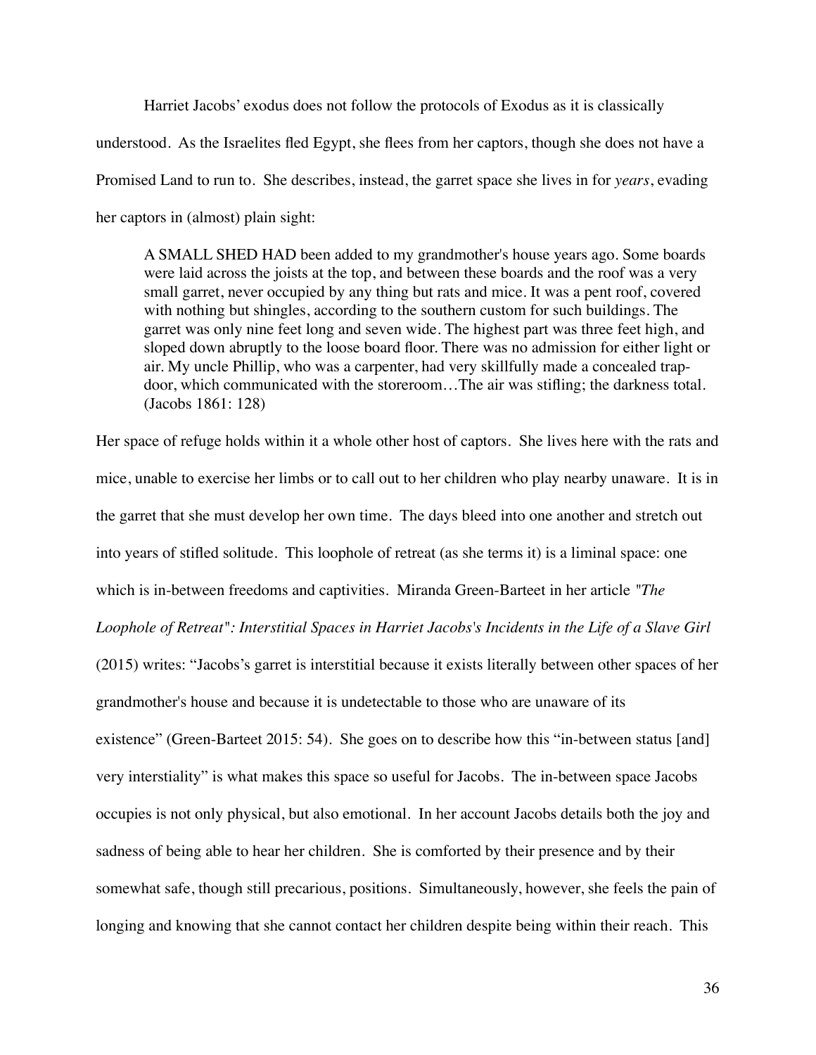Harriet Jacobs' exodus does not follow the protocols of Exodus as it is classically understood. As the Israelites fled Egypt, she flees from her captors, though she does not have a Promised Land to run to. She describes, instead, the garret space she lives in for *years*, evading her captors in (almost) plain sight:

> A SMALL SHED HAD been added to my grandmother's house years ago. Some boards were laid across the joists at the top, and between these boards and the roof was a very small garret, never occupied by any thing but rats and mice. It was a pent roof, covered with nothing but shingles, according to the southern custom for such buildings. The garret was only nine feet long and seven wide. The highest part was three feet high, and sloped down abruptly to the loose board floor. There was no admission for either light or air. My uncle Phillip, who was a carpenter, had very skillfully made a concealed trap-door, which communicated with the storeroom…The air was stifling; the darkness total. (Jacobs 1861: 128)

Her space of refuge holds within it a whole other host of captors. She lives here with the rats and mice, unable to exercise her limbs or to call out to her children who play nearby unaware. It is in the garret that she must develop her own time. The days bleed into one another and stretch out into years of stifled solitude. This loophole of retreat (as she terms it) is a liminal space: one which is in-between freedoms and captivities. Miranda Green-Barteet in her article *"The Loophole of Retreat": Interstitial Spaces in Harriet Jacobs's Incidents in the Life of a Slave Girl* (2015) writes: "Jacobs's garret is interstitial because it exists literally between other spaces of her grandmother's house and because it is undetectable to those who are unaware of its existence" (Green-Barteet 2015: 54). She goes on to describe how this "in-between status [and] very interstiality" is what makes this space so useful for Jacobs. The in-between space Jacobs occupies is not only physical, but also emotional. In her account Jacobs details both the joy and sadness of being able to hear her children. She is comforted by their presence and by their somewhat safe, though still precarious, positions. Simultaneously, however, she feels the pain of longing and knowing that she cannot contact her children despite being within their reach. This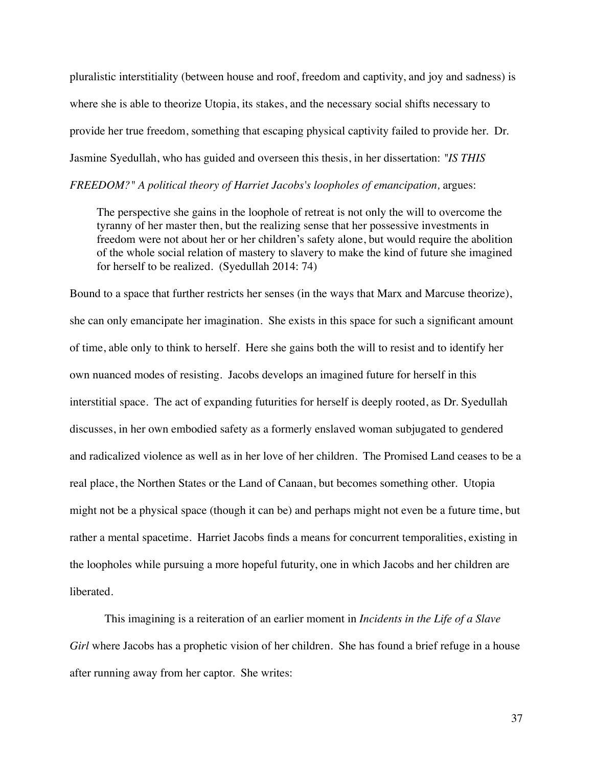pluralistic interstitiality (between house and roof, freedom and captivity, and joy and sadness) is where she is able to theorize Utopia, its stakes, and the necessary social shifts necessary to provide her true freedom, something that escaping physical captivity failed to provide her. Dr. Jasmine Syedullah, who has guided and overseen this thesis, in her dissertation: *"IS THIS FREEDOM?" A political theory of Harriet Jacobs's loopholes of emancipation,* argues:

> The perspective she gains in the loophole of retreat is not only the will to overcome the tyranny of her master then, but the realizing sense that her possessive investments in freedom were not about her or her children's safety alone, but would require the abolition of the whole social relation of mastery to slavery to make the kind of future she imagined for herself to be realized. (Syedullah 2014: 74)

Bound to a space that further restricts her senses (in the ways that Marx and Marcuse theorize), she can only emancipate her imagination. She exists in this space for such a significant amount of time, able only to think to herself. Here she gains both the will to resist and to identify her own nuanced modes of resisting. Jacobs develops an imagined future for herself in this interstitial space. The act of expanding futurities for herself is deeply rooted, as Dr. Syedullah discusses, in her own embodied safety as a formerly enslaved woman subjugated to gendered and radicalized violence as well as in her love of her children. The Promised Land ceases to be a real place, the Northen States or the Land of Canaan, but becomes something other. Utopia might not be a physical space (though it can be) and perhaps might not even be a future time, but rather a mental spacetime. Harriet Jacobs finds a means for concurrent temporalities, existing in the loopholes while pursuing a more hopeful futurity, one in which Jacobs and her children are liberated.

This imagining is a reiteration of an earlier moment in *Incidents in the Life of a Slave Girl* where Jacobs has a prophetic vision of her children. She has found a brief refuge in a house after running away from her captor. She writes: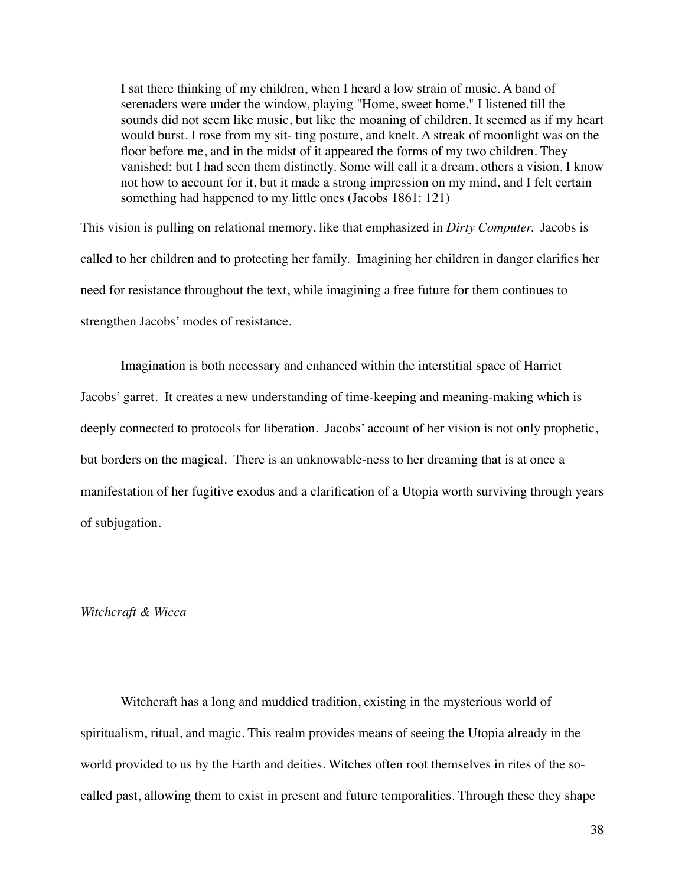> I sat there thinking of my children, when I heard a low strain of music. A band of serenaders were under the window, playing "Home, sweet home." I listened till the sounds did not seem like music, but like the moaning of children. It seemed as if my heart would burst. I rose from my sit- ting posture, and knelt. A streak of moonlight was on the floor before me, and in the midst of it appeared the forms of my two children. They vanished; but I had seen them distinctly. Some will call it a dream, others a vision. I know not how to account for it, but it made a strong impression on my mind, and I felt certain something had happened to my little ones (Jacobs 1861: 121)

This vision is pulling on relational memory, like that emphasized in *Dirty Computer.* Jacobs is called to her children and to protecting her family. Imagining her children in danger clarifies her need for resistance throughout the text, while imagining a free future for them continues to strengthen Jacobs' modes of resistance.

Imagination is both necessary and enhanced within the interstitial space of Harriet Jacobs' garret. It creates a new understanding of time-keeping and meaning-making which is deeply connected to protocols for liberation. Jacobs' account of her vision is not only prophetic, but borders on the magical. There is an unknowable-ness to her dreaming that is at once a manifestation of her fugitive exodus and a clarification of a Utopia worth surviving through years of subjugation.

*Witchcraft & Wicca*

Witchcraft has a long and muddied tradition, existing in the mysterious world of spiritualism, ritual, and magic. This realm provides means of seeing the Utopia already in the world provided to us by the Earth and deities. Witches often root themselves in rites of the so-called past, allowing them to exist in present and future temporalities. Through these they shape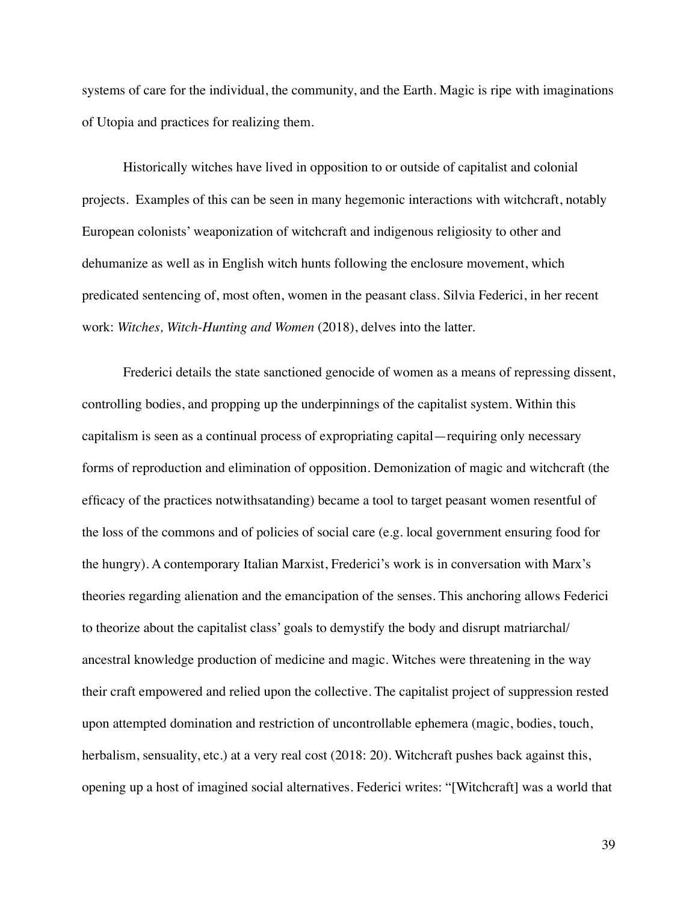systems of care for the individual, the community, and the Earth. Magic is ripe with imaginations of Utopia and practices for realizing them.

Historically witches have lived in opposition to or outside of capitalist and colonial projects. Examples of this can be seen in many hegemonic interactions with witchcraft, notably European colonists' weaponization of witchcraft and indigenous religiosity to other and dehumanize as well as in English witch hunts following the enclosure movement, which predicated sentencing of, most often, women in the peasant class. Silvia Federici, in her recent work: *Witches, Witch-Hunting and Women* (2018), delves into the latter.

Frederici details the state sanctioned genocide of women as a means of repressing dissent, controlling bodies, and propping up the underpinnings of the capitalist system. Within this capitalism is seen as a continual process of expropriating capital—requiring only necessary forms of reproduction and elimination of opposition. Demonization of magic and witchcraft (the efficacy of the practices notwithsatanding) became a tool to target peasant women resentful of the loss of the commons and of policies of social care (e.g. local government ensuring food for the hungry). A contemporary Italian Marxist, Frederici's work is in conversation with Marx's theories regarding alienation and the emancipation of the senses. This anchoring allows Federici to theorize about the capitalist class' goals to demystify the body and disrupt matriarchal/ancestral knowledge production of medicine and magic. Witches were threatening in the way their craft empowered and relied upon the collective. The capitalist project of suppression rested upon attempted domination and restriction of uncontrollable ephemera (magic, bodies, touch, herbalism, sensuality, etc.) at a very real cost (2018: 20). Witchcraft pushes back against this, opening up a host of imagined social alternatives. Federici writes: "[Witchcraft] was a world that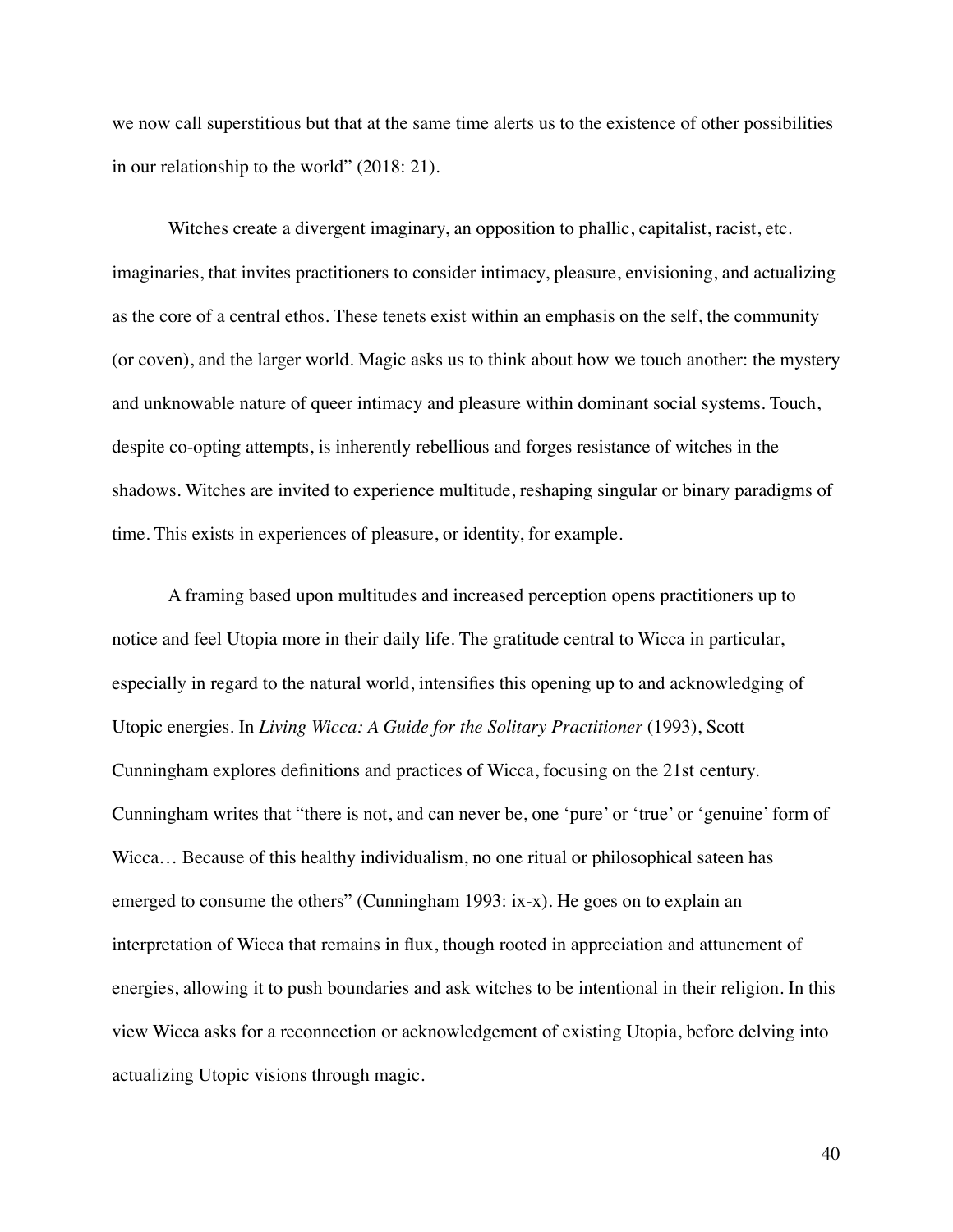we now call superstitious but that at the same time alerts us to the existence of other possibilities in our relationship to the world" (2018: 21).

Witches create a divergent imaginary, an opposition to phallic, capitalist, racist, etc. imaginaries, that invites practitioners to consider intimacy, pleasure, envisioning, and actualizing as the core of a central ethos. These tenets exist within an emphasis on the self, the community (or coven), and the larger world. Magic asks us to think about how we touch another: the mystery and unknowable nature of queer intimacy and pleasure within dominant social systems. Touch, despite co-opting attempts, is inherently rebellious and forges resistance of witches in the shadows. Witches are invited to experience multitude, reshaping singular or binary paradigms of time. This exists in experiences of pleasure, or identity, for example.

A framing based upon multitudes and increased perception opens practitioners up to notice and feel Utopia more in their daily life. The gratitude central to Wicca in particular, especially in regard to the natural world, intensifies this opening up to and acknowledging of Utopic energies. In *Living Wicca: A Guide for the Solitary Practitioner* (1993), Scott Cunningham explores definitions and practices of Wicca, focusing on the 21st century. Cunningham writes that "there is not, and can never be, one 'pure' or 'true' or 'genuine' form of Wicca… Because of this healthy individualism, no one ritual or philosophical sateen has emerged to consume the others" (Cunningham 1993: ix-x). He goes on to explain an interpretation of Wicca that remains in flux, though rooted in appreciation and attunement of energies, allowing it to push boundaries and ask witches to be intentional in their religion. In this view Wicca asks for a reconnection or acknowledgement of existing Utopia, before delving into actualizing Utopic visions through magic.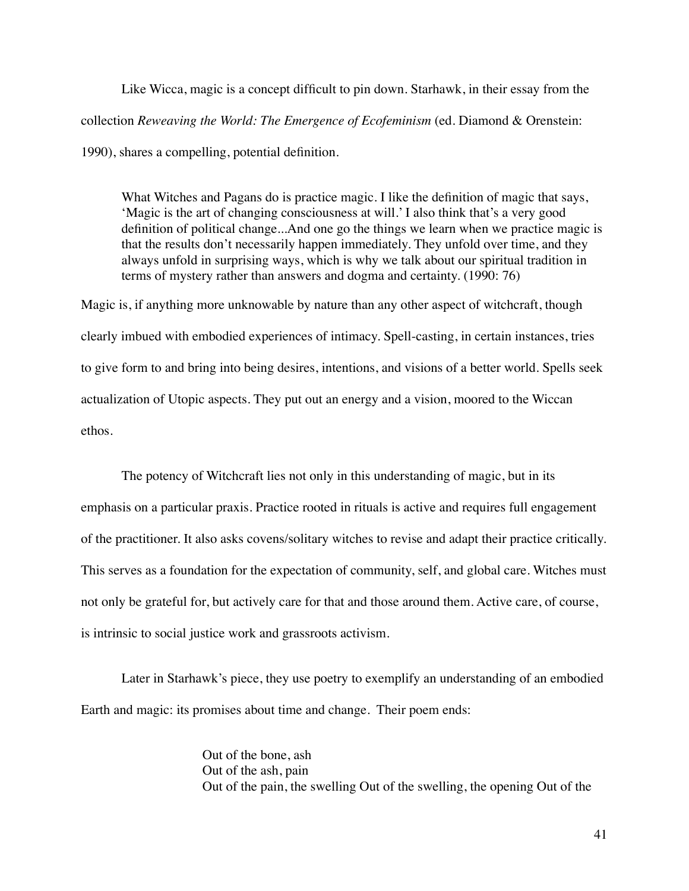Like Wicca, magic is a concept difficult to pin down. Starhawk, in their essay from the collection *Reweaving the World: The Emergence of Ecofeminism* (ed. Diamond & Orenstein: 1990), shares a compelling, potential definition.

> What Witches and Pagans do is practice magic. I like the definition of magic that says, 'Magic is the art of changing consciousness at will.' I also think that's a very good definition of political change...And one go the things we learn when we practice magic is that the results don't necessarily happen immediately. They unfold over time, and they always unfold in surprising ways, which is why we talk about our spiritual tradition in terms of mystery rather than answers and dogma and certainty. (1990: 76)

Magic is, if anything more unknowable by nature than any other aspect of witchcraft, though clearly imbued with embodied experiences of intimacy. Spell-casting, in certain instances, tries to give form to and bring into being desires, intentions, and visions of a better world. Spells seek actualization of Utopic aspects. They put out an energy and a vision, moored to the Wiccan ethos.

The potency of Witchcraft lies not only in this understanding of magic, but in its emphasis on a particular praxis. Practice rooted in rituals is active and requires full engagement of the practitioner. It also asks covens/solitary witches to revise and adapt their practice critically. This serves as a foundation for the expectation of community, self, and global care. Witches must not only be grateful for, but actively care for that and those around them. Active care, of course, is intrinsic to social justice work and grassroots activism.

Later in Starhawk's piece, they use poetry to exemplify an understanding of an embodied Earth and magic: its promises about time and change. Their poem ends:

> Out of the bone, ash
> Out of the ash, pain
> Out of the pain, the swelling Out of the swelling, the opening Out of the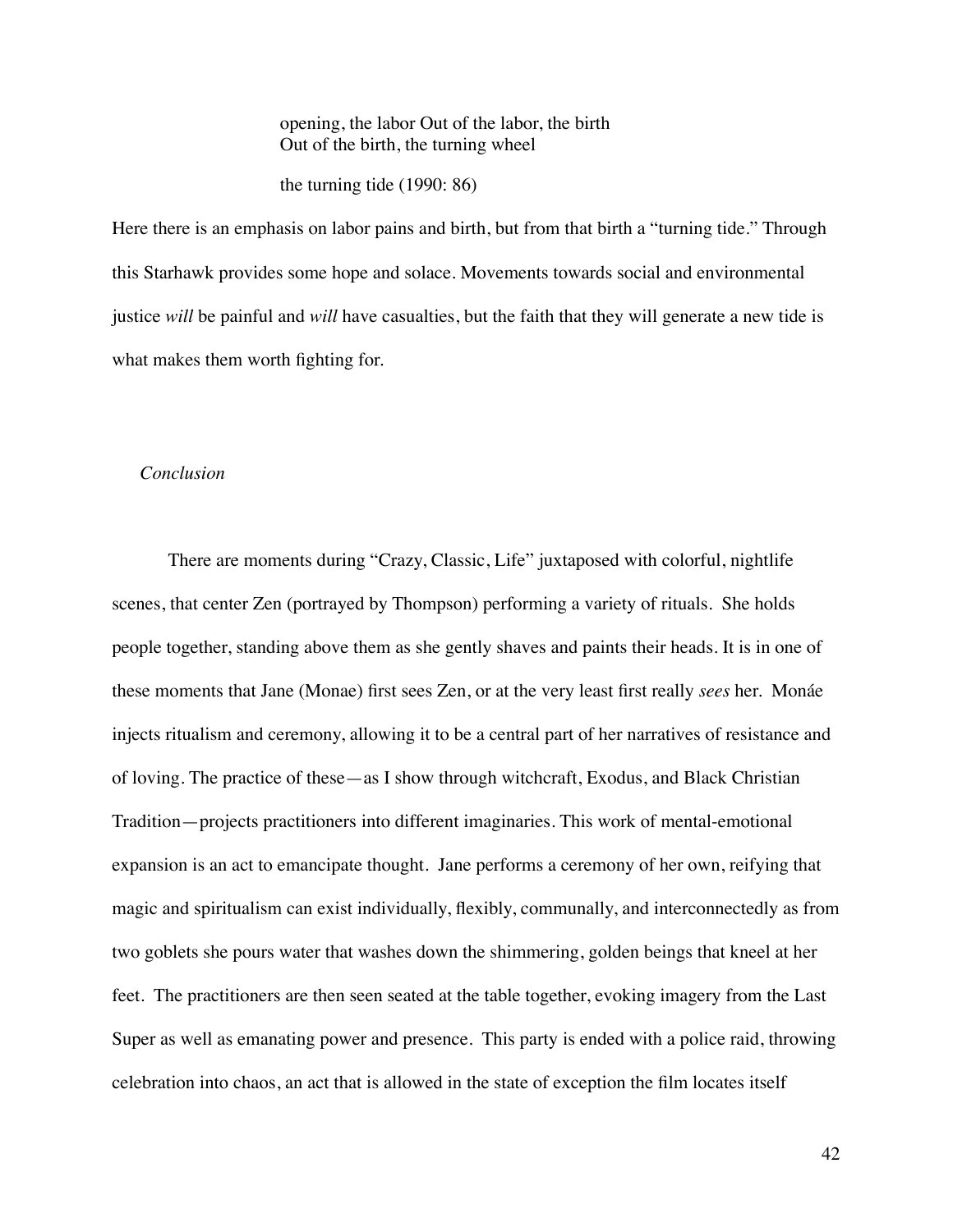opening, the labor Out of the labor, the birth
Out of the birth, the turning wheel

the turning tide (1990: 86)

Here there is an emphasis on labor pains and birth, but from that birth a "turning tide." Through this Starhawk provides some hope and solace. Movements towards social and environmental justice *will* be painful and *will* have casualties, but the faith that they will generate a new tide is what makes them worth fighting for.

### *Conclusion*

There are moments during "Crazy, Classic, Life" juxtaposed with colorful, nightlife scenes, that center Zen (portrayed by Thompson) performing a variety of rituals. She holds people together, standing above them as she gently shaves and paints their heads. It is in one of these moments that Jane (Monae) first sees Zen, or at the very least first really *sees* her. Monáe injects ritualism and ceremony, allowing it to be a central part of her narratives of resistance and of loving. The practice of these—as I show through witchcraft, Exodus, and Black Christian Tradition—projects practitioners into different imaginaries. This work of mental-emotional expansion is an act to emancipate thought. Jane performs a ceremony of her own, reifying that magic and spiritualism can exist individually, flexibly, communally, and interconnectedly as from two goblets she pours water that washes down the shimmering, golden beings that kneel at her feet. The practitioners are then seen seated at the table together, evoking imagery from the Last Super as well as emanating power and presence. This party is ended with a police raid, throwing celebration into chaos, an act that is allowed in the state of exception the film locates itself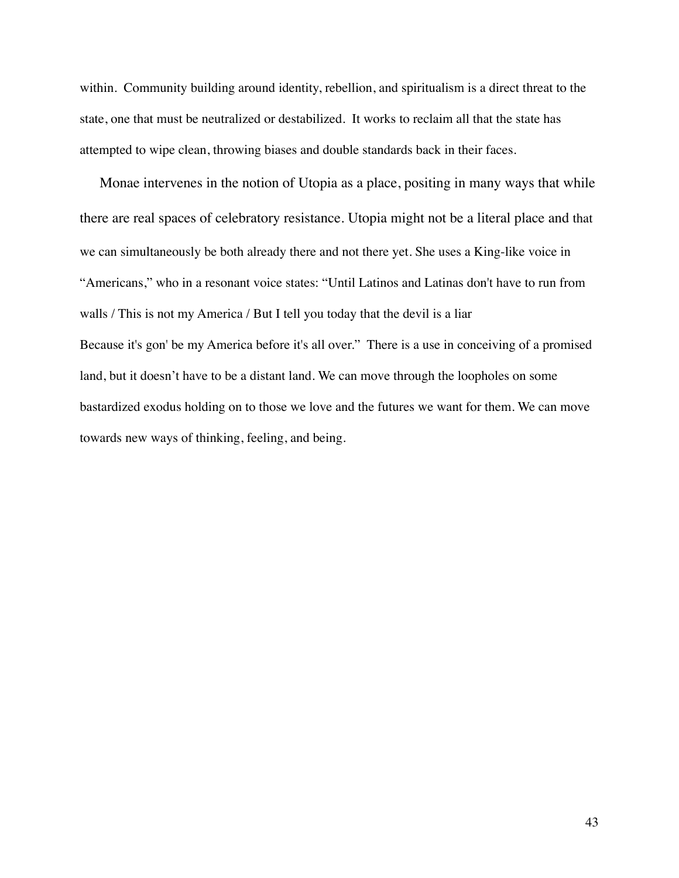within. Community building around identity, rebellion, and spiritualism is a direct threat to the state, one that must be neutralized or destabilized. It works to reclaim all that the state has attempted to wipe clean, throwing biases and double standards back in their faces.

Monae intervenes in the notion of Utopia as a place, positing in many ways that while there are real spaces of celebratory resistance. Utopia might not be a literal place and that we can simultaneously be both already there and not there yet. She uses a King-like voice in "Americans," who in a resonant voice states: "Until Latinos and Latinas don't have to run from walls / This is not my America / But I tell you today that the devil is a liar
Because it's gon' be my America before it's all over." There is a use in conceiving of a promised land, but it doesn't have to be a distant land. We can move through the loopholes on some bastardized exodus holding on to those we love and the futures we want for them. We can move towards new ways of thinking, feeling, and being.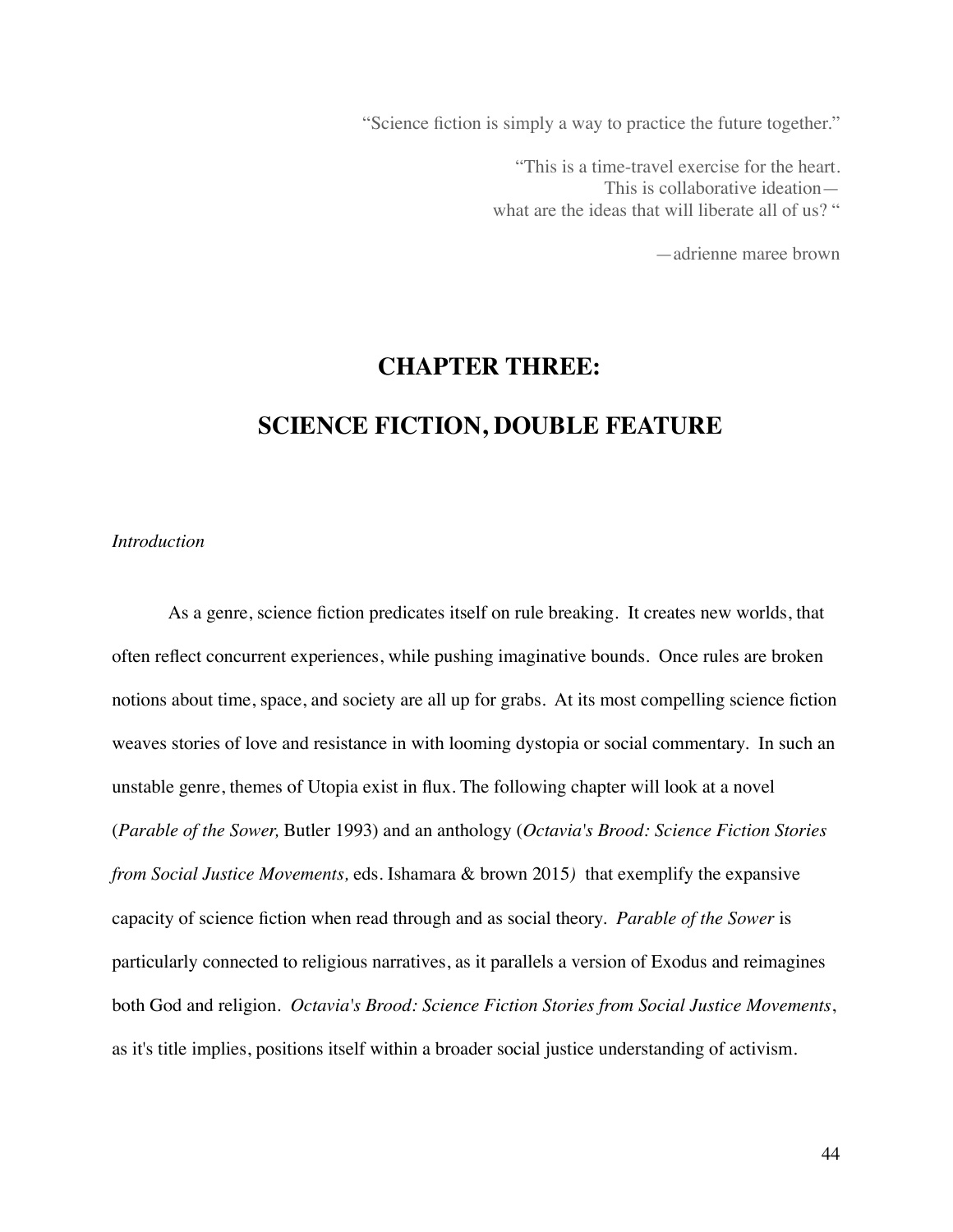"Science fiction is simply a way to practice the future together."

"This is a time-travel exercise for the heart.
This is collaborative ideation—
what are the ideas that will liberate all of us? "

—adrienne maree brown

# CHAPTER THREE:

# SCIENCE FICTION, DOUBLE FEATURE

*Introduction*

As a genre, science fiction predicates itself on rule breaking. It creates new worlds, that often reflect concurrent experiences, while pushing imaginative bounds. Once rules are broken notions about time, space, and society are all up for grabs. At its most compelling science fiction weaves stories of love and resistance in with looming dystopia or social commentary. In such an unstable genre, themes of Utopia exist in flux. The following chapter will look at a novel (*Parable of the Sower,* Butler 1993) and an anthology (*Octavia's Brood: Science Fiction Stories from Social Justice Movements,* eds. Ishamara & brown 2015*)* that exemplify the expansive capacity of science fiction when read through and as social theory. *Parable of the Sower* is particularly connected to religious narratives, as it parallels a version of Exodus and reimagines both God and religion. *Octavia's Brood: Science Fiction Stories from Social Justice Movements*, as it's title implies, positions itself within a broader social justice understanding of activism.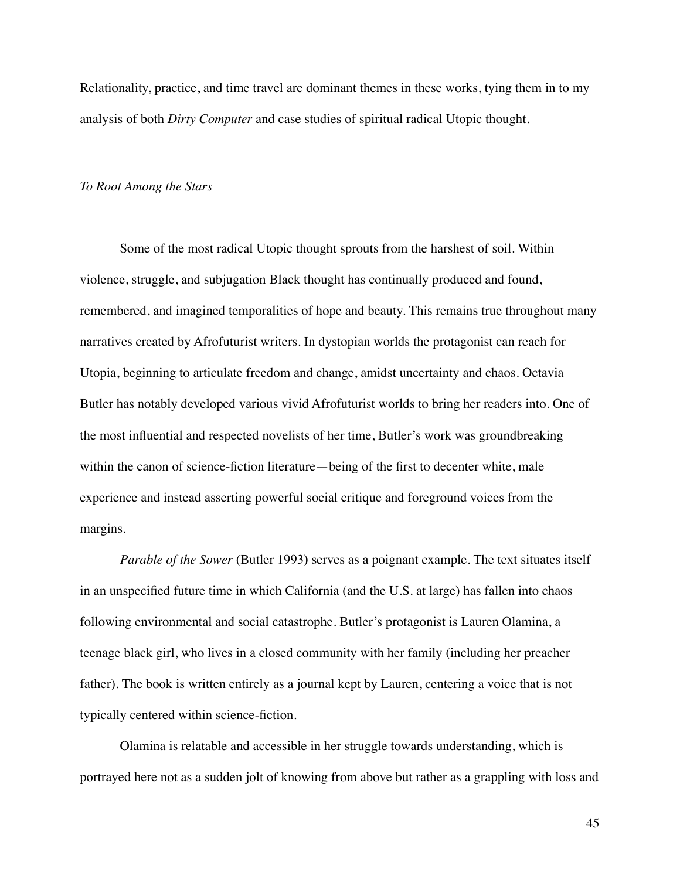Relationality, practice, and time travel are dominant themes in these works, tying them in to my analysis of both *Dirty Computer* and case studies of spiritual radical Utopic thought.

### *To Root Among the Stars*

Some of the most radical Utopic thought sprouts from the harshest of soil. Within violence, struggle, and subjugation Black thought has continually produced and found, remembered, and imagined temporalities of hope and beauty. This remains true throughout many narratives created by Afrofuturist writers. In dystopian worlds the protagonist can reach for Utopia, beginning to articulate freedom and change, amidst uncertainty and chaos. Octavia Butler has notably developed various vivid Afrofuturist worlds to bring her readers into. One of the most influential and respected novelists of her time, Butler's work was groundbreaking within the canon of science-fiction literature—being of the first to decenter white, male experience and instead asserting powerful social critique and foreground voices from the margins.

*Parable of the Sower* (Butler 1993) serves as a poignant example. The text situates itself in an unspecified future time in which California (and the U.S. at large) has fallen into chaos following environmental and social catastrophe. Butler's protagonist is Lauren Olamina, a teenage black girl, who lives in a closed community with her family (including her preacher father). The book is written entirely as a journal kept by Lauren, centering a voice that is not typically centered within science-fiction.

Olamina is relatable and accessible in her struggle towards understanding, which is portrayed here not as a sudden jolt of knowing from above but rather as a grappling with loss and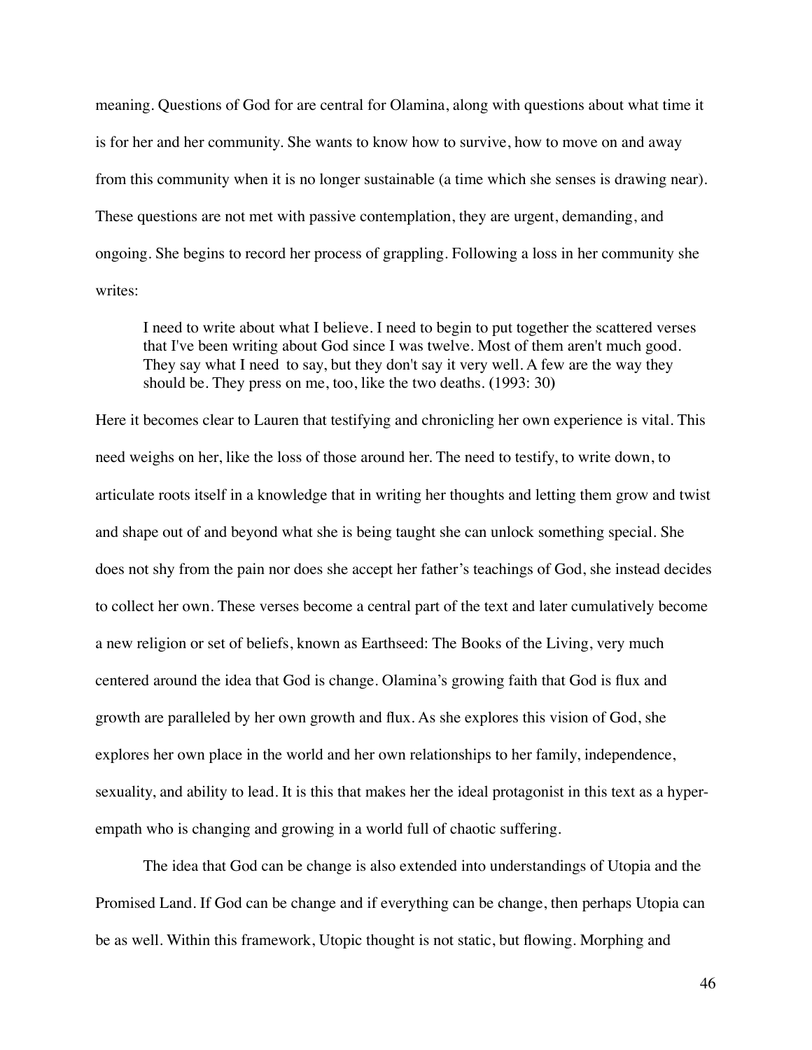meaning. Questions of God for are central for Olamina, along with questions about what time it is for her and her community. She wants to know how to survive, how to move on and away from this community when it is no longer sustainable (a time which she senses is drawing near). These questions are not met with passive contemplation, they are urgent, demanding, and ongoing. She begins to record her process of grappling. Following a loss in her community she writes:

> I need to write about what I believe. I need to begin to put together the scattered verses that I've been writing about God since I was twelve. Most of them aren't much good. They say what I need to say, but they don't say it very well. A few are the way they should be. They press on me, too, like the two deaths. (1993: 30)

Here it becomes clear to Lauren that testifying and chronicling her own experience is vital. This need weighs on her, like the loss of those around her. The need to testify, to write down, to articulate roots itself in a knowledge that in writing her thoughts and letting them grow and twist and shape out of and beyond what she is being taught she can unlock something special. She does not shy from the pain nor does she accept her father's teachings of God, she instead decides to collect her own. These verses become a central part of the text and later cumulatively become a new religion or set of beliefs, known as Earthseed: The Books of the Living, very much centered around the idea that God is change. Olamina's growing faith that God is flux and growth are paralleled by her own growth and flux. As she explores this vision of God, she explores her own place in the world and her own relationships to her family, independence, sexuality, and ability to lead. It is this that makes her the ideal protagonist in this text as a hyper-empath who is changing and growing in a world full of chaotic suffering.

The idea that God can be change is also extended into understandings of Utopia and the Promised Land. If God can be change and if everything can be change, then perhaps Utopia can be as well. Within this framework, Utopic thought is not static, but flowing. Morphing and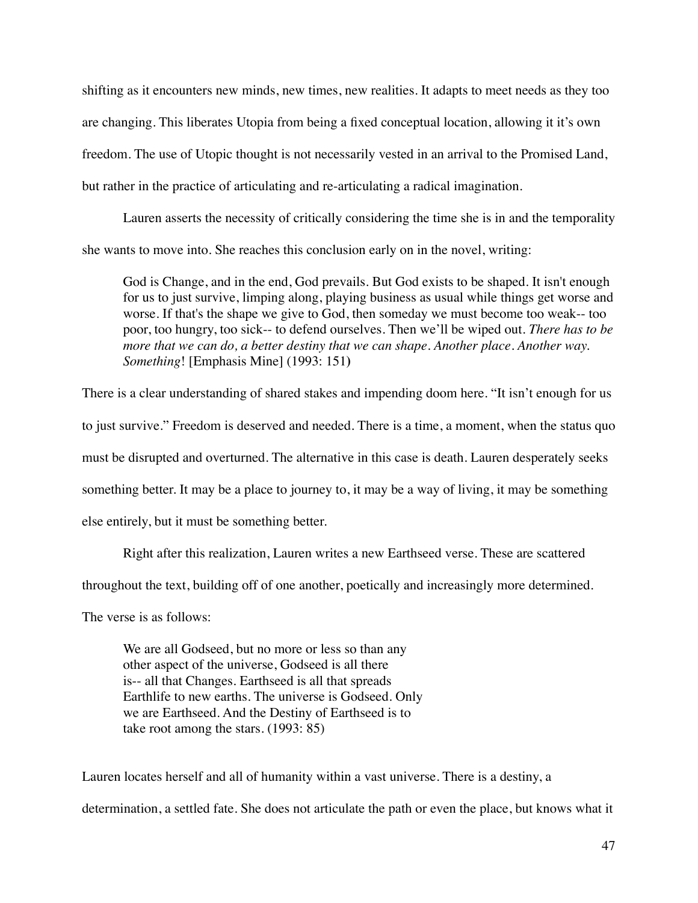shifting as it encounters new minds, new times, new realities. It adapts to meet needs as they too are changing. This liberates Utopia from being a fixed conceptual location, allowing it it's own freedom. The use of Utopic thought is not necessarily vested in an arrival to the Promised Land, but rather in the practice of articulating and re-articulating a radical imagination.

Lauren asserts the necessity of critically considering the time she is in and the temporality she wants to move into. She reaches this conclusion early on in the novel, writing:

> God is Change, and in the end, God prevails. But God exists to be shaped. It isn't enough for us to just survive, limping along, playing business as usual while things get worse and worse. If that's the shape we give to God, then someday we must become too weak-- too poor, too hungry, too sick-- to defend ourselves. Then we'll be wiped out. *There has to be more that we can do, a better destiny that we can shape. Another place. Another way. Something*! [Emphasis Mine] (1993: 151)

There is a clear understanding of shared stakes and impending doom here. "It isn't enough for us to just survive." Freedom is deserved and needed. There is a time, a moment, when the status quo must be disrupted and overturned. The alternative in this case is death. Lauren desperately seeks something better. It may be a place to journey to, it may be a way of living, it may be something else entirely, but it must be something better.

Right after this realization, Lauren writes a new Earthseed verse. These are scattered throughout the text, building off of one another, poetically and increasingly more determined. The verse is as follows:

> We are all Godseed, but no more or less so than any
> other aspect of the universe, Godseed is all there
> is-- all that Changes. Earthseed is all that spreads
> Earthlife to new earths. The universe is Godseed. Only
> we are Earthseed. And the Destiny of Earthseed is to
> take root among the stars. (1993: 85)

Lauren locates herself and all of humanity within a vast universe. There is a destiny, a determination, a settled fate. She does not articulate the path or even the place, but knows what it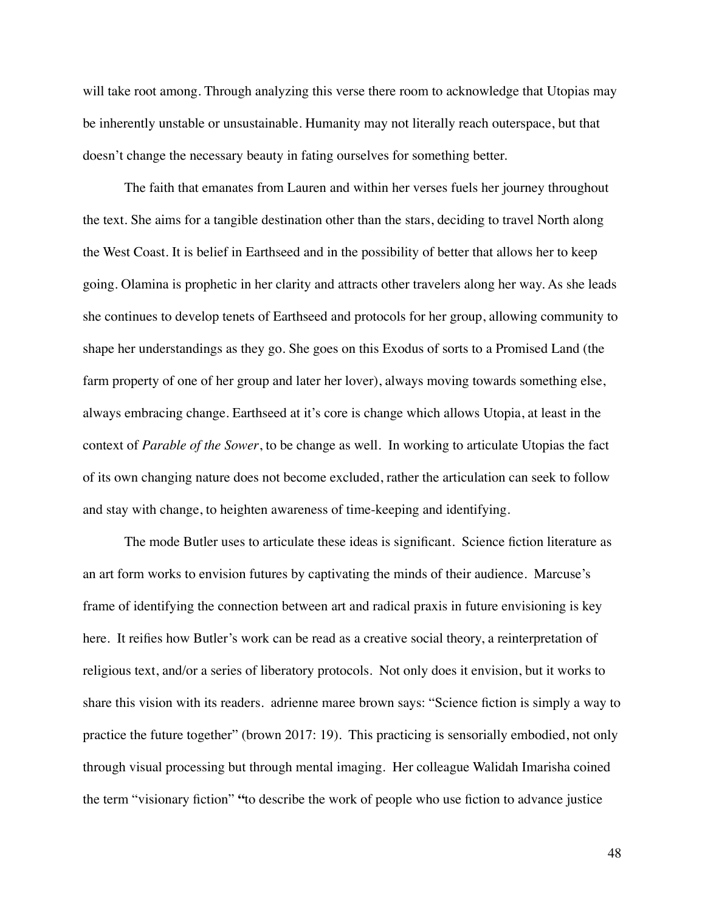will take root among. Through analyzing this verse there room to acknowledge that Utopias may be inherently unstable or unsustainable. Humanity may not literally reach outerspace, but that doesn't change the necessary beauty in fating ourselves for something better.

The faith that emanates from Lauren and within her verses fuels her journey throughout the text. She aims for a tangible destination other than the stars, deciding to travel North along the West Coast. It is belief in Earthseed and in the possibility of better that allows her to keep going. Olamina is prophetic in her clarity and attracts other travelers along her way. As she leads she continues to develop tenets of Earthseed and protocols for her group, allowing community to shape her understandings as they go. She goes on this Exodus of sorts to a Promised Land (the farm property of one of her group and later her lover), always moving towards something else, always embracing change. Earthseed at it's core is change which allows Utopia, at least in the context of *Parable of the Sower*, to be change as well. In working to articulate Utopias the fact of its own changing nature does not become excluded, rather the articulation can seek to follow and stay with change, to heighten awareness of time-keeping and identifying.

The mode Butler uses to articulate these ideas is significant. Science fiction literature as an art form works to envision futures by captivating the minds of their audience. Marcuse's frame of identifying the connection between art and radical praxis in future envisioning is key here. It reifies how Butler's work can be read as a creative social theory, a reinterpretation of religious text, and/or a series of liberatory protocols. Not only does it envision, but it works to share this vision with its readers. adrienne maree brown says: "Science fiction is simply a way to practice the future together" (brown 2017: 19). This practicing is sensorially embodied, not only through visual processing but through mental imaging. Her colleague Walidah Imarisha coined the term "visionary fiction" **"**to describe the work of people who use fiction to advance justice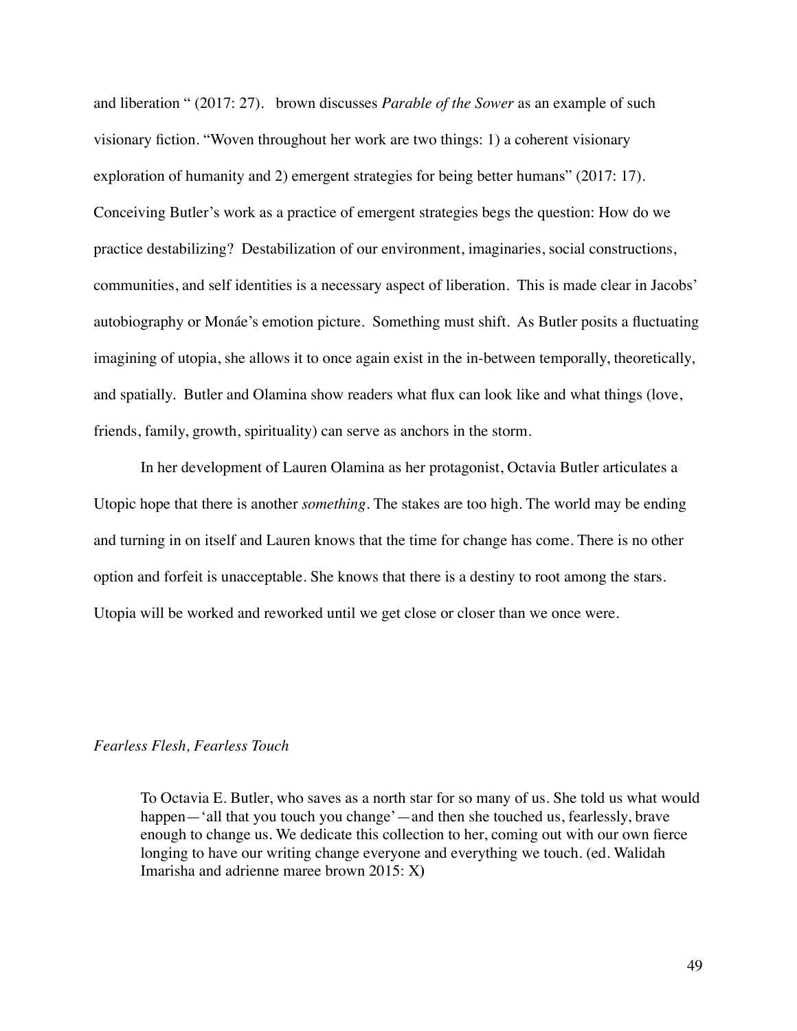and liberation " (2017: 27). brown discusses *Parable of the Sower* as an example of such visionary fiction. "Woven throughout her work are two things: 1) a coherent visionary exploration of humanity and 2) emergent strategies for being better humans" (2017: 17). Conceiving Butler's work as a practice of emergent strategies begs the question: How do we practice destabilizing? Destabilization of our environment, imaginaries, social constructions, communities, and self identities is a necessary aspect of liberation. This is made clear in Jacobs' autobiography or Monáe's emotion picture. Something must shift. As Butler posits a fluctuating imagining of utopia, she allows it to once again exist in the in-between temporally, theoretically, and spatially. Butler and Olamina show readers what flux can look like and what things (love, friends, family, growth, spirituality) can serve as anchors in the storm.

In her development of Lauren Olamina as her protagonist, Octavia Butler articulates a Utopic hope that there is another *something*. The stakes are too high. The world may be ending and turning in on itself and Lauren knows that the time for change has come. There is no other option and forfeit is unacceptable. She knows that there is a destiny to root among the stars. Utopia will be worked and reworked until we get close or closer than we once were.

*Fearless Flesh, Fearless Touch*

> To Octavia E. Butler, who saves as a north star for so many of us. She told us what would happen—'all that you touch you change'—and then she touched us, fearlessly, brave enough to change us. We dedicate this collection to her, coming out with our own fierce longing to have our writing change everyone and everything we touch. (ed. Walidah Imarisha and adrienne maree brown 2015: X)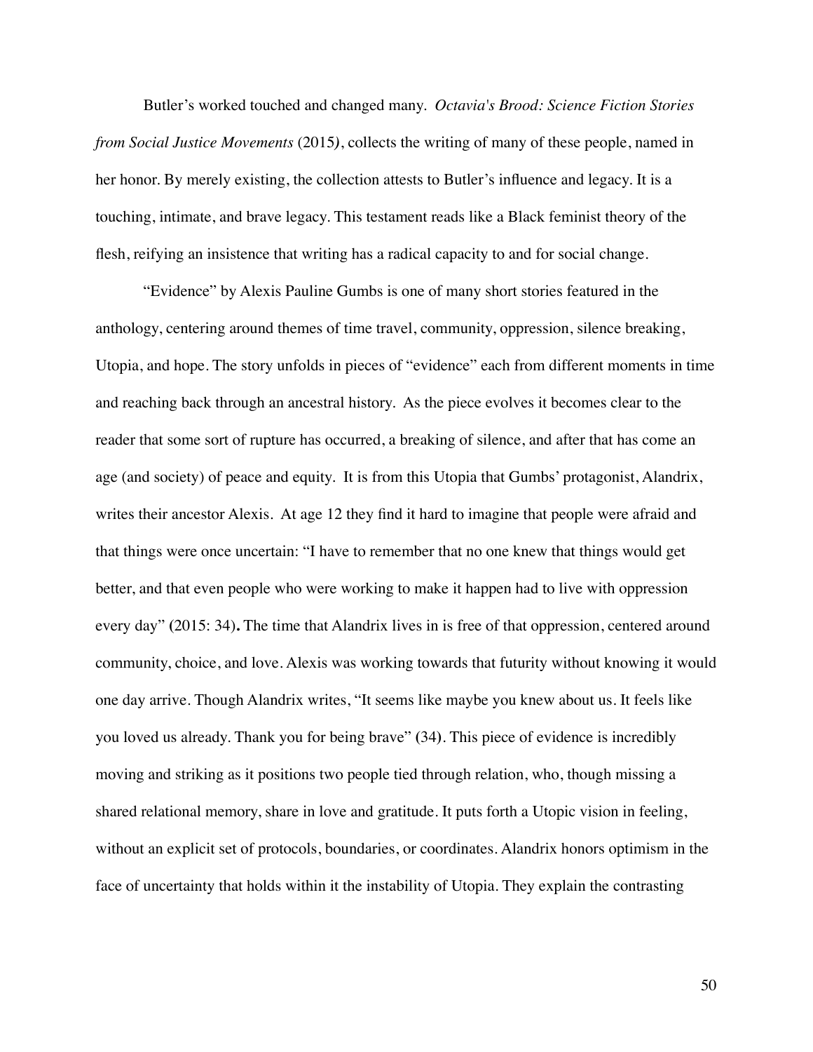Butler's worked touched and changed many. *Octavia's Brood: Science Fiction Stories from Social Justice Movements* (2015*)*, collects the writing of many of these people, named in her honor. By merely existing, the collection attests to Butler's influence and legacy. It is a touching, intimate, and brave legacy. This testament reads like a Black feminist theory of the flesh, reifying an insistence that writing has a radical capacity to and for social change.

"Evidence" by Alexis Pauline Gumbs is one of many short stories featured in the anthology, centering around themes of time travel, community, oppression, silence breaking, Utopia, and hope. The story unfolds in pieces of "evidence" each from different moments in time and reaching back through an ancestral history. As the piece evolves it becomes clear to the reader that some sort of rupture has occurred, a breaking of silence, and after that has come an age (and society) of peace and equity. It is from this Utopia that Gumbs' protagonist, Alandrix, writes their ancestor Alexis. At age 12 they find it hard to imagine that people were afraid and that things were once uncertain: "I have to remember that no one knew that things would get better, and that even people who were working to make it happen had to live with oppression every day" **(**2015: 34)**.** The time that Alandrix lives in is free of that oppression, centered around community, choice, and love. Alexis was working towards that futurity without knowing it would one day arrive. Though Alandrix writes, "It seems like maybe you knew about us. It feels like you loved us already. Thank you for being brave" **(**34**)**. This piece of evidence is incredibly moving and striking as it positions two people tied through relation, who, though missing a shared relational memory, share in love and gratitude. It puts forth a Utopic vision in feeling, without an explicit set of protocols, boundaries, or coordinates. Alandrix honors optimism in the face of uncertainty that holds within it the instability of Utopia. They explain the contrasting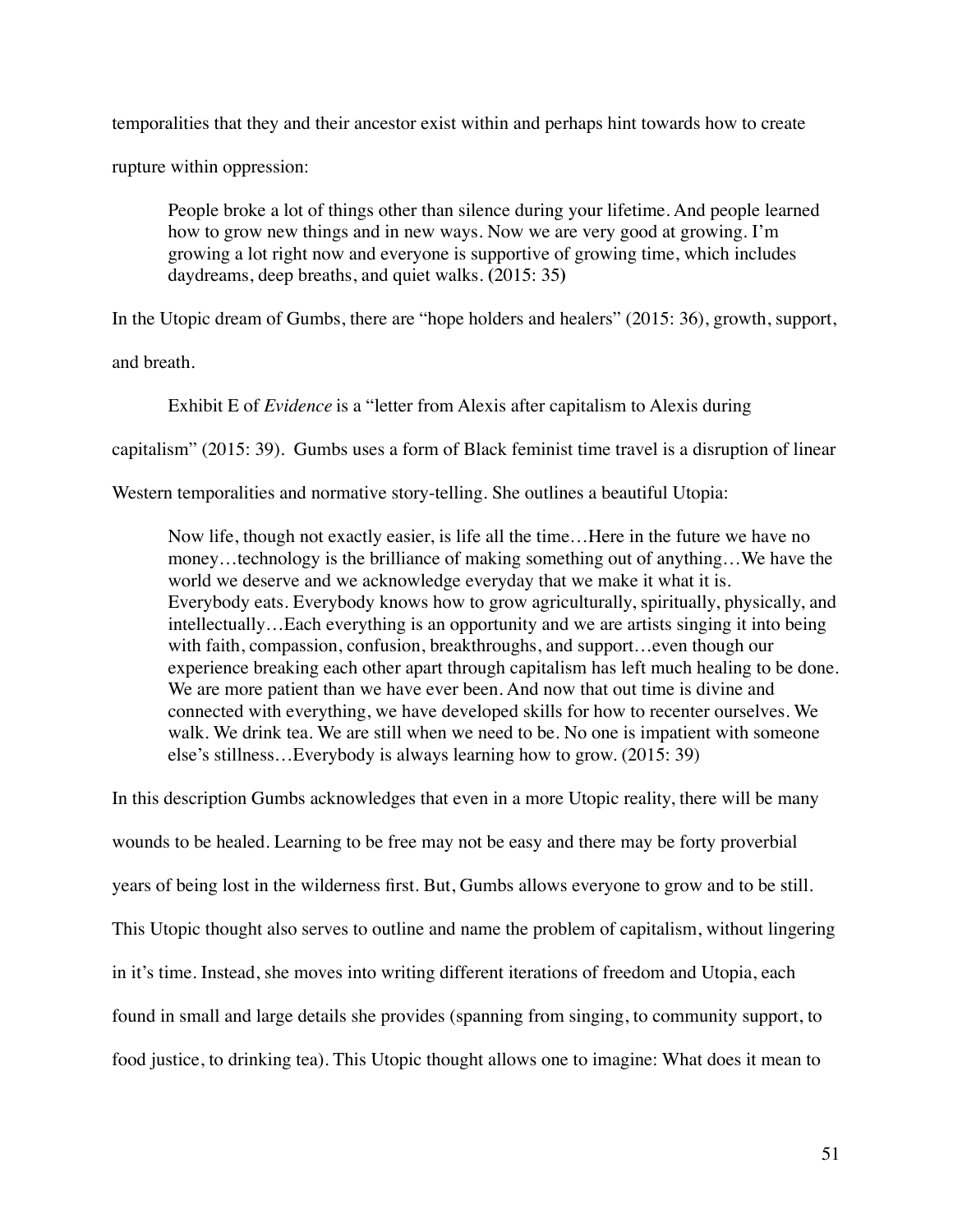temporalities that they and their ancestor exist within and perhaps hint towards how to create rupture within oppression:

> People broke a lot of things other than silence during your lifetime. And people learned how to grow new things and in new ways. Now we are very good at growing. I'm growing a lot right now and everyone is supportive of growing time, which includes daydreams, deep breaths, and quiet walks. (2015: 35)

In the Utopic dream of Gumbs, there are "hope holders and healers" (2015: 36), growth, support, and breath.

Exhibit E of *Evidence* is a "letter from Alexis after capitalism to Alexis during capitalism" (2015: 39). Gumbs uses a form of Black feminist time travel is a disruption of linear Western temporalities and normative story-telling. She outlines a beautiful Utopia:

> Now life, though not exactly easier, is life all the time…Here in the future we have no money…technology is the brilliance of making something out of anything…We have the world we deserve and we acknowledge everyday that we make it what it is. Everybody eats. Everybody knows how to grow agriculturally, spiritually, physically, and intellectually…Each everything is an opportunity and we are artists singing it into being with faith, compassion, confusion, breakthroughs, and support…even though our experience breaking each other apart through capitalism has left much healing to be done. We are more patient than we have ever been. And now that out time is divine and connected with everything, we have developed skills for how to recenter ourselves. We walk. We drink tea. We are still when we need to be. No one is impatient with someone else's stillness…Everybody is always learning how to grow. (2015: 39)

In this description Gumbs acknowledges that even in a more Utopic reality, there will be many wounds to be healed. Learning to be free may not be easy and there may be forty proverbial years of being lost in the wilderness first. But, Gumbs allows everyone to grow and to be still. This Utopic thought also serves to outline and name the problem of capitalism, without lingering in it's time. Instead, she moves into writing different iterations of freedom and Utopia, each found in small and large details she provides (spanning from singing, to community support, to food justice, to drinking tea). This Utopic thought allows one to imagine: What does it mean to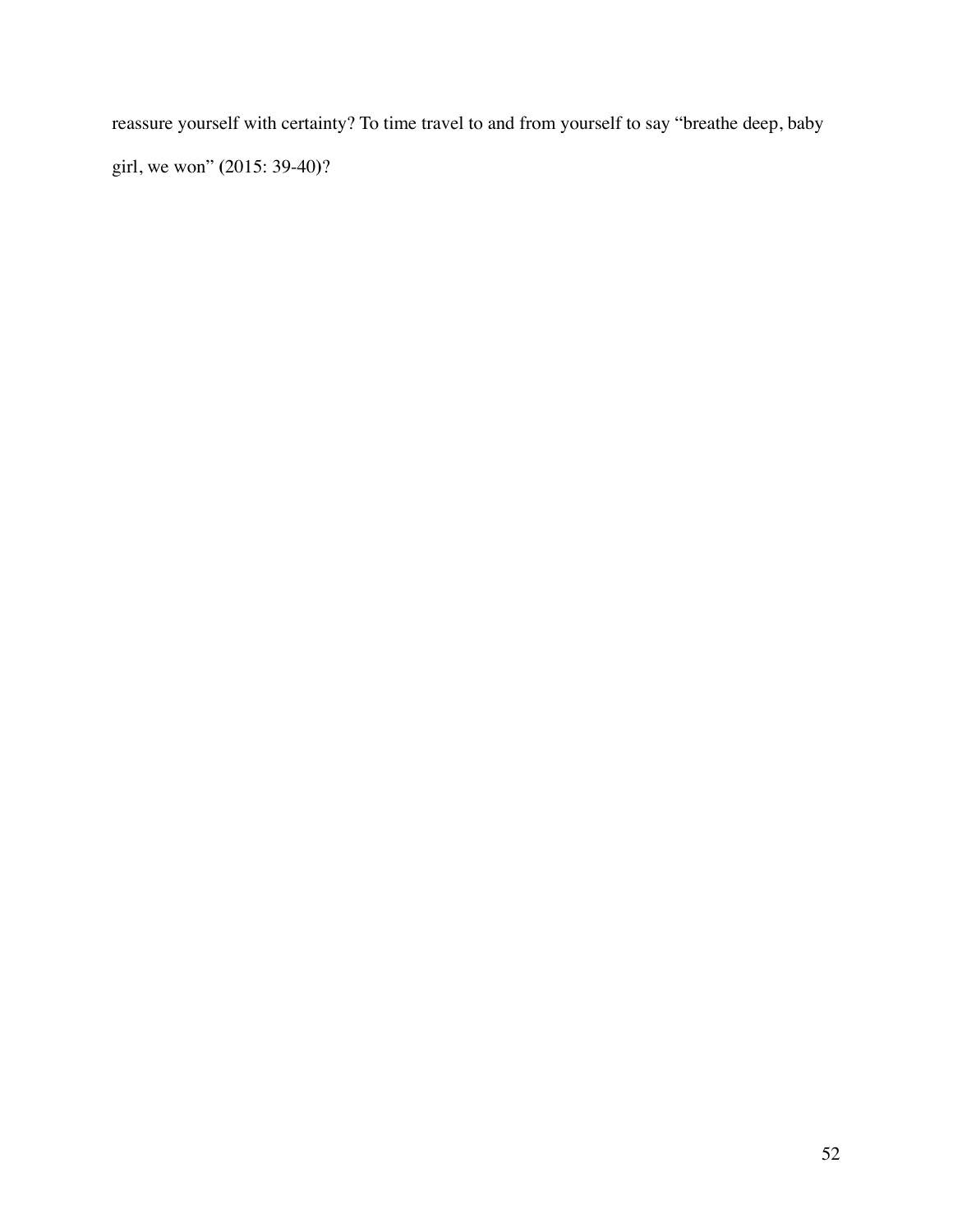reassure yourself with certainty? To time travel to and from yourself to say "breathe deep, baby girl, we won" (2015: 39-40)?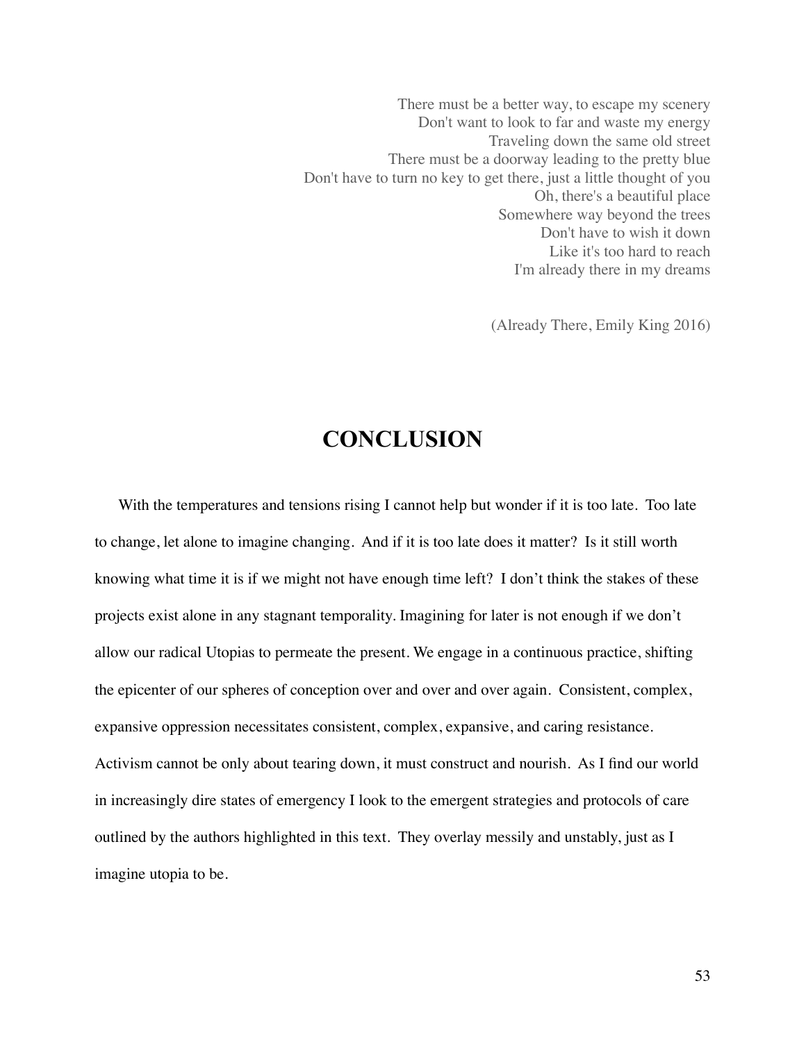There must be a better way, to escape my scenery
Don't want to look to far and waste my energy
Traveling down the same old street
There must be a doorway leading to the pretty blue
Don't have to turn no key to get there, just a little thought of you
Oh, there's a beautiful place
Somewhere way beyond the trees
Don't have to wish it down
Like it's too hard to reach
I'm already there in my dreams

(Already There, Emily King 2016)

# CONCLUSION

With the temperatures and tensions rising I cannot help but wonder if it is too late. Too late to change, let alone to imagine changing. And if it is too late does it matter? Is it still worth knowing what time it is if we might not have enough time left? I don't think the stakes of these projects exist alone in any stagnant temporality. Imagining for later is not enough if we don't allow our radical Utopias to permeate the present. We engage in a continuous practice, shifting the epicenter of our spheres of conception over and over and over again. Consistent, complex, expansive oppression necessitates consistent, complex, expansive, and caring resistance. Activism cannot be only about tearing down, it must construct and nourish. As I find our world in increasingly dire states of emergency I look to the emergent strategies and protocols of care outlined by the authors highlighted in this text. They overlay messily and unstably, just as I imagine utopia to be.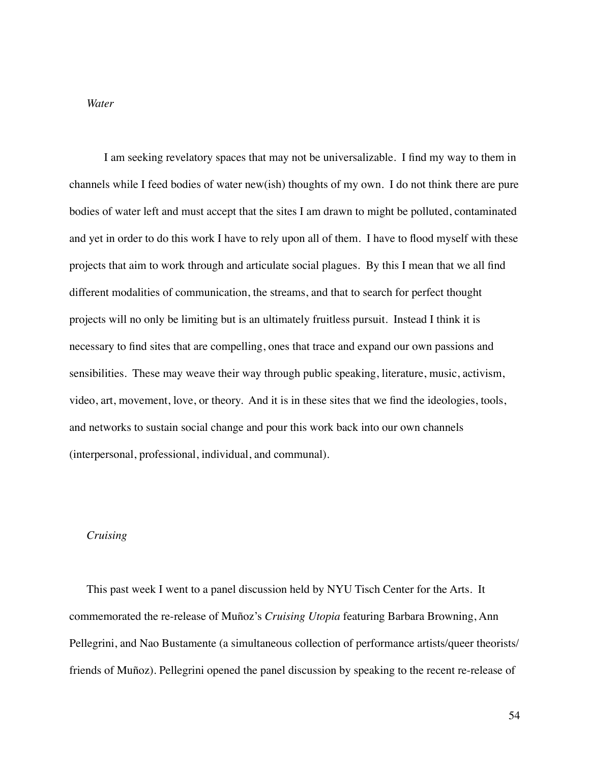*Water*

I am seeking revelatory spaces that may not be universalizable. I find my way to them in channels while I feed bodies of water new(ish) thoughts of my own. I do not think there are pure bodies of water left and must accept that the sites I am drawn to might be polluted, contaminated and yet in order to do this work I have to rely upon all of them. I have to flood myself with these projects that aim to work through and articulate social plagues. By this I mean that we all find different modalities of communication, the streams, and that to search for perfect thought projects will no only be limiting but is an ultimately fruitless pursuit. Instead I think it is necessary to find sites that are compelling, ones that trace and expand our own passions and sensibilities. These may weave their way through public speaking, literature, music, activism, video, art, movement, love, or theory. And it is in these sites that we find the ideologies, tools, and networks to sustain social change and pour this work back into our own channels (interpersonal, professional, individual, and communal).

*Cruising*

This past week I went to a panel discussion held by NYU Tisch Center for the Arts. It commemorated the re-release of Muñoz's *Cruising Utopia* featuring Barbara Browning, Ann Pellegrini, and Nao Bustamente (a simultaneous collection of performance artists/queer theorists/ friends of Muñoz). Pellegrini opened the panel discussion by speaking to the recent re-release of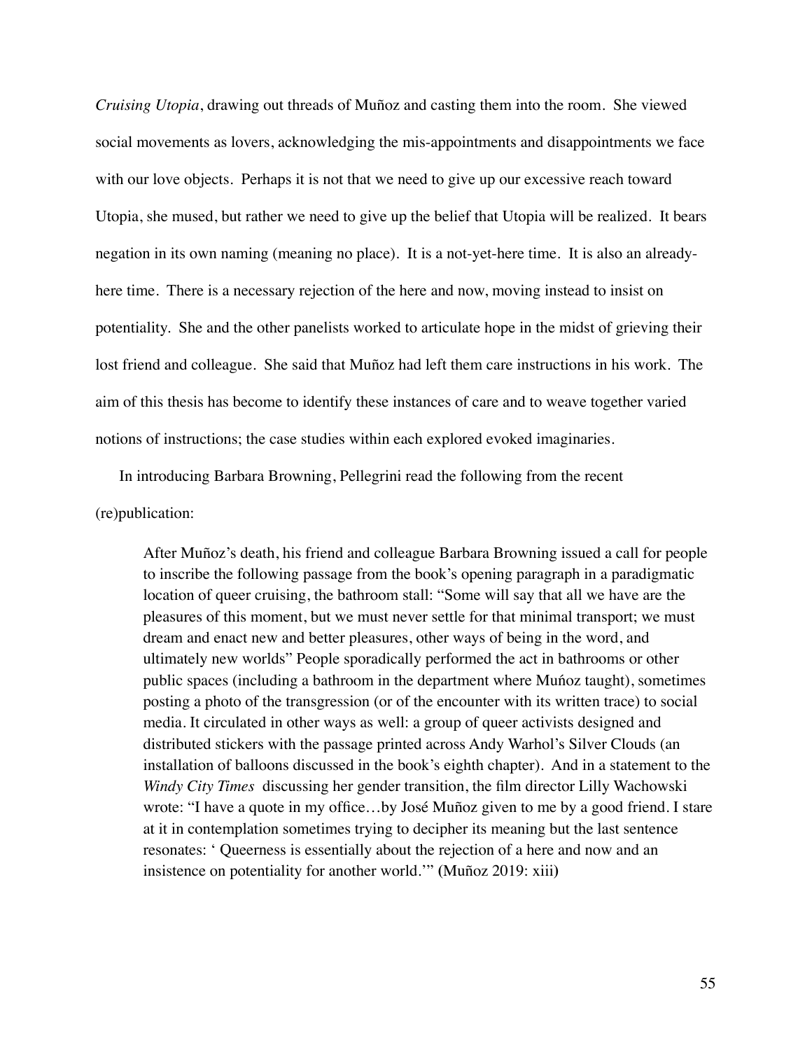*Cruising Utopia*, drawing out threads of Muñoz and casting them into the room. She viewed social movements as lovers, acknowledging the mis-appointments and disappointments we face with our love objects. Perhaps it is not that we need to give up our excessive reach toward Utopia, she mused, but rather we need to give up the belief that Utopia will be realized. It bears negation in its own naming (meaning no place). It is a not-yet-here time. It is also an already-here time. There is a necessary rejection of the here and now, moving instead to insist on potentiality. She and the other panelists worked to articulate hope in the midst of grieving their lost friend and colleague. She said that Muñoz had left them care instructions in his work. The aim of this thesis has become to identify these instances of care and to weave together varied notions of instructions; the case studies within each explored evoked imaginaries.

In introducing Barbara Browning, Pellegrini read the following from the recent (re)publication:

> After Muñoz's death, his friend and colleague Barbara Browning issued a call for people to inscribe the following passage from the book's opening paragraph in a paradigmatic location of queer cruising, the bathroom stall: "Some will say that all we have are the pleasures of this moment, but we must never settle for that minimal transport; we must dream and enact new and better pleasures, other ways of being in the word, and ultimately new worlds" People sporadically performed the act in bathrooms or other public spaces (including a bathroom in the department where Muńoz taught), sometimes posting a photo of the transgression (or of the encounter with its written trace) to social media. It circulated in other ways as well: a group of queer activists designed and distributed stickers with the passage printed across Andy Warhol's Silver Clouds (an installation of balloons discussed in the book's eighth chapter). And in a statement to the *Windy City Times* discussing her gender transition, the film director Lilly Wachowski wrote: "I have a quote in my office…by José Muñoz given to me by a good friend. I stare at it in contemplation sometimes trying to decipher its meaning but the last sentence resonates: ' Queerness is essentially about the rejection of a here and now and an insistence on potentiality for another world.'" (Muñoz 2019: xiii)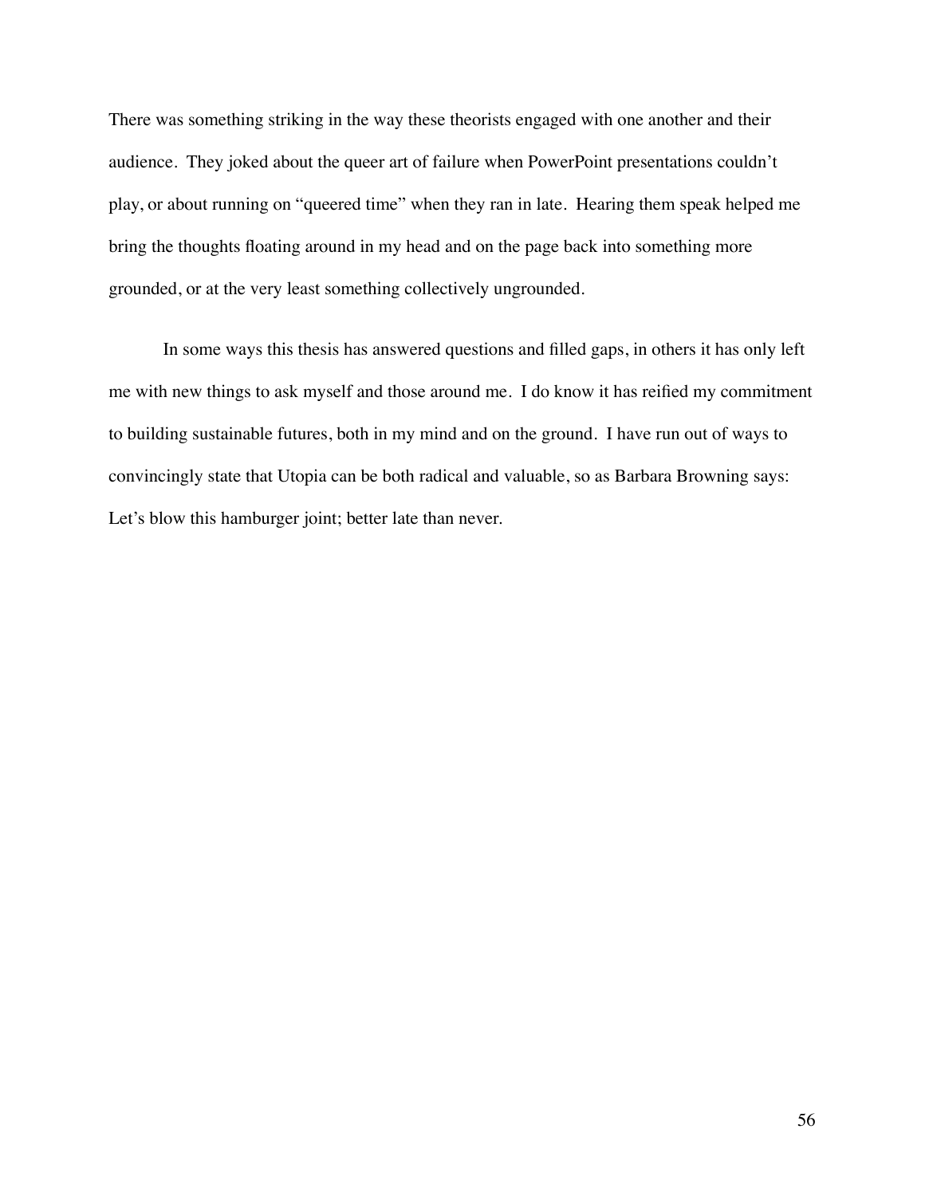There was something striking in the way these theorists engaged with one another and their audience. They joked about the queer art of failure when PowerPoint presentations couldn't play, or about running on "queered time" when they ran in late. Hearing them speak helped me bring the thoughts floating around in my head and on the page back into something more grounded, or at the very least something collectively ungrounded.

In some ways this thesis has answered questions and filled gaps, in others it has only left me with new things to ask myself and those around me. I do know it has reified my commitment to building sustainable futures, both in my mind and on the ground. I have run out of ways to convincingly state that Utopia can be both radical and valuable, so as Barbara Browning says: Let's blow this hamburger joint; better late than never.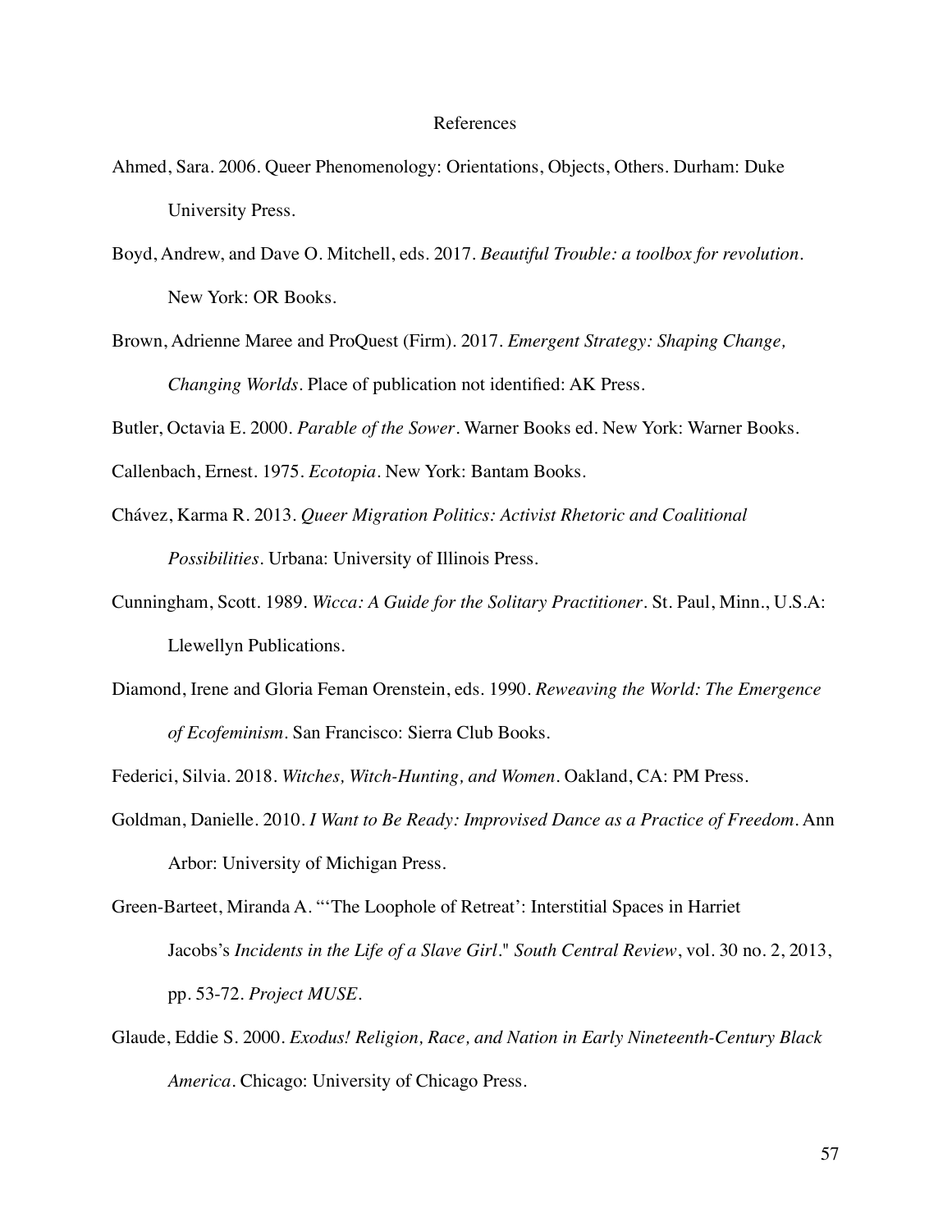# References

Ahmed, Sara. 2006. Queer Phenomenology: Orientations, Objects, Others. Durham: Duke University Press.

Boyd, Andrew, and Dave O. Mitchell, eds. 2017. *Beautiful Trouble: a toolbox for revolution*. New York: OR Books.

Brown, Adrienne Maree and ProQuest (Firm). 2017. *Emergent Strategy: Shaping Change, Changing Worlds*. Place of publication not identified: AK Press.

Butler, Octavia E. 2000. *Parable of the Sower*. Warner Books ed. New York: Warner Books.

Callenbach, Ernest. 1975. *Ecotopia*. New York: Bantam Books.

Chávez, Karma R. 2013. *Queer Migration Politics: Activist Rhetoric and Coalitional Possibilities*. Urbana: University of Illinois Press.

Cunningham, Scott. 1989. *Wicca: A Guide for the Solitary Practitioner*. St. Paul, Minn., U.S.A: Llewellyn Publications.

Diamond, Irene and Gloria Feman Orenstein, eds. 1990. *Reweaving the World: The Emergence of Ecofeminism*. San Francisco: Sierra Club Books.

Federici, Silvia. 2018. *Witches, Witch-Hunting, and Women*. Oakland, CA: PM Press.

Goldman, Danielle. 2010. *I Want to Be Ready: Improvised Dance as a Practice of Freedom*. Ann Arbor: University of Michigan Press.

Green-Barteet, Miranda A. "'The Loophole of Retreat': Interstitial Spaces in Harriet Jacobs's *Incidents in the Life of a Slave Girl*." *South Central Review*, vol. 30 no. 2, 2013, pp. 53-72. *Project MUSE*.

Glaude, Eddie S. 2000. *Exodus! Religion, Race, and Nation in Early Nineteenth-Century Black America*. Chicago: University of Chicago Press.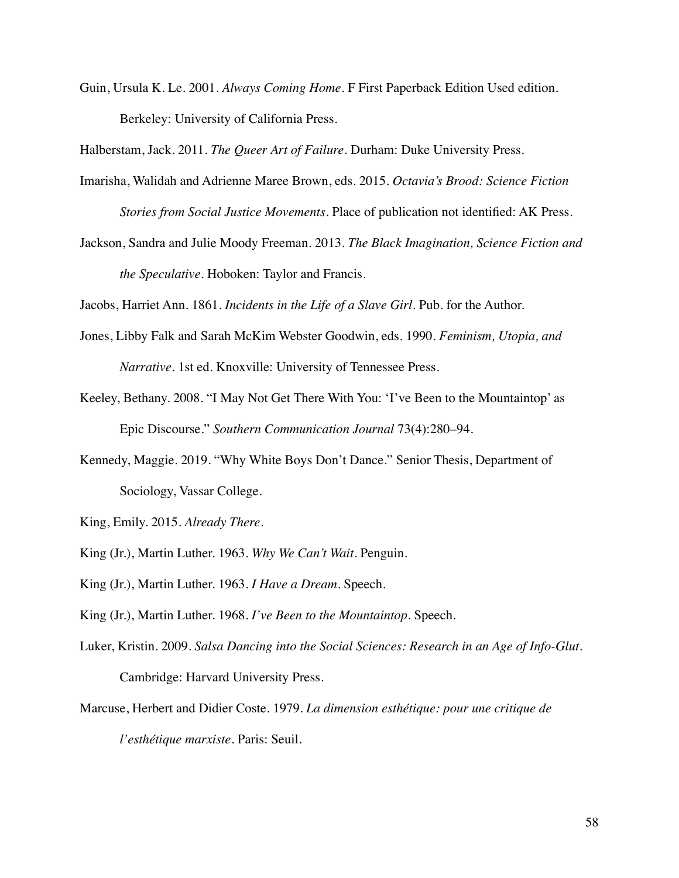Guin, Ursula K. Le. 2001. *Always Coming Home*. F First Paperback Edition Used edition. Berkeley: University of California Press.

Halberstam, Jack. 2011. *The Queer Art of Failure*. Durham: Duke University Press.

Imarisha, Walidah and Adrienne Maree Brown, eds. 2015. *Octavia's Brood: Science Fiction Stories from Social Justice Movements*. Place of publication not identified: AK Press.

Jackson, Sandra and Julie Moody Freeman. 2013. *The Black Imagination, Science Fiction and the Speculative*. Hoboken: Taylor and Francis.

Jacobs, Harriet Ann. 1861. *Incidents in the Life of a Slave Girl*. Pub. for the Author.

Jones, Libby Falk and Sarah McKim Webster Goodwin, eds. 1990. *Feminism, Utopia, and Narrative*. 1st ed. Knoxville: University of Tennessee Press.

Keeley, Bethany. 2008. "I May Not Get There With You: 'I've Been to the Mountaintop' as Epic Discourse." *Southern Communication Journal* 73(4):280–94.

Kennedy, Maggie. 2019. "Why White Boys Don't Dance." Senior Thesis, Department of Sociology, Vassar College.

King, Emily. 2015. *Already There*.

King (Jr.), Martin Luther. 1963. *Why We Can't Wait*. Penguin.

King (Jr.), Martin Luther. 1963. *I Have a Dream*. Speech.

King (Jr.), Martin Luther. 1968. *I've Been to the Mountaintop*. Speech.

Luker, Kristin. 2009. *Salsa Dancing into the Social Sciences: Research in an Age of Info-Glut*. Cambridge: Harvard University Press.

Marcuse, Herbert and Didier Coste. 1979. *La dimension esthétique: pour une critique de l'esthétique marxiste*. Paris: Seuil.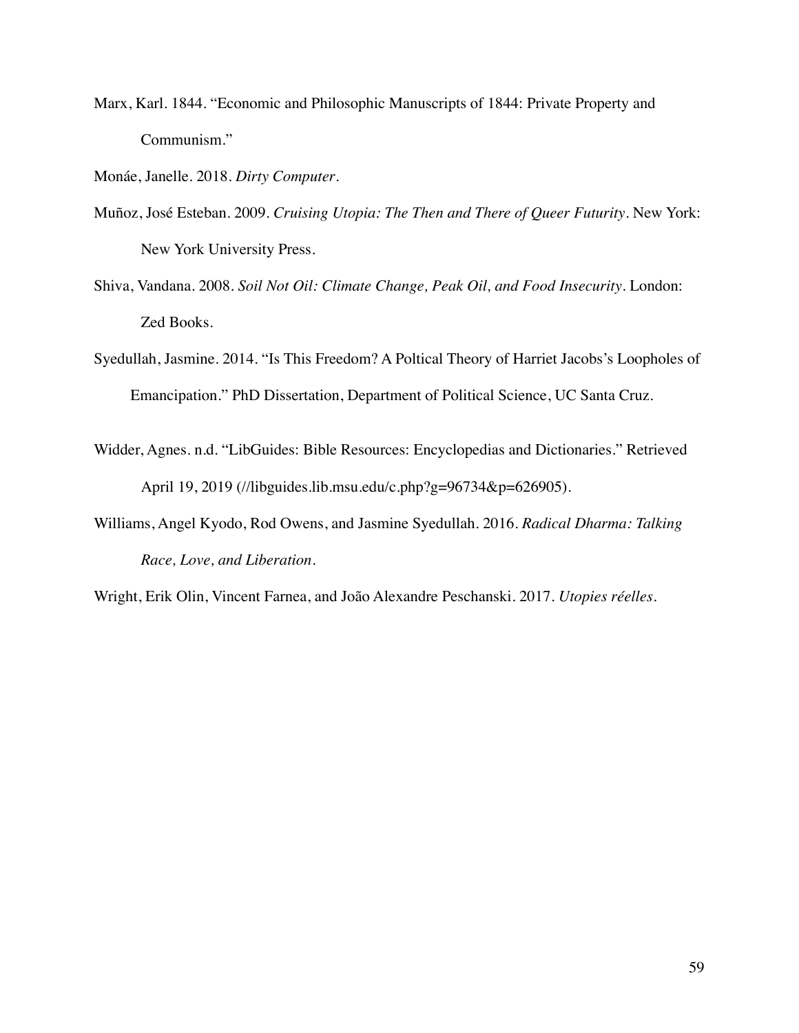Marx, Karl. 1844. "Economic and Philosophic Manuscripts of 1844: Private Property and Communism."

Monáe, Janelle. 2018. *Dirty Computer*.

Muñoz, José Esteban. 2009. *Cruising Utopia: The Then and There of Queer Futurity*. New York: New York University Press.

Shiva, Vandana. 2008. *Soil Not Oil: Climate Change, Peak Oil, and Food Insecurity*. London: Zed Books.

Syedullah, Jasmine. 2014. "Is This Freedom? A Poltical Theory of Harriet Jacobs's Loopholes of Emancipation." PhD Dissertation, Department of Political Science, UC Santa Cruz.

Widder, Agnes. n.d. "LibGuides: Bible Resources: Encyclopedias and Dictionaries." Retrieved April 19, 2019 (//libguides.lib.msu.edu/c.php?g=96734&p=626905).

Williams, Angel Kyodo, Rod Owens, and Jasmine Syedullah. 2016. *Radical Dharma: Talking Race, Love, and Liberation*.

Wright, Erik Olin, Vincent Farnea, and João Alexandre Peschanski. 2017. *Utopies réelles*.